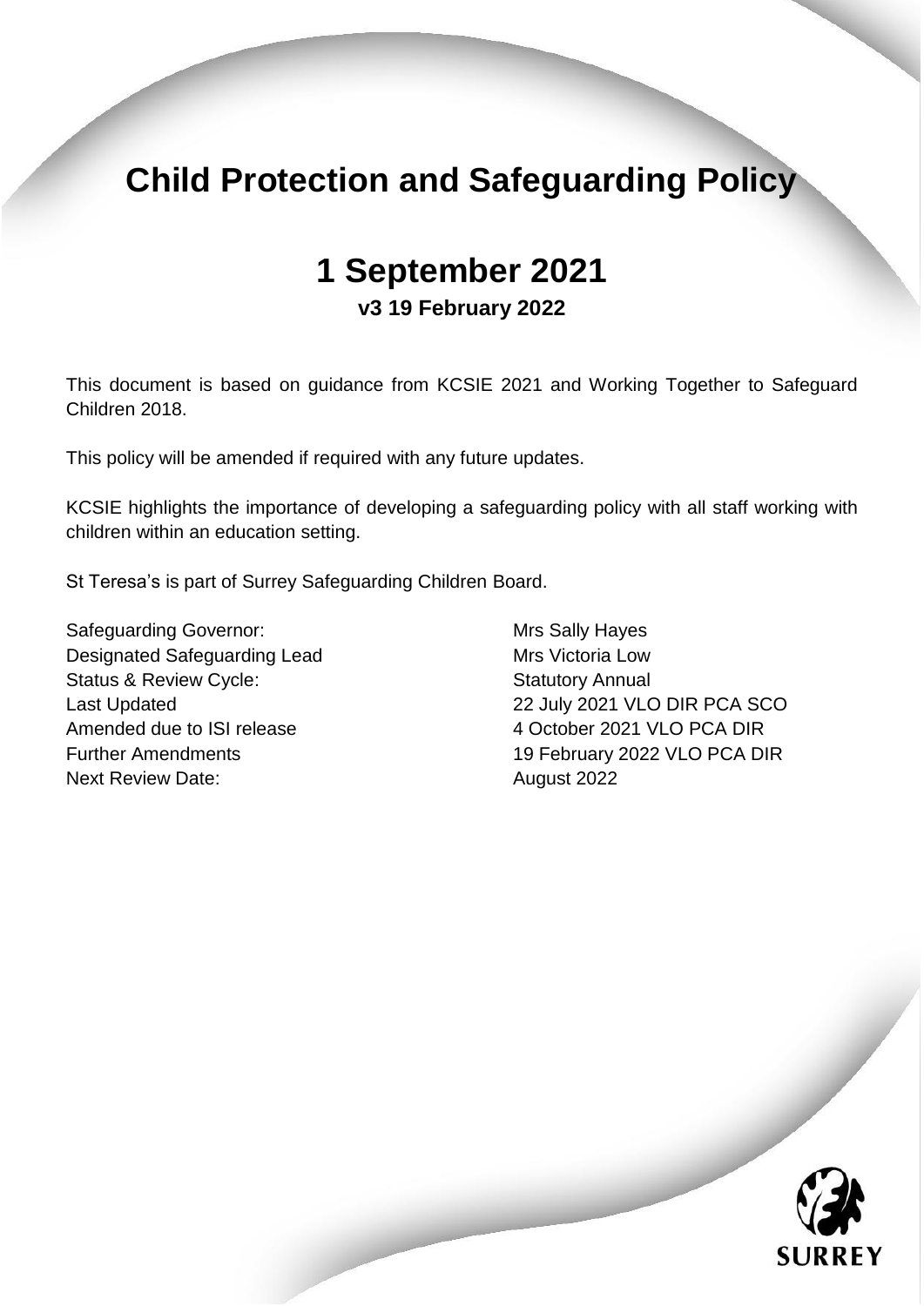# Child Protection and Safeguarding Policy

## 1 September 2021

**v3 19 February 2022**

This document is based on guidance from KCSIE 2021 and Working Together to Safeguard Children 2018.

This policy will be amended if required with any future updates.

KCSIE highlights the importance of developing a safeguarding policy with all staff working with children within an education setting.

St Teresa's is part of Surrey Safeguarding Children Board.

| | |
|---|---|
| Safeguarding Governor: | Mrs Sally Hayes |
| Designated Safeguarding Lead | Mrs Victoria Low |
| Status & Review Cycle: | Statutory Annual |
| Last Updated | 22 July 2021 VLO DIR PCA SCO |
| Amended due to ISI release | 4 October 2021 VLO PCA DIR |
| Further Amendments | 19 February 2022 VLO PCA DIR |
| Next Review Date: | August 2022 |

SURREY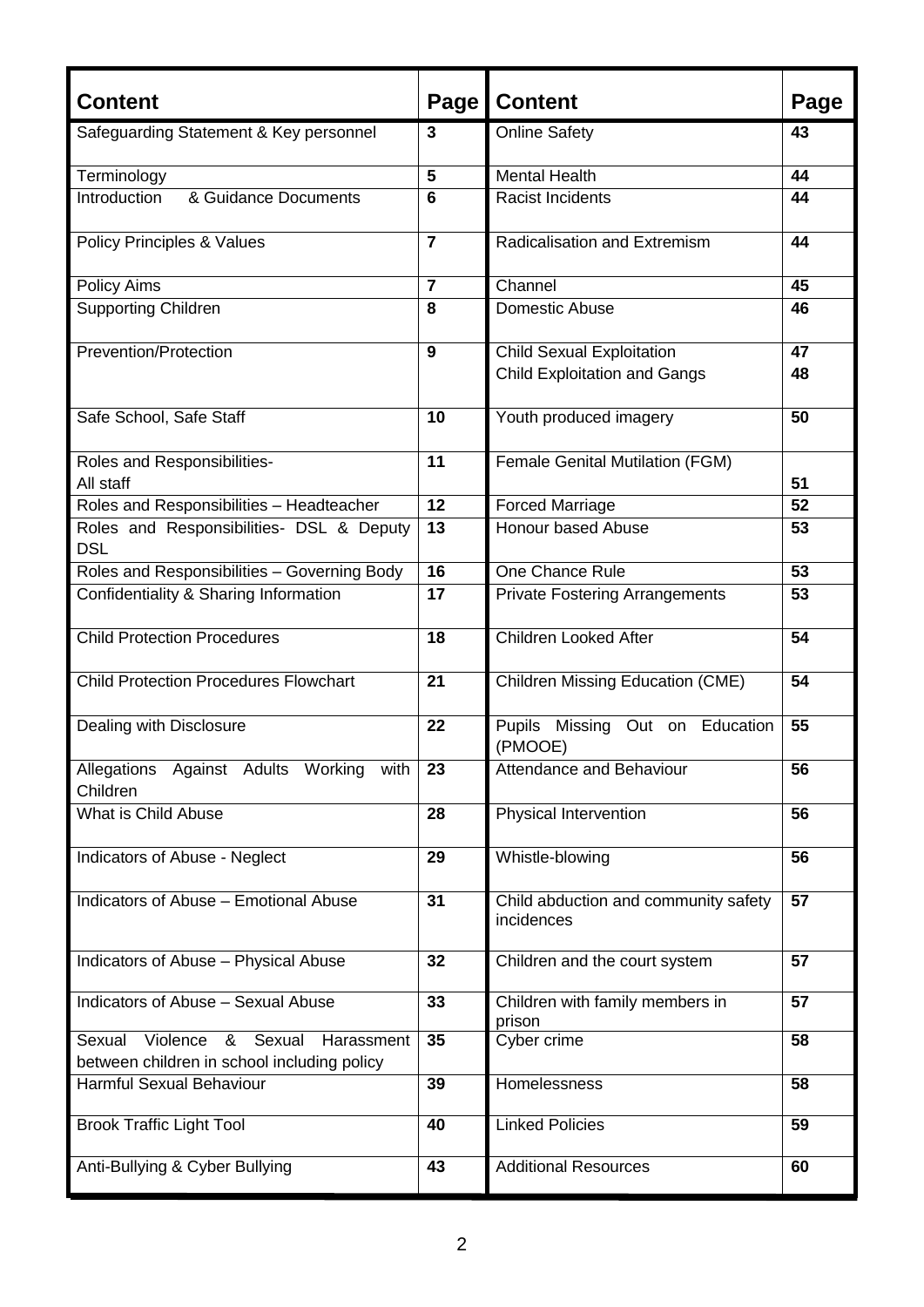| Content | Page | Content | Page |
|---|---|---|---|
| Safeguarding Statement & Key personnel | 3 | Online Safety | 43 |
| Terminology | 5 | Mental Health | 44 |
| Introduction & Guidance Documents | 6 | Racist Incidents | 44 |
| Policy Principles & Values | 7 | Radicalisation and Extremism | 44 |
| Policy Aims | 7 | Channel | 45 |
| Supporting Children | 8 | Domestic Abuse | 46 |
| Prevention/Protection | 9 | Child Sexual Exploitation<br>Child Exploitation and Gangs | 47<br>48 |
| Safe School, Safe Staff | 10 | Youth produced imagery | 50 |
| Roles and Responsibilities-<br>All staff | 11 | Female Genital Mutilation (FGM) | 51 |
| Roles and Responsibilities – Headteacher | 12 | Forced Marriage | 52 |
| Roles and Responsibilities- DSL & Deputy DSL | 13 | Honour based Abuse | 53 |
| Roles and Responsibilities – Governing Body | 16 | One Chance Rule | 53 |
| Confidentiality & Sharing Information | 17 | Private Fostering Arrangements | 53 |
| Child Protection Procedures | 18 | Children Looked After | 54 |
| Child Protection Procedures Flowchart | 21 | Children Missing Education (CME) | 54 |
| Dealing with Disclosure | 22 | Pupils Missing Out on Education (PMOOE) | 55 |
| Allegations Against Adults Working with Children | 23 | Attendance and Behaviour | 56 |
| What is Child Abuse | 28 | Physical Intervention | 56 |
| Indicators of Abuse - Neglect | 29 | Whistle-blowing | 56 |
| Indicators of Abuse – Emotional Abuse | 31 | Child abduction and community safety incidences | 57 |
| Indicators of Abuse – Physical Abuse | 32 | Children and the court system | 57 |
| Indicators of Abuse – Sexual Abuse | 33 | Children with family members in prison | 57 |
| Sexual Violence & Sexual Harassment between children in school including policy | 35 | Cyber crime | 58 |
| Harmful Sexual Behaviour | 39 | Homelessness | 58 |
| Brook Traffic Light Tool | 40 | Linked Policies | 59 |
| Anti-Bullying & Cyber Bullying | 43 | Additional Resources | 60 |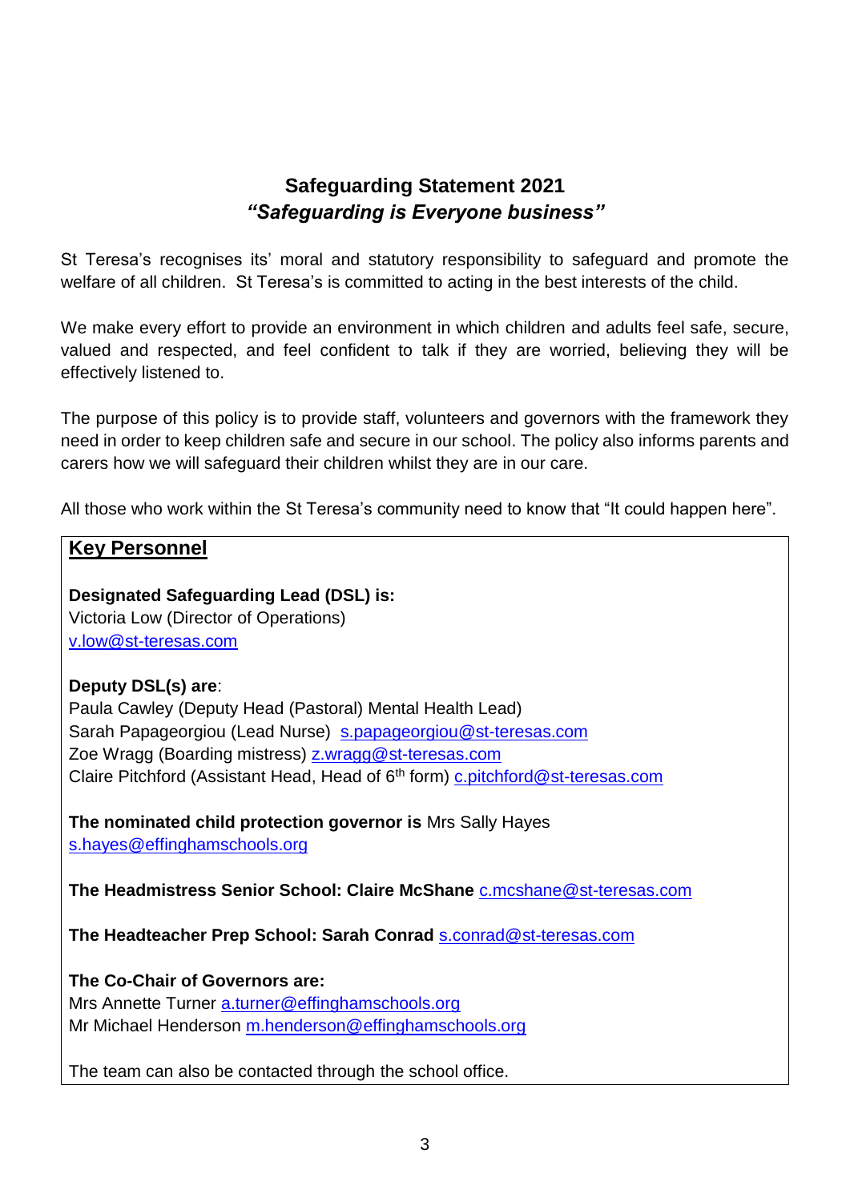## Safeguarding Statement 2021

### ***"Safeguarding is Everyone business"***

St Teresa's recognises its' moral and statutory responsibility to safeguard and promote the welfare of all children. St Teresa's is committed to acting in the best interests of the child.

We make every effort to provide an environment in which children and adults feel safe, secure, valued and respected, and feel confident to talk if they are worried, believing they will be effectively listened to.

The purpose of this policy is to provide staff, volunteers and governors with the framework they need in order to keep children safe and secure in our school. The policy also informs parents and carers how we will safeguard their children whilst they are in our care.

All those who work within the St Teresa's community need to know that "It could happen here".

### Key Personnel

**Designated Safeguarding Lead (DSL) is:**
Victoria Low (Director of Operations)
v.low@st-teresas.com

**Deputy DSL(s) are**:
Paula Cawley (Deputy Head (Pastoral) Mental Health Lead)
Sarah Papageorgiou (Lead Nurse) s.papageorgiou@st-teresas.com
Zoe Wragg (Boarding mistress) z.wragg@st-teresas.com
Claire Pitchford (Assistant Head, Head of 6th form) c.pitchford@st-teresas.com

**The nominated child protection governor is** Mrs Sally Hayes
s.hayes@effinghamschools.org

**The Headmistress Senior School: Claire McShane** c.mcshane@st-teresas.com

**The Headteacher Prep School: Sarah Conrad** s.conrad@st-teresas.com

**The Co-Chair of Governors are:**
Mrs Annette Turner a.turner@effinghamschools.org
Mr Michael Henderson m.henderson@effinghamschools.org

The team can also be contacted through the school office.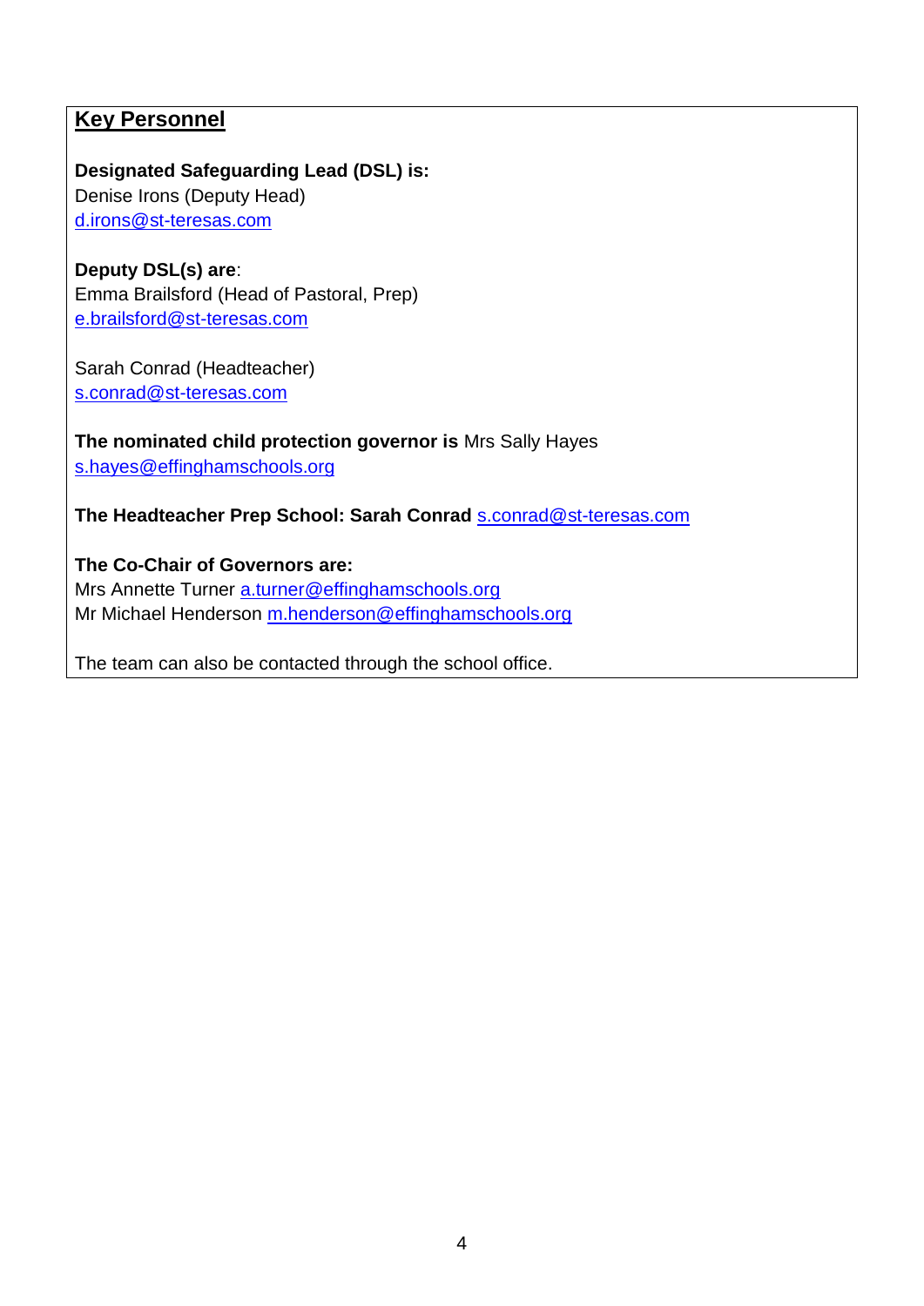## Key Personnel

**Designated Safeguarding Lead (DSL) is:**
Denise Irons (Deputy Head)
d.irons@st-teresas.com

**Deputy DSL(s) are**:
Emma Brailsford (Head of Pastoral, Prep)
e.brailsford@st-teresas.com

Sarah Conrad (Headteacher)
s.conrad@st-teresas.com

**The nominated child protection governor is** Mrs Sally Hayes
s.hayes@effinghamschools.org

**The Headteacher Prep School: Sarah Conrad** s.conrad@st-teresas.com

**The Co-Chair of Governors are:**
Mrs Annette Turner a.turner@effinghamschools.org
Mr Michael Henderson m.henderson@effinghamschools.org

The team can also be contacted through the school office.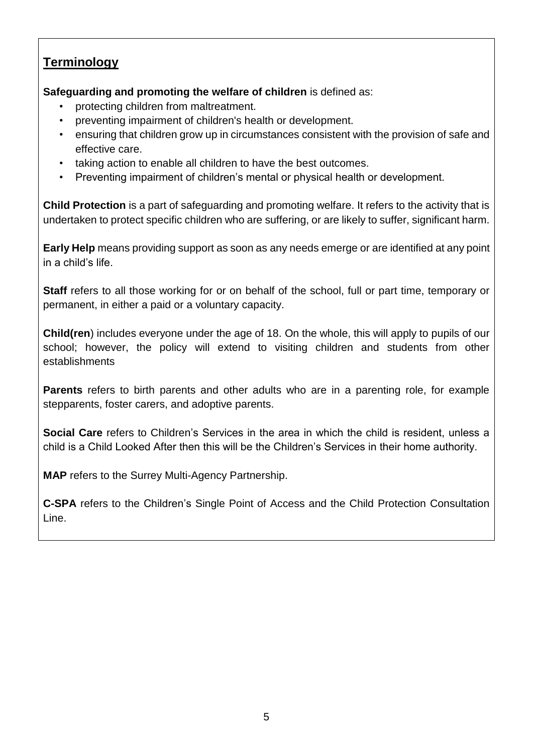## Terminology

**Safeguarding and promoting the welfare of children** is defined as:

- protecting children from maltreatment.
- preventing impairment of children's health or development.
- ensuring that children grow up in circumstances consistent with the provision of safe and effective care.
- taking action to enable all children to have the best outcomes.
- Preventing impairment of children's mental or physical health or development.

**Child Protection** is a part of safeguarding and promoting welfare. It refers to the activity that is undertaken to protect specific children who are suffering, or are likely to suffer, significant harm.

**Early Help** means providing support as soon as any needs emerge or are identified at any point in a child's life.

**Staff** refers to all those working for or on behalf of the school, full or part time, temporary or permanent, in either a paid or a voluntary capacity.

**Child(ren**) includes everyone under the age of 18. On the whole, this will apply to pupils of our school; however, the policy will extend to visiting children and students from other establishments

**Parents** refers to birth parents and other adults who are in a parenting role, for example stepparents, foster carers, and adoptive parents.

**Social Care** refers to Children's Services in the area in which the child is resident, unless a child is a Child Looked After then this will be the Children's Services in their home authority.

**MAP** refers to the Surrey Multi-Agency Partnership.

**C-SPA** refers to the Children's Single Point of Access and the Child Protection Consultation Line.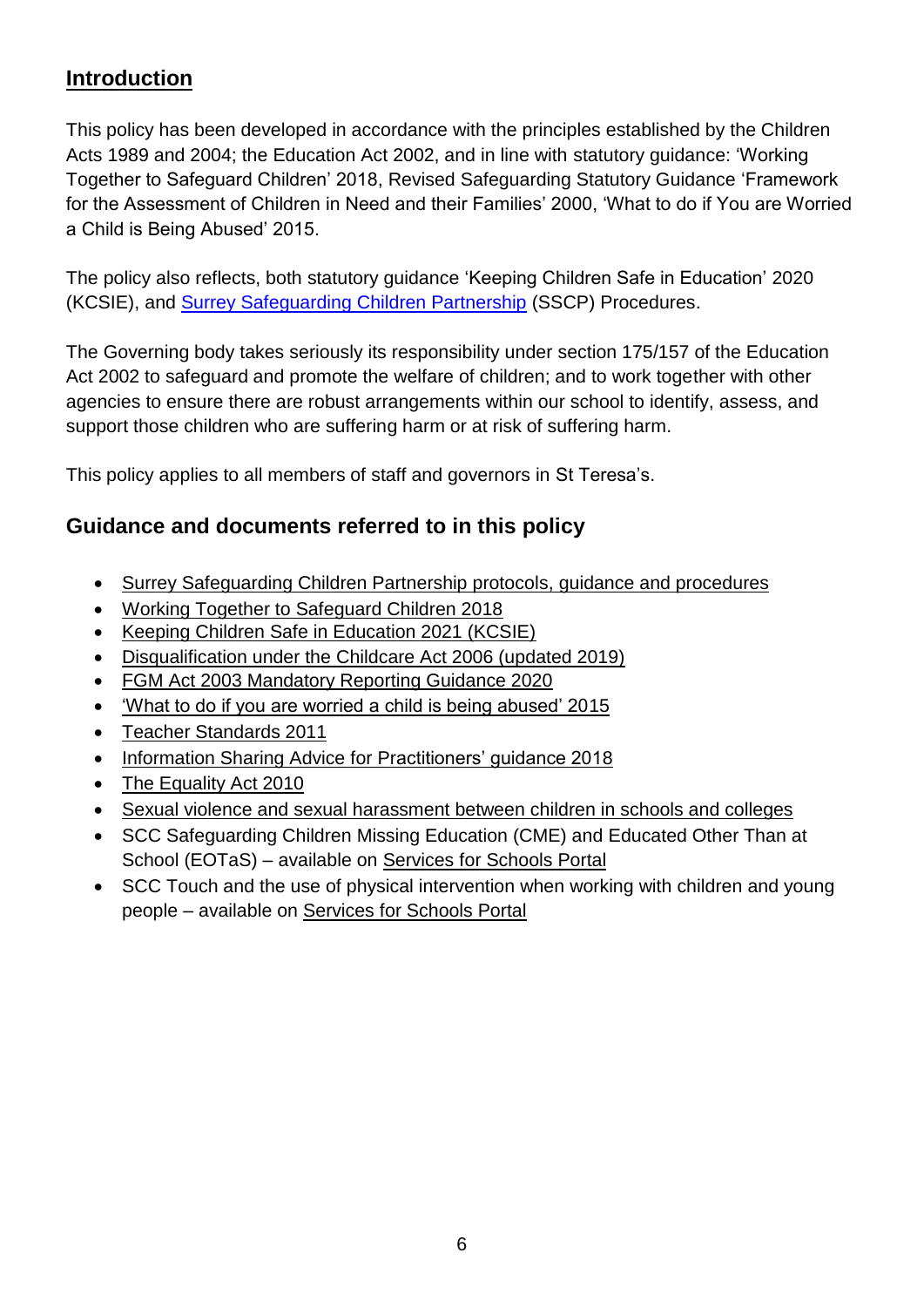## Introduction

This policy has been developed in accordance with the principles established by the Children Acts 1989 and 2004; the Education Act 2002, and in line with statutory guidance: 'Working Together to Safeguard Children' 2018, Revised Safeguarding Statutory Guidance 'Framework for the Assessment of Children in Need and their Families' 2000, 'What to do if You are Worried a Child is Being Abused' 2015.

The policy also reflects, both statutory guidance 'Keeping Children Safe in Education' 2020 (KCSIE), and Surrey Safeguarding Children Partnership (SSCP) Procedures.

The Governing body takes seriously its responsibility under section 175/157 of the Education Act 2002 to safeguard and promote the welfare of children; and to work together with other agencies to ensure there are robust arrangements within our school to identify, assess, and support those children who are suffering harm or at risk of suffering harm.

This policy applies to all members of staff and governors in St Teresa's.

### Guidance and documents referred to in this policy

- Surrey Safeguarding Children Partnership protocols, guidance and procedures
- Working Together to Safeguard Children 2018
- Keeping Children Safe in Education 2021 (KCSIE)
- Disqualification under the Childcare Act 2006 (updated 2019)
- FGM Act 2003 Mandatory Reporting Guidance 2020
- 'What to do if you are worried a child is being abused' 2015
- Teacher Standards 2011
- Information Sharing Advice for Practitioners' guidance 2018
- The Equality Act 2010
- Sexual violence and sexual harassment between children in schools and colleges
- SCC Safeguarding Children Missing Education (CME) and Educated Other Than at School (EOTaS) – available on Services for Schools Portal
- SCC Touch and the use of physical intervention when working with children and young people – available on Services for Schools Portal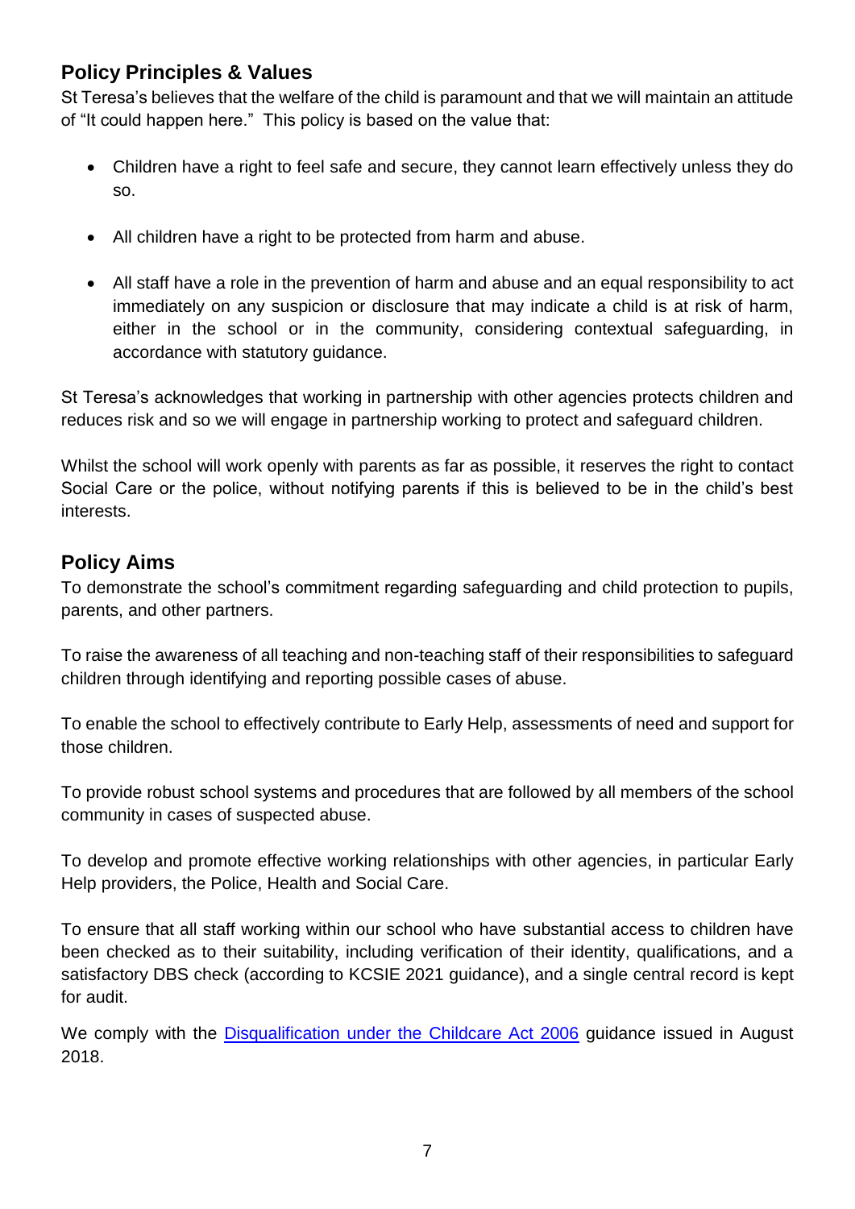## Policy Principles & Values

St Teresa's believes that the welfare of the child is paramount and that we will maintain an attitude of "It could happen here." This policy is based on the value that:

- Children have a right to feel safe and secure, they cannot learn effectively unless they do so.
- All children have a right to be protected from harm and abuse.
- All staff have a role in the prevention of harm and abuse and an equal responsibility to act immediately on any suspicion or disclosure that may indicate a child is at risk of harm, either in the school or in the community, considering contextual safeguarding, in accordance with statutory guidance.

St Teresa's acknowledges that working in partnership with other agencies protects children and reduces risk and so we will engage in partnership working to protect and safeguard children.

Whilst the school will work openly with parents as far as possible, it reserves the right to contact Social Care or the police, without notifying parents if this is believed to be in the child's best interests.

## Policy Aims

To demonstrate the school's commitment regarding safeguarding and child protection to pupils, parents, and other partners.

To raise the awareness of all teaching and non-teaching staff of their responsibilities to safeguard children through identifying and reporting possible cases of abuse.

To enable the school to effectively contribute to Early Help, assessments of need and support for those children.

To provide robust school systems and procedures that are followed by all members of the school community in cases of suspected abuse.

To develop and promote effective working relationships with other agencies, in particular Early Help providers, the Police, Health and Social Care.

To ensure that all staff working within our school who have substantial access to children have been checked as to their suitability, including verification of their identity, qualifications, and a satisfactory DBS check (according to KCSIE 2021 guidance), and a single central record is kept for audit.

We comply with the Disqualification under the Childcare Act 2006 guidance issued in August 2018.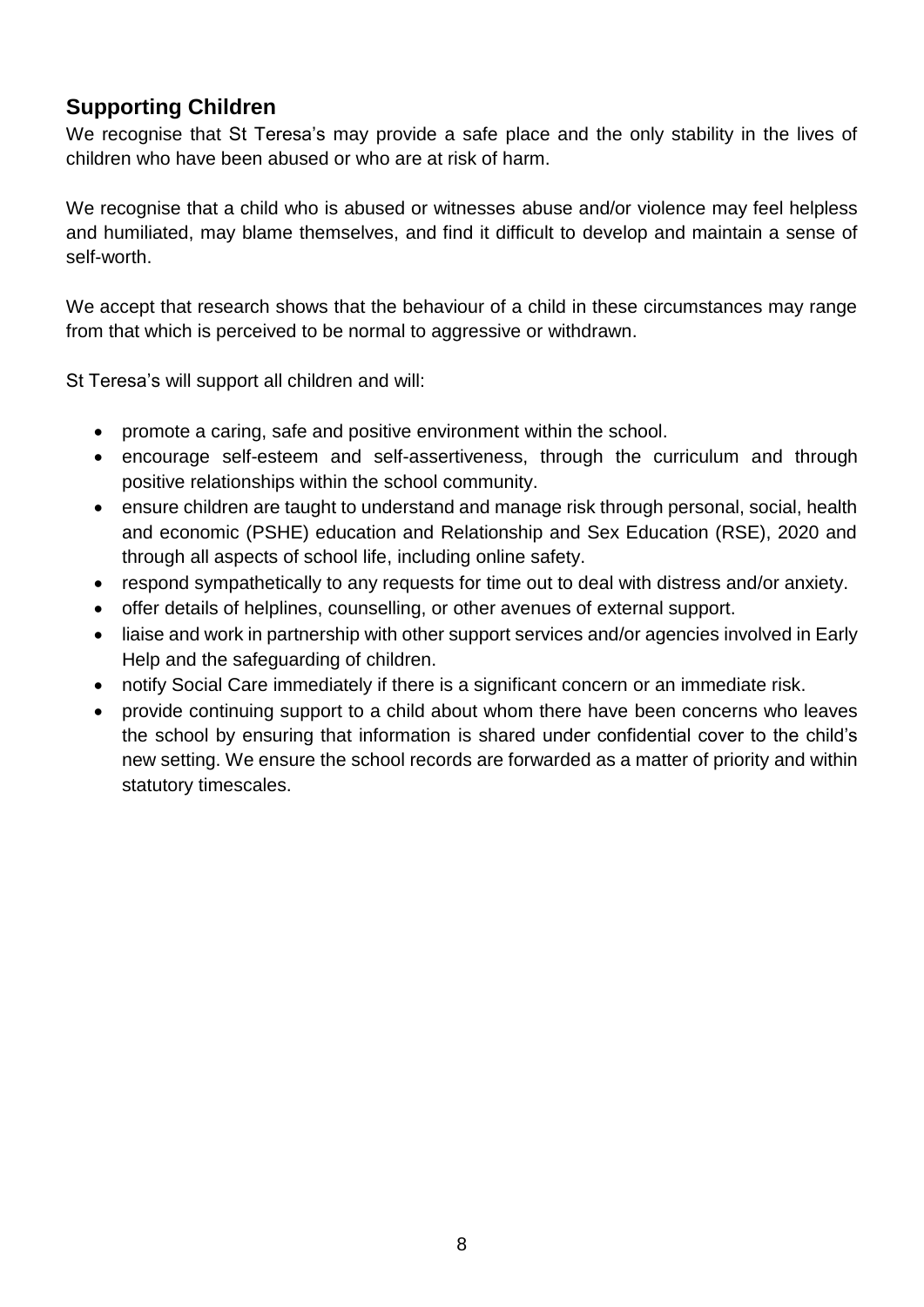## Supporting Children

We recognise that St Teresa's may provide a safe place and the only stability in the lives of children who have been abused or who are at risk of harm.

We recognise that a child who is abused or witnesses abuse and/or violence may feel helpless and humiliated, may blame themselves, and find it difficult to develop and maintain a sense of self-worth.

We accept that research shows that the behaviour of a child in these circumstances may range from that which is perceived to be normal to aggressive or withdrawn.

St Teresa's will support all children and will:

- promote a caring, safe and positive environment within the school.
- encourage self-esteem and self-assertiveness, through the curriculum and through positive relationships within the school community.
- ensure children are taught to understand and manage risk through personal, social, health and economic (PSHE) education and Relationship and Sex Education (RSE), 2020 and through all aspects of school life, including online safety.
- respond sympathetically to any requests for time out to deal with distress and/or anxiety.
- offer details of helplines, counselling, or other avenues of external support.
- liaise and work in partnership with other support services and/or agencies involved in Early Help and the safeguarding of children.
- notify Social Care immediately if there is a significant concern or an immediate risk.
- provide continuing support to a child about whom there have been concerns who leaves the school by ensuring that information is shared under confidential cover to the child's new setting. We ensure the school records are forwarded as a matter of priority and within statutory timescales.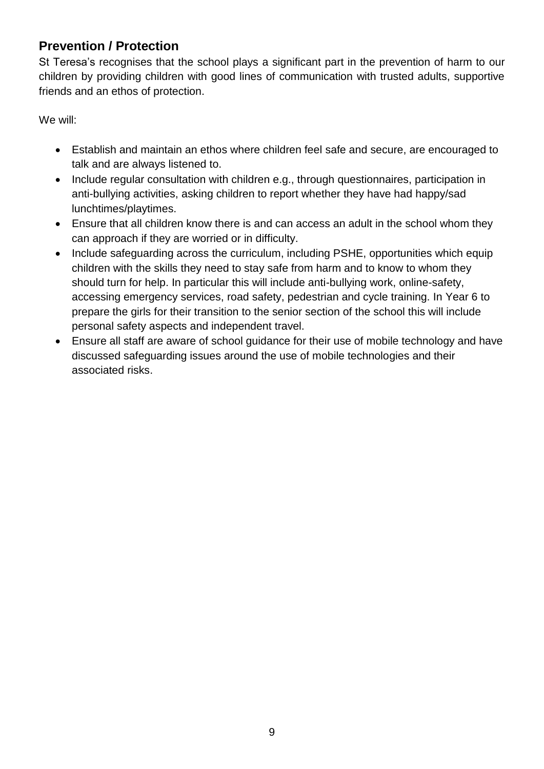## Prevention / Protection

St Teresa's recognises that the school plays a significant part in the prevention of harm to our children by providing children with good lines of communication with trusted adults, supportive friends and an ethos of protection.

We will:

- Establish and maintain an ethos where children feel safe and secure, are encouraged to talk and are always listened to.
- Include regular consultation with children e.g., through questionnaires, participation in anti-bullying activities, asking children to report whether they have had happy/sad lunchtimes/playtimes.
- Ensure that all children know there is and can access an adult in the school whom they can approach if they are worried or in difficulty.
- Include safeguarding across the curriculum, including PSHE, opportunities which equip children with the skills they need to stay safe from harm and to know to whom they should turn for help. In particular this will include anti-bullying work, online-safety, accessing emergency services, road safety, pedestrian and cycle training. In Year 6 to prepare the girls for their transition to the senior section of the school this will include personal safety aspects and independent travel.
- Ensure all staff are aware of school guidance for their use of mobile technology and have discussed safeguarding issues around the use of mobile technologies and their associated risks.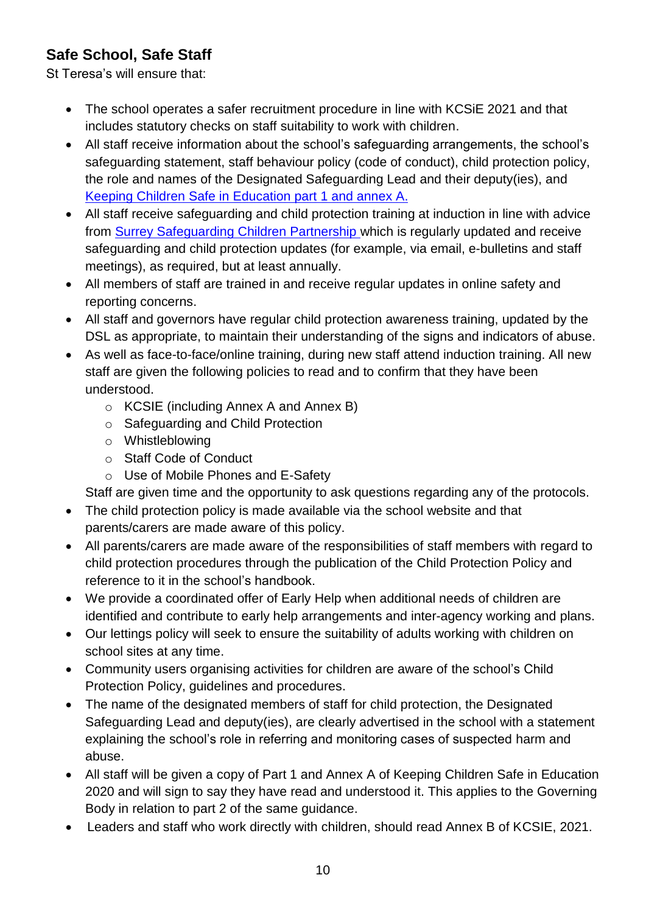## Safe School, Safe Staff

St Teresa's will ensure that:

- The school operates a safer recruitment procedure in line with KCSiE 2021 and that includes statutory checks on staff suitability to work with children.
- All staff receive information about the school's safeguarding arrangements, the school's safeguarding statement, staff behaviour policy (code of conduct), child protection policy, the role and names of the Designated Safeguarding Lead and their deputy(ies), and Keeping Children Safe in Education part 1 and annex A.
- All staff receive safeguarding and child protection training at induction in line with advice from Surrey Safeguarding Children Partnership which is regularly updated and receive safeguarding and child protection updates (for example, via email, e-bulletins and staff meetings), as required, but at least annually.
- All members of staff are trained in and receive regular updates in online safety and reporting concerns.
- All staff and governors have regular child protection awareness training, updated by the DSL as appropriate, to maintain their understanding of the signs and indicators of abuse.
- As well as face-to-face/online training, during new staff attend induction training. All new staff are given the following policies to read and to confirm that they have been understood.
    - KCSIE (including Annex A and Annex B)
    - Safeguarding and Child Protection
    - Whistleblowing
    - Staff Code of Conduct
    - Use of Mobile Phones and E-Safety

  Staff are given time and the opportunity to ask questions regarding any of the protocols.
- The child protection policy is made available via the school website and that parents/carers are made aware of this policy.
- All parents/carers are made aware of the responsibilities of staff members with regard to child protection procedures through the publication of the Child Protection Policy and reference to it in the school's handbook.
- We provide a coordinated offer of Early Help when additional needs of children are identified and contribute to early help arrangements and inter-agency working and plans.
- Our lettings policy will seek to ensure the suitability of adults working with children on school sites at any time.
- Community users organising activities for children are aware of the school's Child Protection Policy, guidelines and procedures.
- The name of the designated members of staff for child protection, the Designated Safeguarding Lead and deputy(ies), are clearly advertised in the school with a statement explaining the school's role in referring and monitoring cases of suspected harm and abuse.
- All staff will be given a copy of Part 1 and Annex A of Keeping Children Safe in Education 2020 and will sign to say they have read and understood it. This applies to the Governing Body in relation to part 2 of the same guidance.
- Leaders and staff who work directly with children, should read Annex B of KCSIE, 2021.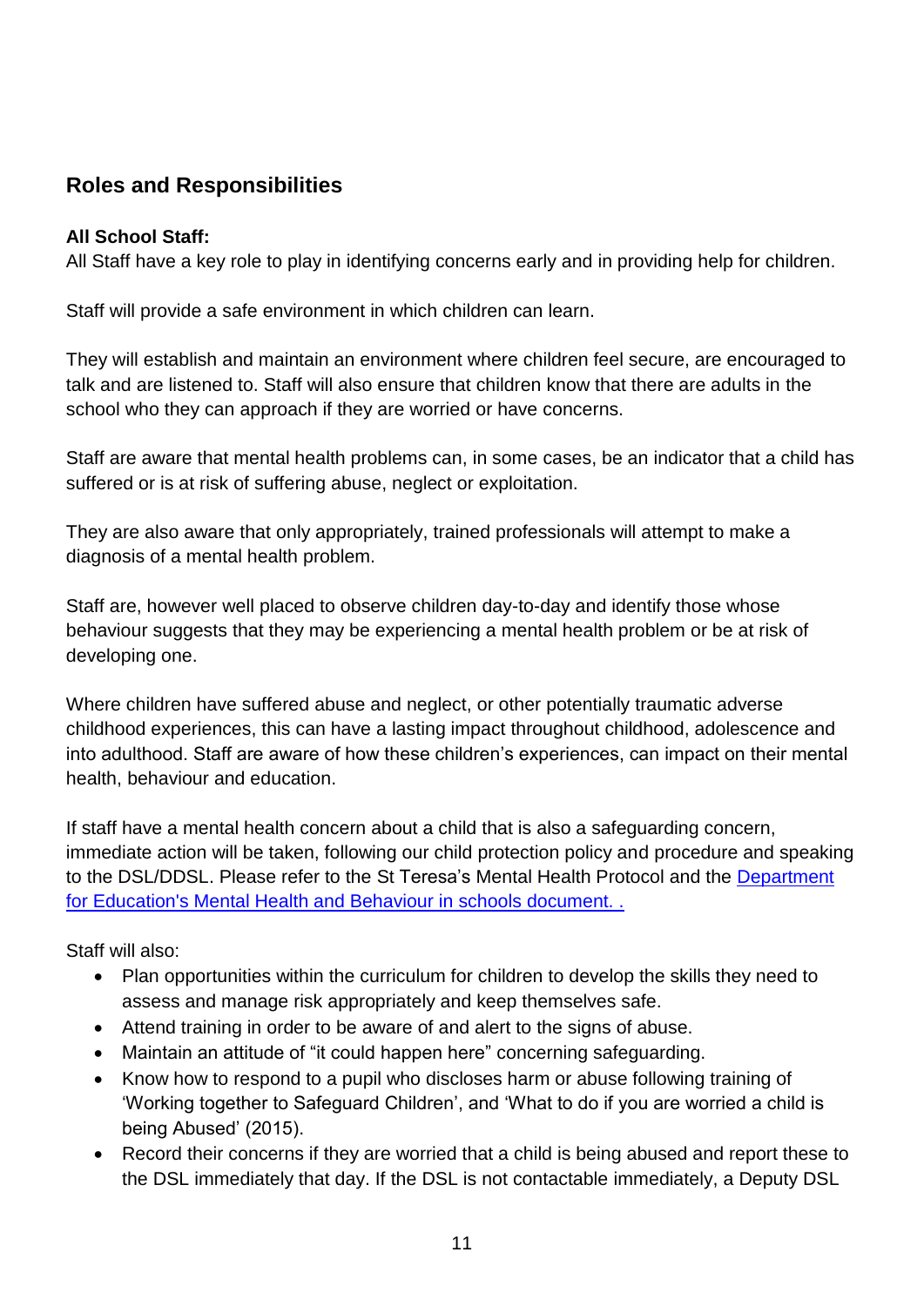## Roles and Responsibilities

**All School Staff:**

All Staff have a key role to play in identifying concerns early and in providing help for children.

Staff will provide a safe environment in which children can learn.

They will establish and maintain an environment where children feel secure, are encouraged to talk and are listened to. Staff will also ensure that children know that there are adults in the school who they can approach if they are worried or have concerns.

Staff are aware that mental health problems can, in some cases, be an indicator that a child has suffered or is at risk of suffering abuse, neglect or exploitation.

They are also aware that only appropriately, trained professionals will attempt to make a diagnosis of a mental health problem.

Staff are, however well placed to observe children day-to-day and identify those whose behaviour suggests that they may be experiencing a mental health problem or be at risk of developing one.

Where children have suffered abuse and neglect, or other potentially traumatic adverse childhood experiences, this can have a lasting impact throughout childhood, adolescence and into adulthood. Staff are aware of how these children's experiences, can impact on their mental health, behaviour and education.

If staff have a mental health concern about a child that is also a safeguarding concern, immediate action will be taken, following our child protection policy and procedure and speaking to the DSL/DDSL. Please refer to the St Teresa's Mental Health Protocol and the [Department for Education's Mental Health and Behaviour in schools document. .]

Staff will also:

- Plan opportunities within the curriculum for children to develop the skills they need to assess and manage risk appropriately and keep themselves safe.
- Attend training in order to be aware of and alert to the signs of abuse.
- Maintain an attitude of "it could happen here" concerning safeguarding.
- Know how to respond to a pupil who discloses harm or abuse following training of 'Working together to Safeguard Children', and 'What to do if you are worried a child is being Abused' (2015).
- Record their concerns if they are worried that a child is being abused and report these to the DSL immediately that day. If the DSL is not contactable immediately, a Deputy DSL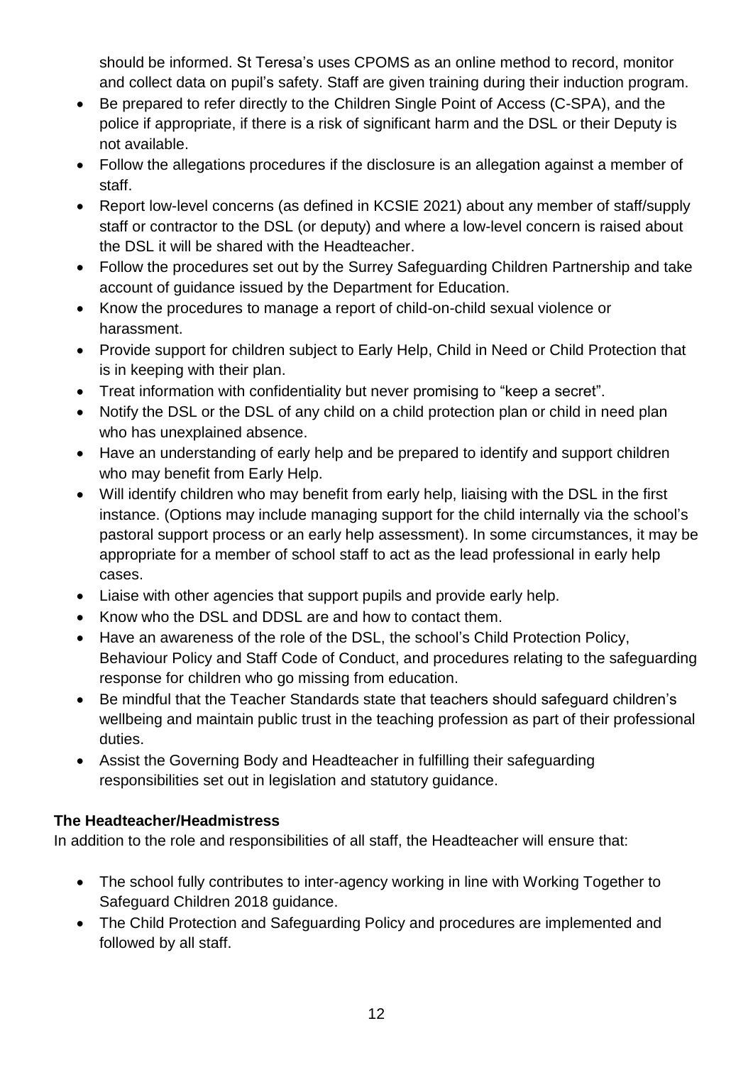should be informed. St Teresa's uses CPOMS as an online method to record, monitor and collect data on pupil's safety. Staff are given training during their induction program.

- Be prepared to refer directly to the Children Single Point of Access (C-SPA), and the police if appropriate, if there is a risk of significant harm and the DSL or their Deputy is not available.
- Follow the allegations procedures if the disclosure is an allegation against a member of staff.
- Report low-level concerns (as defined in KCSIE 2021) about any member of staff/supply staff or contractor to the DSL (or deputy) and where a low-level concern is raised about the DSL it will be shared with the Headteacher.
- Follow the procedures set out by the Surrey Safeguarding Children Partnership and take account of guidance issued by the Department for Education.
- Know the procedures to manage a report of child-on-child sexual violence or harassment.
- Provide support for children subject to Early Help, Child in Need or Child Protection that is in keeping with their plan.
- Treat information with confidentiality but never promising to "keep a secret".
- Notify the DSL or the DSL of any child on a child protection plan or child in need plan who has unexplained absence.
- Have an understanding of early help and be prepared to identify and support children who may benefit from Early Help.
- Will identify children who may benefit from early help, liaising with the DSL in the first instance. (Options may include managing support for the child internally via the school's pastoral support process or an early help assessment). In some circumstances, it may be appropriate for a member of school staff to act as the lead professional in early help cases.
- Liaise with other agencies that support pupils and provide early help.
- Know who the DSL and DDSL are and how to contact them.
- Have an awareness of the role of the DSL, the school's Child Protection Policy, Behaviour Policy and Staff Code of Conduct, and procedures relating to the safeguarding response for children who go missing from education.
- Be mindful that the Teacher Standards state that teachers should safeguard children's wellbeing and maintain public trust in the teaching profession as part of their professional duties.
- Assist the Governing Body and Headteacher in fulfilling their safeguarding responsibilities set out in legislation and statutory guidance.

**The Headteacher/Headmistress**

In addition to the role and responsibilities of all staff, the Headteacher will ensure that:

- The school fully contributes to inter-agency working in line with Working Together to Safeguard Children 2018 guidance.
- The Child Protection and Safeguarding Policy and procedures are implemented and followed by all staff.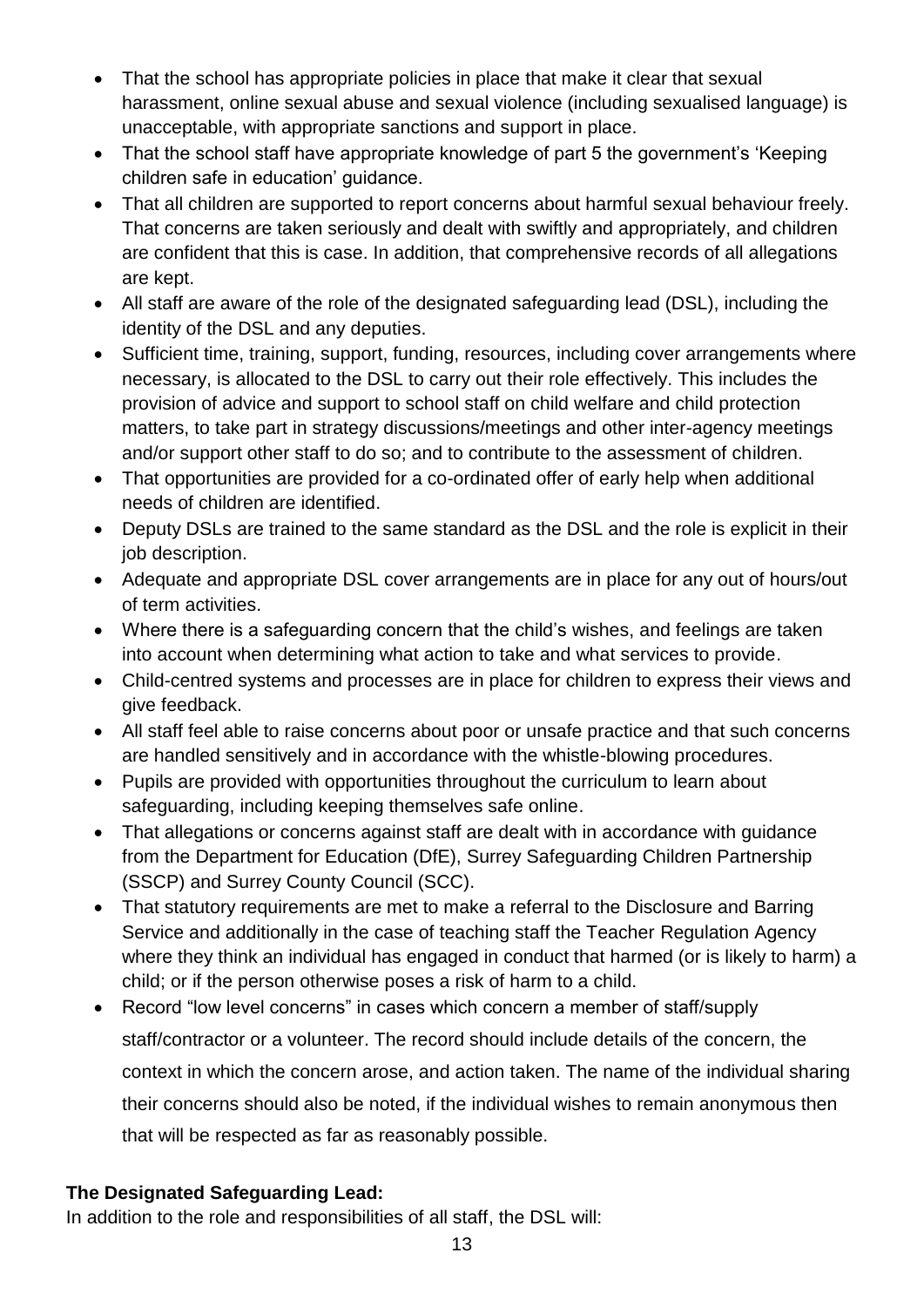- That the school has appropriate policies in place that make it clear that sexual harassment, online sexual abuse and sexual violence (including sexualised language) is unacceptable, with appropriate sanctions and support in place.
- That the school staff have appropriate knowledge of part 5 the government's 'Keeping children safe in education' guidance.
- That all children are supported to report concerns about harmful sexual behaviour freely. That concerns are taken seriously and dealt with swiftly and appropriately, and children are confident that this is case. In addition, that comprehensive records of all allegations are kept.
- All staff are aware of the role of the designated safeguarding lead (DSL), including the identity of the DSL and any deputies.
- Sufficient time, training, support, funding, resources, including cover arrangements where necessary, is allocated to the DSL to carry out their role effectively. This includes the provision of advice and support to school staff on child welfare and child protection matters, to take part in strategy discussions/meetings and other inter-agency meetings and/or support other staff to do so; and to contribute to the assessment of children.
- That opportunities are provided for a co-ordinated offer of early help when additional needs of children are identified.
- Deputy DSLs are trained to the same standard as the DSL and the role is explicit in their job description.
- Adequate and appropriate DSL cover arrangements are in place for any out of hours/out of term activities.
- Where there is a safeguarding concern that the child's wishes, and feelings are taken into account when determining what action to take and what services to provide.
- Child-centred systems and processes are in place for children to express their views and give feedback.
- All staff feel able to raise concerns about poor or unsafe practice and that such concerns are handled sensitively and in accordance with the whistle-blowing procedures.
- Pupils are provided with opportunities throughout the curriculum to learn about safeguarding, including keeping themselves safe online.
- That allegations or concerns against staff are dealt with in accordance with guidance from the Department for Education (DfE), Surrey Safeguarding Children Partnership (SSCP) and Surrey County Council (SCC).
- That statutory requirements are met to make a referral to the Disclosure and Barring Service and additionally in the case of teaching staff the Teacher Regulation Agency where they think an individual has engaged in conduct that harmed (or is likely to harm) a child; or if the person otherwise poses a risk of harm to a child.
- Record "low level concerns" in cases which concern a member of staff/supply staff/contractor or a volunteer. The record should include details of the concern, the context in which the concern arose, and action taken. The name of the individual sharing their concerns should also be noted, if the individual wishes to remain anonymous then that will be respected as far as reasonably possible.

**The Designated Safeguarding Lead:**

In addition to the role and responsibilities of all staff, the DSL will: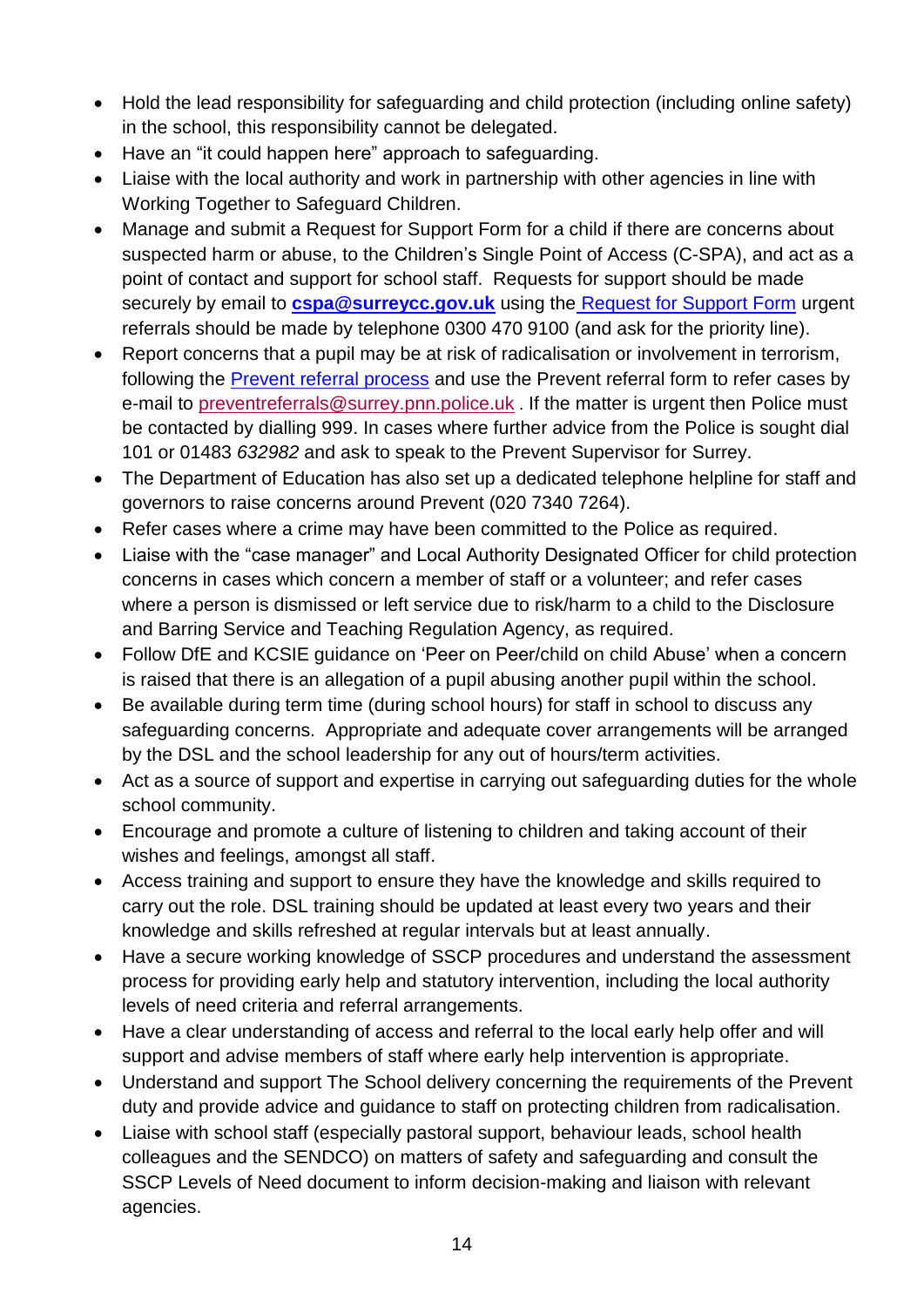- Hold the lead responsibility for safeguarding and child protection (including online safety) in the school, this responsibility cannot be delegated.
- Have an "it could happen here" approach to safeguarding.
- Liaise with the local authority and work in partnership with other agencies in line with Working Together to Safeguard Children.
- Manage and submit a Request for Support Form for a child if there are concerns about suspected harm or abuse, to the Children's Single Point of Access (C-SPA), and act as a point of contact and support for school staff. Requests for support should be made securely by email to **cspa@surreycc.gov.uk** using the Request for Support Form urgent referrals should be made by telephone 0300 470 9100 (and ask for the priority line).
- Report concerns that a pupil may be at risk of radicalisation or involvement in terrorism, following the Prevent referral process and use the Prevent referral form to refer cases by e-mail to preventreferrals@surrey.pnn.police.uk . If the matter is urgent then Police must be contacted by dialling 999. In cases where further advice from the Police is sought dial 101 or 01483 *632982* and ask to speak to the Prevent Supervisor for Surrey.
- The Department of Education has also set up a dedicated telephone helpline for staff and governors to raise concerns around Prevent (020 7340 7264).
- Refer cases where a crime may have been committed to the Police as required.
- Liaise with the "case manager" and Local Authority Designated Officer for child protection concerns in cases which concern a member of staff or a volunteer; and refer cases where a person is dismissed or left service due to risk/harm to a child to the Disclosure and Barring Service and Teaching Regulation Agency, as required.
- Follow DfE and KCSIE guidance on 'Peer on Peer/child on child Abuse' when a concern is raised that there is an allegation of a pupil abusing another pupil within the school.
- Be available during term time (during school hours) for staff in school to discuss any safeguarding concerns. Appropriate and adequate cover arrangements will be arranged by the DSL and the school leadership for any out of hours/term activities.
- Act as a source of support and expertise in carrying out safeguarding duties for the whole school community.
- Encourage and promote a culture of listening to children and taking account of their wishes and feelings, amongst all staff.
- Access training and support to ensure they have the knowledge and skills required to carry out the role. DSL training should be updated at least every two years and their knowledge and skills refreshed at regular intervals but at least annually.
- Have a secure working knowledge of SSCP procedures and understand the assessment process for providing early help and statutory intervention, including the local authority levels of need criteria and referral arrangements.
- Have a clear understanding of access and referral to the local early help offer and will support and advise members of staff where early help intervention is appropriate.
- Understand and support The School delivery concerning the requirements of the Prevent duty and provide advice and guidance to staff on protecting children from radicalisation.
- Liaise with school staff (especially pastoral support, behaviour leads, school health colleagues and the SENDCO) on matters of safety and safeguarding and consult the SSCP Levels of Need document to inform decision-making and liaison with relevant agencies.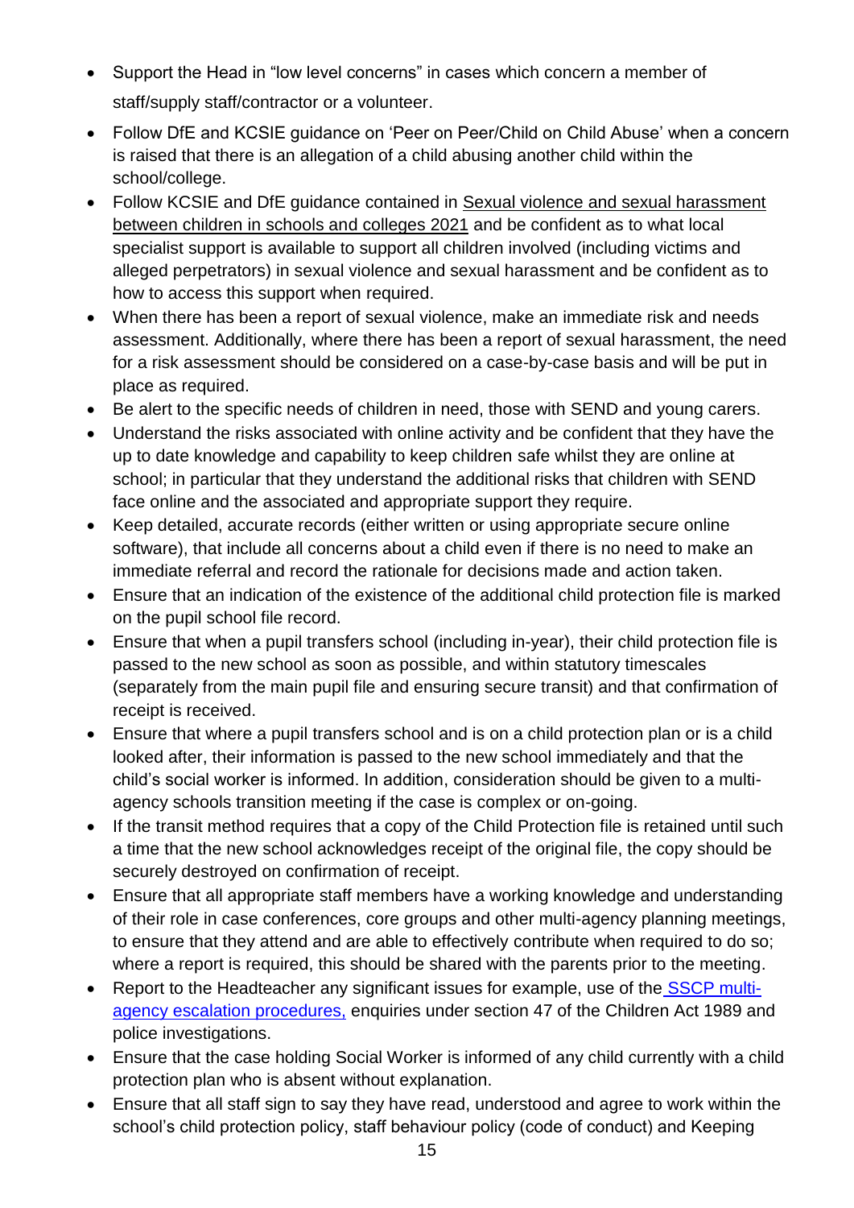- Support the Head in "low level concerns" in cases which concern a member of staff/supply staff/contractor or a volunteer.
- Follow DfE and KCSIE guidance on 'Peer on Peer/Child on Child Abuse' when a concern is raised that there is an allegation of a child abusing another child within the school/college.
- Follow KCSIE and DfE guidance contained in Sexual violence and sexual harassment between children in schools and colleges 2021 and be confident as to what local specialist support is available to support all children involved (including victims and alleged perpetrators) in sexual violence and sexual harassment and be confident as to how to access this support when required.
- When there has been a report of sexual violence, make an immediate risk and needs assessment. Additionally, where there has been a report of sexual harassment, the need for a risk assessment should be considered on a case-by-case basis and will be put in place as required.
- Be alert to the specific needs of children in need, those with SEND and young carers.
- Understand the risks associated with online activity and be confident that they have the up to date knowledge and capability to keep children safe whilst they are online at school; in particular that they understand the additional risks that children with SEND face online and the associated and appropriate support they require.
- Keep detailed, accurate records (either written or using appropriate secure online software), that include all concerns about a child even if there is no need to make an immediate referral and record the rationale for decisions made and action taken.
- Ensure that an indication of the existence of the additional child protection file is marked on the pupil school file record.
- Ensure that when a pupil transfers school (including in-year), their child protection file is passed to the new school as soon as possible, and within statutory timescales (separately from the main pupil file and ensuring secure transit) and that confirmation of receipt is received.
- Ensure that where a pupil transfers school and is on a child protection plan or is a child looked after, their information is passed to the new school immediately and that the child's social worker is informed. In addition, consideration should be given to a multi-agency schools transition meeting if the case is complex or on-going.
- If the transit method requires that a copy of the Child Protection file is retained until such a time that the new school acknowledges receipt of the original file, the copy should be securely destroyed on confirmation of receipt.
- Ensure that all appropriate staff members have a working knowledge and understanding of their role in case conferences, core groups and other multi-agency planning meetings, to ensure that they attend and are able to effectively contribute when required to do so; where a report is required, this should be shared with the parents prior to the meeting.
- Report to the Headteacher any significant issues for example, use of the SSCP multi-agency escalation procedures, enquiries under section 47 of the Children Act 1989 and police investigations.
- Ensure that the case holding Social Worker is informed of any child currently with a child protection plan who is absent without explanation.
- Ensure that all staff sign to say they have read, understood and agree to work within the school's child protection policy, staff behaviour policy (code of conduct) and Keeping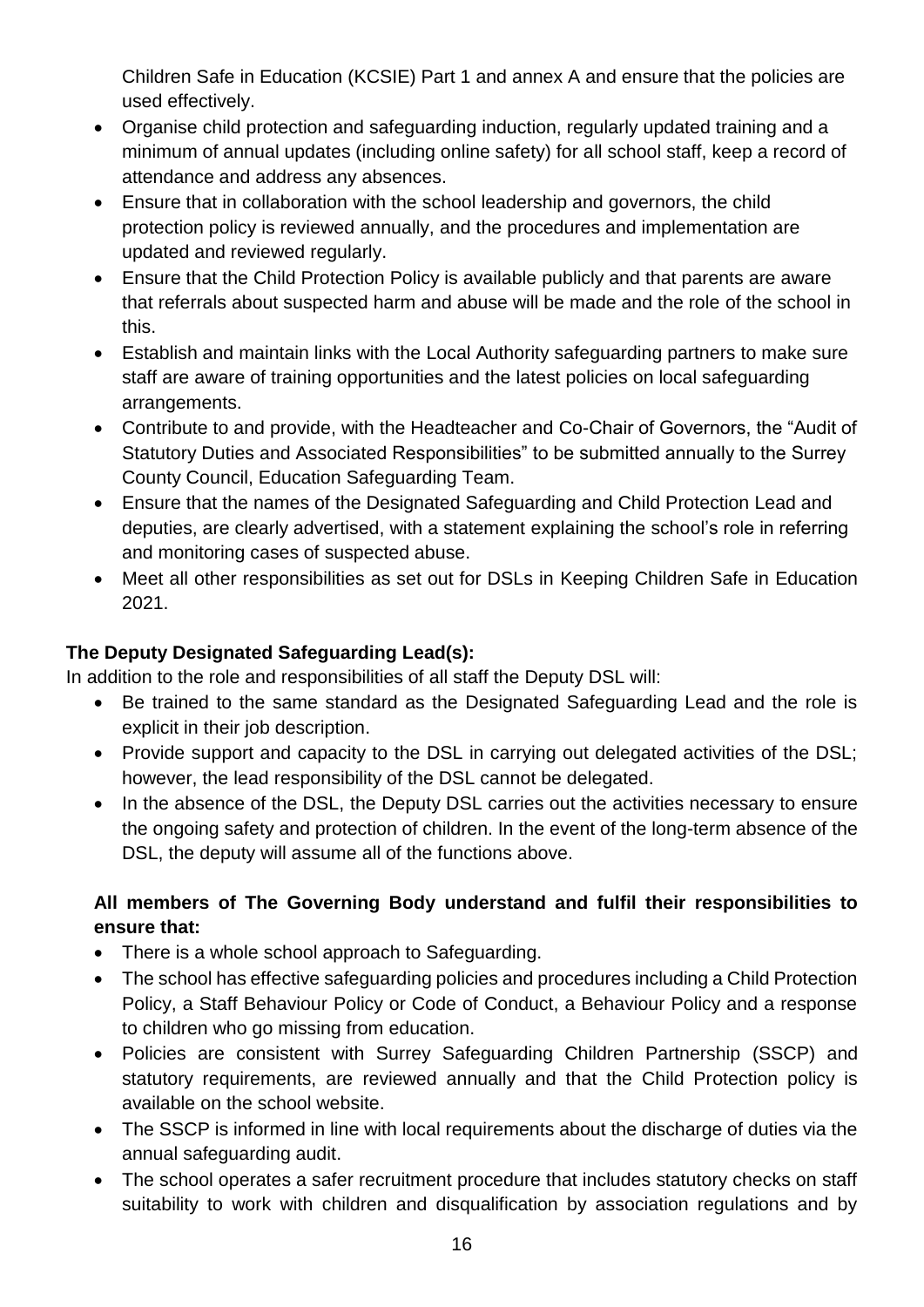Children Safe in Education (KCSIE) Part 1 and annex A and ensure that the policies are used effectively.

- Organise child protection and safeguarding induction, regularly updated training and a minimum of annual updates (including online safety) for all school staff, keep a record of attendance and address any absences.
- Ensure that in collaboration with the school leadership and governors, the child protection policy is reviewed annually, and the procedures and implementation are updated and reviewed regularly.
- Ensure that the Child Protection Policy is available publicly and that parents are aware that referrals about suspected harm and abuse will be made and the role of the school in this.
- Establish and maintain links with the Local Authority safeguarding partners to make sure staff are aware of training opportunities and the latest policies on local safeguarding arrangements.
- Contribute to and provide, with the Headteacher and Co-Chair of Governors, the "Audit of Statutory Duties and Associated Responsibilities" to be submitted annually to the Surrey County Council, Education Safeguarding Team.
- Ensure that the names of the Designated Safeguarding and Child Protection Lead and deputies, are clearly advertised, with a statement explaining the school's role in referring and monitoring cases of suspected abuse.
- Meet all other responsibilities as set out for DSLs in Keeping Children Safe in Education 2021.

**The Deputy Designated Safeguarding Lead(s):**

In addition to the role and responsibilities of all staff the Deputy DSL will:

- Be trained to the same standard as the Designated Safeguarding Lead and the role is explicit in their job description.
- Provide support and capacity to the DSL in carrying out delegated activities of the DSL; however, the lead responsibility of the DSL cannot be delegated.
- In the absence of the DSL, the Deputy DSL carries out the activities necessary to ensure the ongoing safety and protection of children. In the event of the long-term absence of the DSL, the deputy will assume all of the functions above.

**All members of The Governing Body understand and fulfil their responsibilities to ensure that:**

- There is a whole school approach to Safeguarding.
- The school has effective safeguarding policies and procedures including a Child Protection Policy, a Staff Behaviour Policy or Code of Conduct, a Behaviour Policy and a response to children who go missing from education.
- Policies are consistent with Surrey Safeguarding Children Partnership (SSCP) and statutory requirements, are reviewed annually and that the Child Protection policy is available on the school website.
- The SSCP is informed in line with local requirements about the discharge of duties via the annual safeguarding audit.
- The school operates a safer recruitment procedure that includes statutory checks on staff suitability to work with children and disqualification by association regulations and by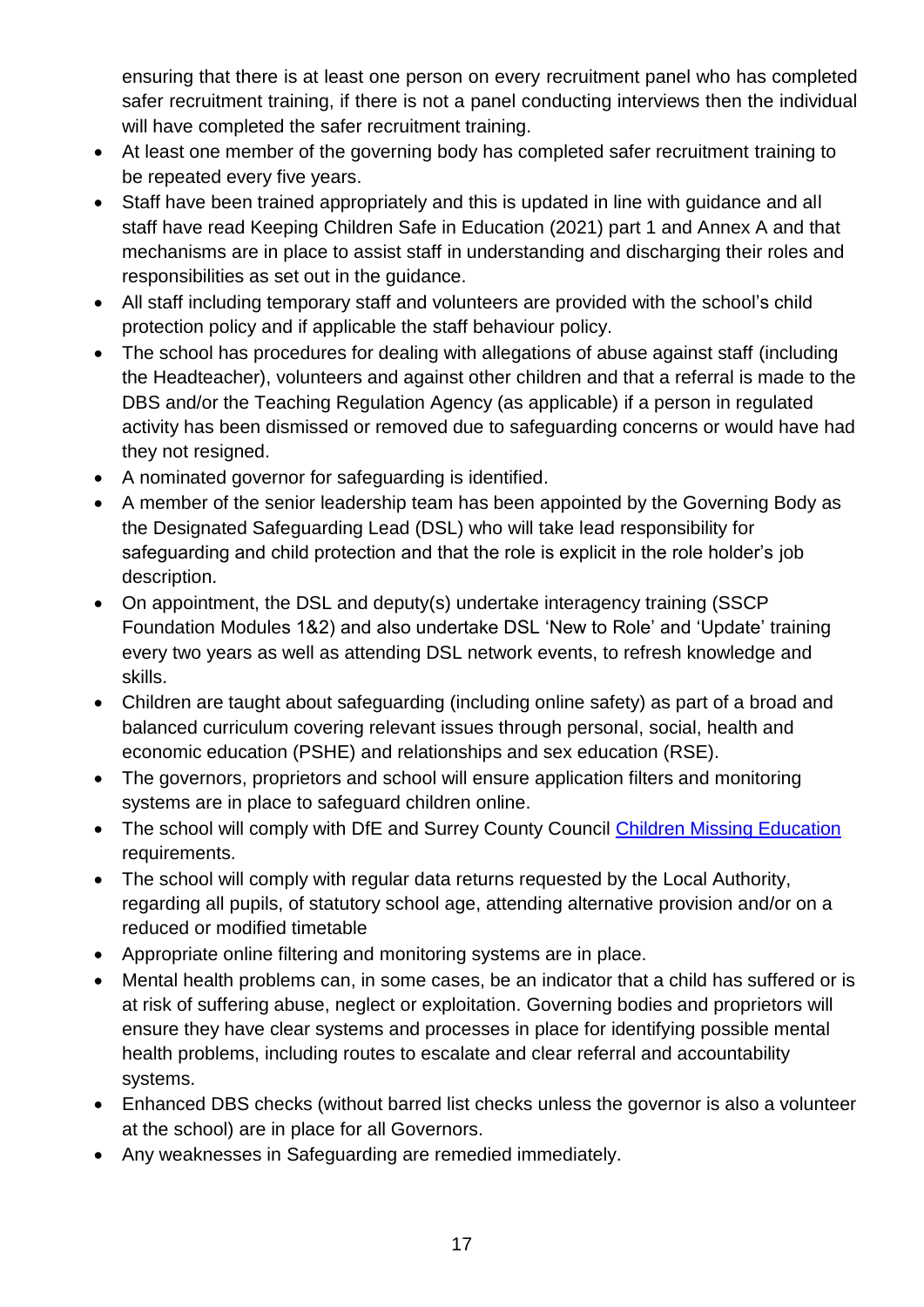ensuring that there is at least one person on every recruitment panel who has completed safer recruitment training, if there is not a panel conducting interviews then the individual will have completed the safer recruitment training.

- At least one member of the governing body has completed safer recruitment training to be repeated every five years.
- Staff have been trained appropriately and this is updated in line with guidance and all staff have read Keeping Children Safe in Education (2021) part 1 and Annex A and that mechanisms are in place to assist staff in understanding and discharging their roles and responsibilities as set out in the guidance.
- All staff including temporary staff and volunteers are provided with the school's child protection policy and if applicable the staff behaviour policy.
- The school has procedures for dealing with allegations of abuse against staff (including the Headteacher), volunteers and against other children and that a referral is made to the DBS and/or the Teaching Regulation Agency (as applicable) if a person in regulated activity has been dismissed or removed due to safeguarding concerns or would have had they not resigned.
- A nominated governor for safeguarding is identified.
- A member of the senior leadership team has been appointed by the Governing Body as the Designated Safeguarding Lead (DSL) who will take lead responsibility for safeguarding and child protection and that the role is explicit in the role holder's job description.
- On appointment, the DSL and deputy(s) undertake interagency training (SSCP Foundation Modules 1&2) and also undertake DSL 'New to Role' and 'Update' training every two years as well as attending DSL network events, to refresh knowledge and skills.
- Children are taught about safeguarding (including online safety) as part of a broad and balanced curriculum covering relevant issues through personal, social, health and economic education (PSHE) and relationships and sex education (RSE).
- The governors, proprietors and school will ensure application filters and monitoring systems are in place to safeguard children online.
- The school will comply with DfE and Surrey County Council [Children Missing Education] requirements.
- The school will comply with regular data returns requested by the Local Authority, regarding all pupils, of statutory school age, attending alternative provision and/or on a reduced or modified timetable
- Appropriate online filtering and monitoring systems are in place.
- Mental health problems can, in some cases, be an indicator that a child has suffered or is at risk of suffering abuse, neglect or exploitation. Governing bodies and proprietors will ensure they have clear systems and processes in place for identifying possible mental health problems, including routes to escalate and clear referral and accountability systems.
- Enhanced DBS checks (without barred list checks unless the governor is also a volunteer at the school) are in place for all Governors.
- Any weaknesses in Safeguarding are remedied immediately.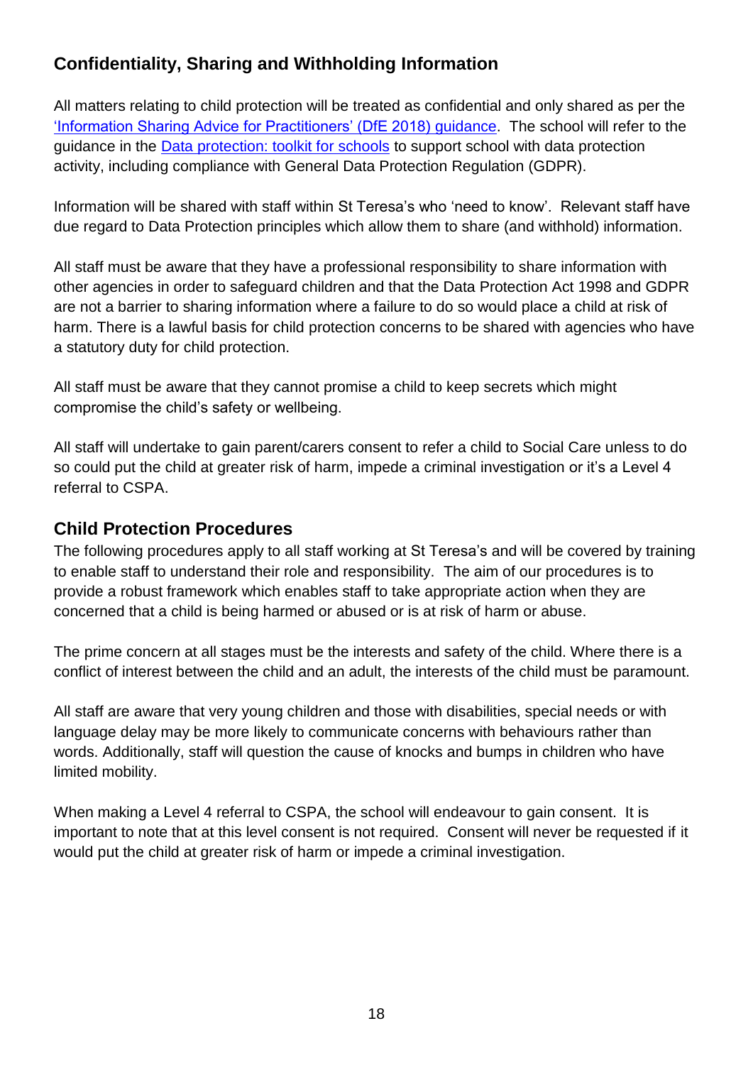## Confidentiality, Sharing and Withholding Information

All matters relating to child protection will be treated as confidential and only shared as per the 'Information Sharing Advice for Practitioners' (DfE 2018) guidance. The school will refer to the guidance in the Data protection: toolkit for schools to support school with data protection activity, including compliance with General Data Protection Regulation (GDPR).

Information will be shared with staff within St Teresa's who 'need to know'. Relevant staff have due regard to Data Protection principles which allow them to share (and withhold) information.

All staff must be aware that they have a professional responsibility to share information with other agencies in order to safeguard children and that the Data Protection Act 1998 and GDPR are not a barrier to sharing information where a failure to do so would place a child at risk of harm. There is a lawful basis for child protection concerns to be shared with agencies who have a statutory duty for child protection.

All staff must be aware that they cannot promise a child to keep secrets which might compromise the child's safety or wellbeing.

All staff will undertake to gain parent/carers consent to refer a child to Social Care unless to do so could put the child at greater risk of harm, impede a criminal investigation or it's a Level 4 referral to CSPA.

## Child Protection Procedures

The following procedures apply to all staff working at St Teresa's and will be covered by training to enable staff to understand their role and responsibility. The aim of our procedures is to provide a robust framework which enables staff to take appropriate action when they are concerned that a child is being harmed or abused or is at risk of harm or abuse.

The prime concern at all stages must be the interests and safety of the child. Where there is a conflict of interest between the child and an adult, the interests of the child must be paramount.

All staff are aware that very young children and those with disabilities, special needs or with language delay may be more likely to communicate concerns with behaviours rather than words. Additionally, staff will question the cause of knocks and bumps in children who have limited mobility.

When making a Level 4 referral to CSPA, the school will endeavour to gain consent. It is important to note that at this level consent is not required. Consent will never be requested if it would put the child at greater risk of harm or impede a criminal investigation.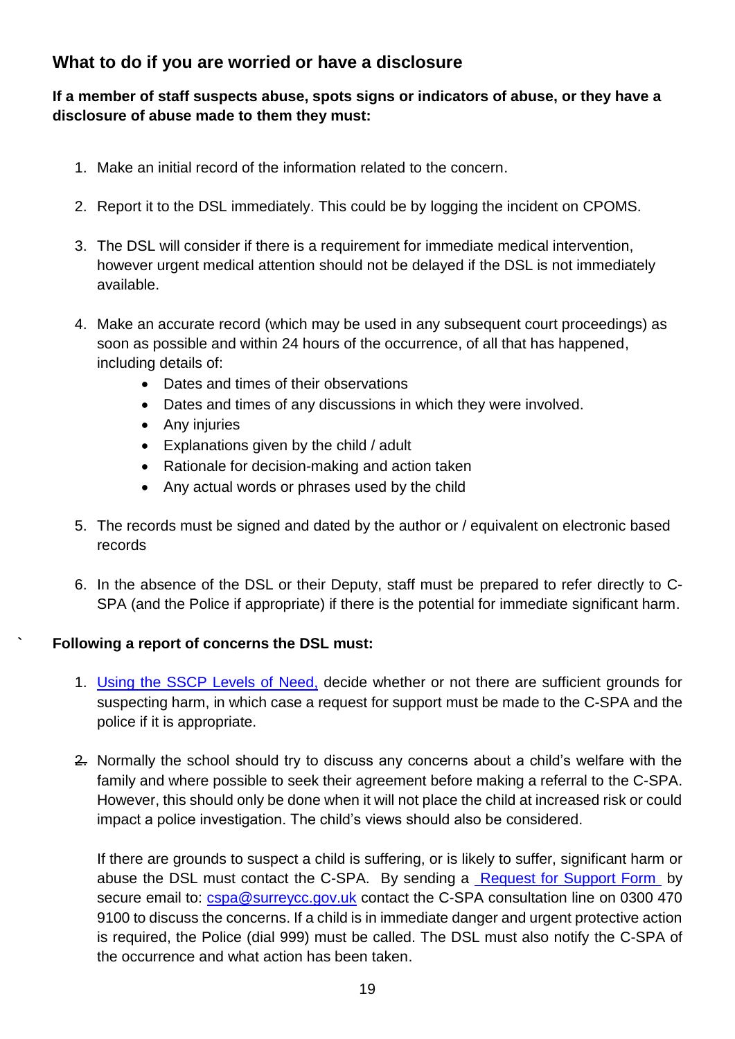## What to do if you are worried or have a disclosure

**If a member of staff suspects abuse, spots signs or indicators of abuse, or they have a disclosure of abuse made to them they must:**

1. Make an initial record of the information related to the concern.
2. Report it to the DSL immediately. This could be by logging the incident on CPOMS.
3. The DSL will consider if there is a requirement for immediate medical intervention, however urgent medical attention should not be delayed if the DSL is not immediately available.
4. Make an accurate record (which may be used in any subsequent court proceedings) as soon as possible and within 24 hours of the occurrence, of all that has happened, including details of:
    - Dates and times of their observations
    - Dates and times of any discussions in which they were involved.
    - Any injuries
    - Explanations given by the child / adult
    - Rationale for decision-making and action taken
    - Any actual words or phrases used by the child
5. The records must be signed and dated by the author or / equivalent on electronic based records
6. In the absence of the DSL or their Deputy, staff must be prepared to refer directly to C-SPA (and the Police if appropriate) if there is the potential for immediate significant harm.

**Following a report of concerns the DSL must:**

1. Using the SSCP Levels of Need, decide whether or not there are sufficient grounds for suspecting harm, in which case a request for support must be made to the C-SPA and the police if it is appropriate.
2. Normally the school should try to discuss any concerns about a child's welfare with the family and where possible to seek their agreement before making a referral to the C-SPA. However, this should only be done when it will not place the child at increased risk or could impact a police investigation. The child's views should also be considered.

   If there are grounds to suspect a child is suffering, or is likely to suffer, significant harm or abuse the DSL must contact the C-SPA. By sending a Request for Support Form by secure email to: cspa@surreycc.gov.uk contact the C-SPA consultation line on 0300 470 9100 to discuss the concerns. If a child is in immediate danger and urgent protective action is required, the Police (dial 999) must be called. The DSL must also notify the C-SPA of the occurrence and what action has been taken.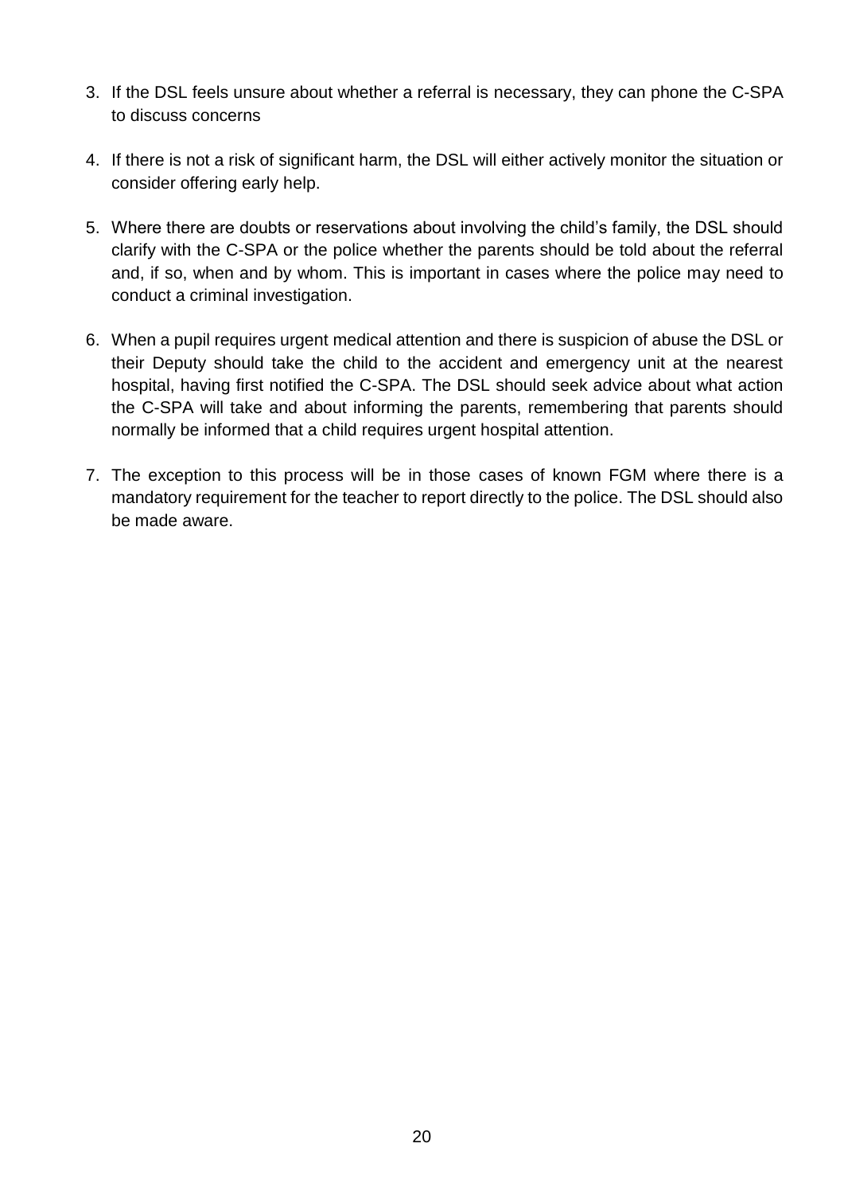3. If the DSL feels unsure about whether a referral is necessary, they can phone the C-SPA to discuss concerns

4. If there is not a risk of significant harm, the DSL will either actively monitor the situation or consider offering early help.

5. Where there are doubts or reservations about involving the child's family, the DSL should clarify with the C-SPA or the police whether the parents should be told about the referral and, if so, when and by whom. This is important in cases where the police may need to conduct a criminal investigation.

6. When a pupil requires urgent medical attention and there is suspicion of abuse the DSL or their Deputy should take the child to the accident and emergency unit at the nearest hospital, having first notified the C-SPA. The DSL should seek advice about what action the C-SPA will take and about informing the parents, remembering that parents should normally be informed that a child requires urgent hospital attention.

7. The exception to this process will be in those cases of known FGM where there is a mandatory requirement for the teacher to report directly to the police. The DSL should also be made aware.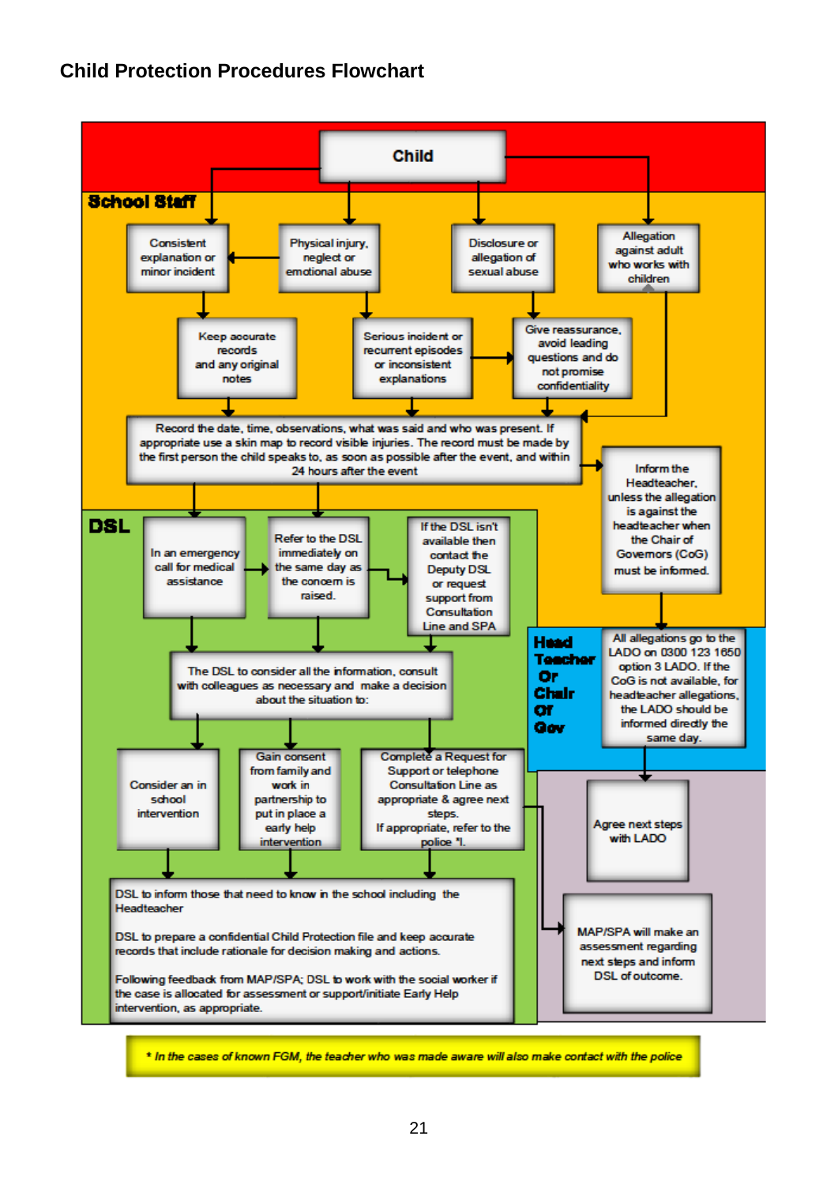## Child Protection Procedures Flowchart

**Child**

**School Staff**

- Consistent explanation or minor incident
- Physical injury, neglect or emotional abuse
- Disclosure or allegation of sexual abuse
- Allegation against adult who works with children

- Keep accurate records and any original notes
- Serious incident or recurrent episodes or inconsistent explanations
- Give reassurance, avoid leading questions and do not promise confidentiality

Record the date, time, observations, what was said and who was present. If appropriate use a skin map to record visible injuries. The record must be made by the first person the child speaks to, as soon as possible after the event, and within 24 hours after the event

Inform the Headteacher, unless the allegation is against the headteacher when the Chair of Governors (CoG) must be informed.

**DSL**

- In an emergency call for medical assistance
- Refer to the DSL immediately on the same day as the concern is raised.
- If the DSL isn't available then contact the Deputy DSL or request support from Consultation Line and SPA

The DSL to consider all the information, consult with colleagues as necessary and make a decision about the situation to:

- Consider an in school intervention
- Gain consent from family and work in partnership to put in place a early help intervention
- Complete a Request for Support or telephone Consultation Line as appropriate & agree next steps. If appropriate, refer to the police *!.

DSL to inform those that need to know in the school including the Headteacher

DSL to prepare a confidential Child Protection file and keep accurate records that include rationale for decision making and actions.

Following feedback from MAP/SPA; DSL to work with the social worker if the case is allocated for assessment or support/initiate Early Help intervention, as appropriate.

**Head Teacher Or Chair Of Gov**

All allegations go to the LADO on 0300 123 1650 option 3 LADO. If the CoG is not available, for headteacher allegations, the LADO should be informed directly the same day.

Agree next steps with LADO

MAP/SPA will make an assessment regarding next steps and inform DSL of outcome.

*\* In the cases of known FGM, the teacher who was made aware will also make contact with the police*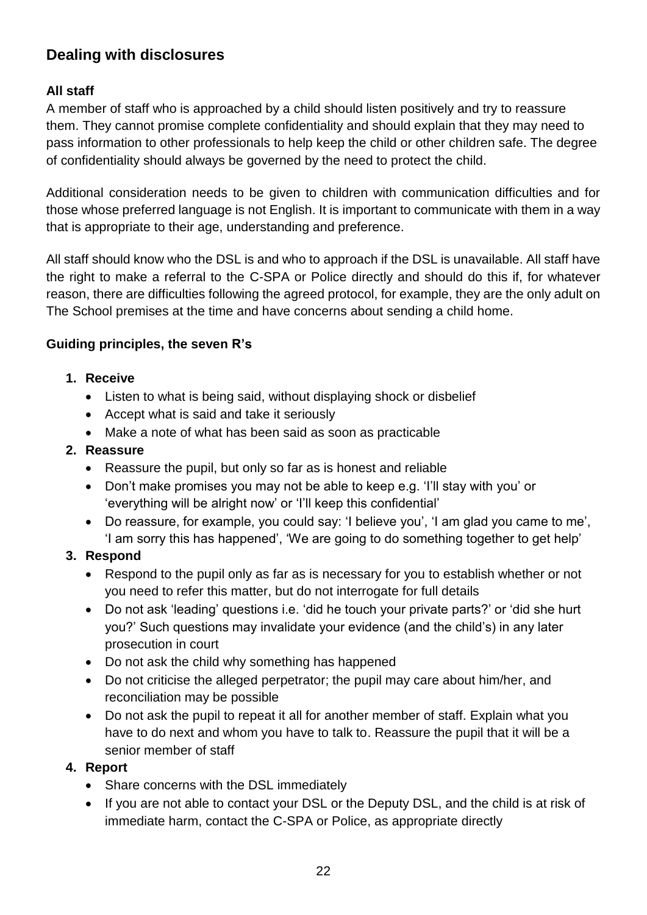## Dealing with disclosures

### All staff

A member of staff who is approached by a child should listen positively and try to reassure them. They cannot promise complete confidentiality and should explain that they may need to pass information to other professionals to help keep the child or other children safe. The degree of confidentiality should always be governed by the need to protect the child.

Additional consideration needs to be given to children with communication difficulties and for those whose preferred language is not English. It is important to communicate with them in a way that is appropriate to their age, understanding and preference.

All staff should know who the DSL is and who to approach if the DSL is unavailable. All staff have the right to make a referral to the C-SPA or Police directly and should do this if, for whatever reason, there are difficulties following the agreed protocol, for example, they are the only adult on The School premises at the time and have concerns about sending a child home.

### Guiding principles, the seven R's

1. **Receive**
   - Listen to what is being said, without displaying shock or disbelief
   - Accept what is said and take it seriously
   - Make a note of what has been said as soon as practicable
2. **Reassure**
   - Reassure the pupil, but only so far as is honest and reliable
   - Don't make promises you may not be able to keep e.g. 'I'll stay with you' or 'everything will be alright now' or 'I'll keep this confidential'
   - Do reassure, for example, you could say: 'I believe you', 'I am glad you came to me', 'I am sorry this has happened', 'We are going to do something together to get help'
3. **Respond**
   - Respond to the pupil only as far as is necessary for you to establish whether or not you need to refer this matter, but do not interrogate for full details
   - Do not ask 'leading' questions i.e. 'did he touch your private parts?' or 'did she hurt you?' Such questions may invalidate your evidence (and the child's) in any later prosecution in court
   - Do not ask the child why something has happened
   - Do not criticise the alleged perpetrator; the pupil may care about him/her, and reconciliation may be possible
   - Do not ask the pupil to repeat it all for another member of staff. Explain what you have to do next and whom you have to talk to. Reassure the pupil that it will be a senior member of staff
4. **Report**
   - Share concerns with the DSL immediately
   - If you are not able to contact your DSL or the Deputy DSL, and the child is at risk of immediate harm, contact the C-SPA or Police, as appropriate directly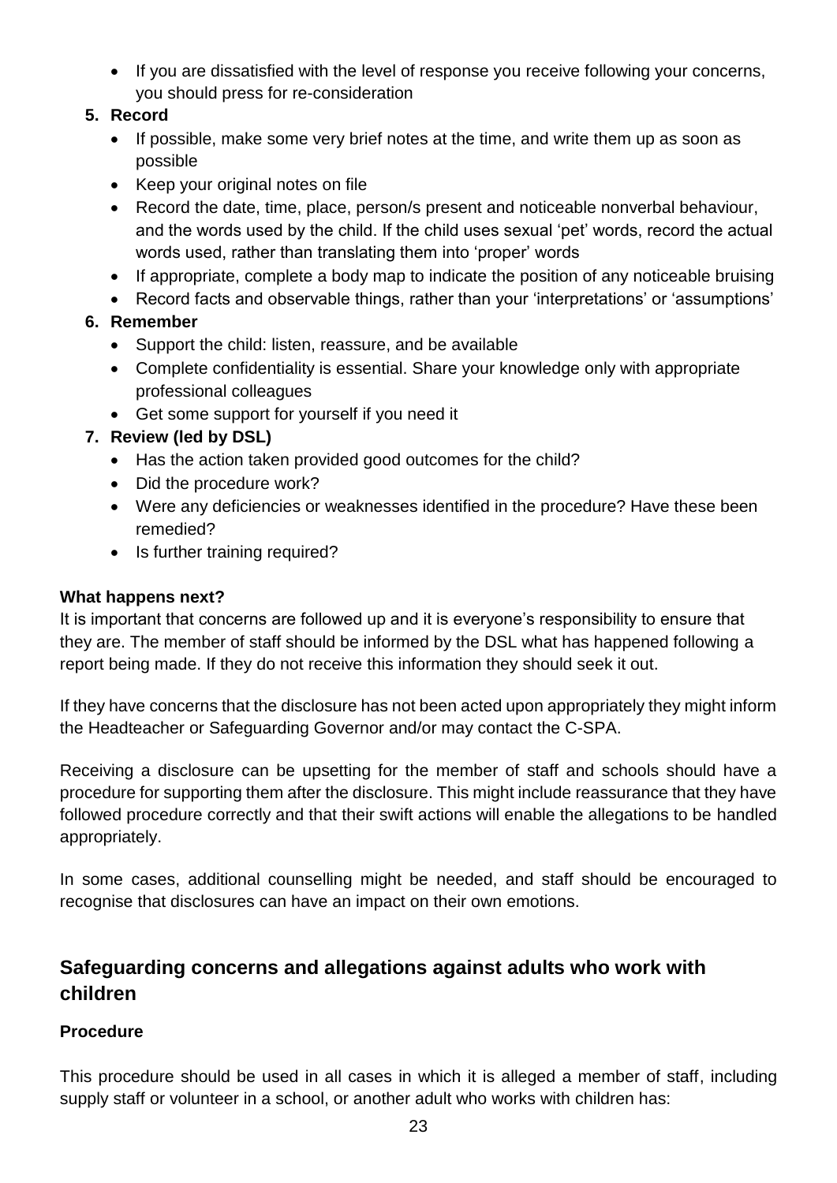- If you are dissatisfied with the level of response you receive following your concerns, you should press for re-consideration

5. **Record**
    - If possible, make some very brief notes at the time, and write them up as soon as possible
    - Keep your original notes on file
    - Record the date, time, place, person/s present and noticeable nonverbal behaviour, and the words used by the child. If the child uses sexual 'pet' words, record the actual words used, rather than translating them into 'proper' words
    - If appropriate, complete a body map to indicate the position of any noticeable bruising
    - Record facts and observable things, rather than your 'interpretations' or 'assumptions'
6. **Remember**
    - Support the child: listen, reassure, and be available
    - Complete confidentiality is essential. Share your knowledge only with appropriate professional colleagues
    - Get some support for yourself if you need it
7. **Review (led by DSL)**
    - Has the action taken provided good outcomes for the child?
    - Did the procedure work?
    - Were any deficiencies or weaknesses identified in the procedure? Have these been remedied?
    - Is further training required?

**What happens next?**

It is important that concerns are followed up and it is everyone's responsibility to ensure that they are. The member of staff should be informed by the DSL what has happened following a report being made. If they do not receive this information they should seek it out.

If they have concerns that the disclosure has not been acted upon appropriately they might inform the Headteacher or Safeguarding Governor and/or may contact the C-SPA.

Receiving a disclosure can be upsetting for the member of staff and schools should have a procedure for supporting them after the disclosure. This might include reassurance that they have followed procedure correctly and that their swift actions will enable the allegations to be handled appropriately.

In some cases, additional counselling might be needed, and staff should be encouraged to recognise that disclosures can have an impact on their own emotions.

## Safeguarding concerns and allegations against adults who work with children

**Procedure**

This procedure should be used in all cases in which it is alleged a member of staff, including supply staff or volunteer in a school, or another adult who works with children has: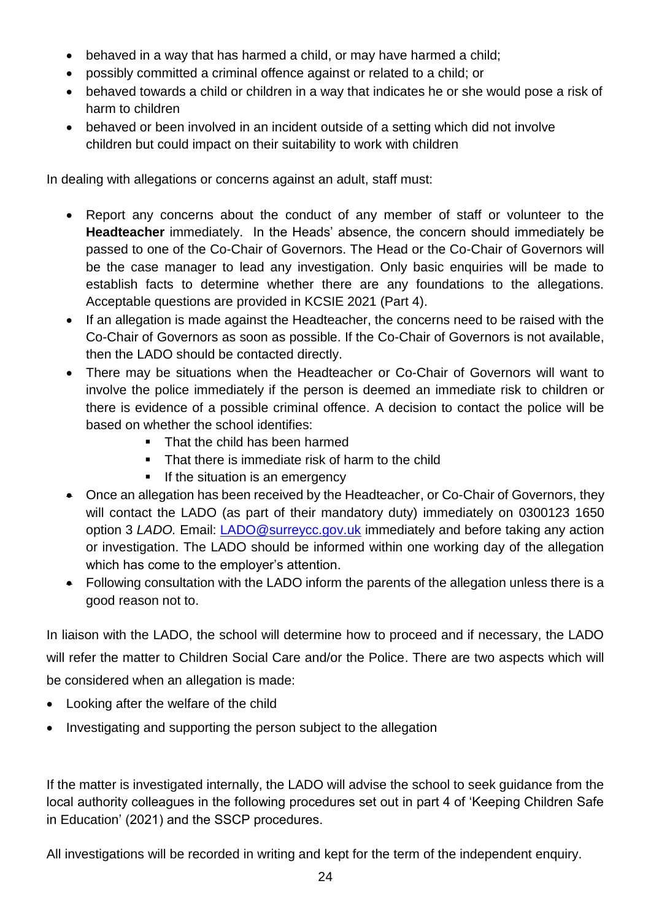- behaved in a way that has harmed a child, or may have harmed a child;
- possibly committed a criminal offence against or related to a child; or
- behaved towards a child or children in a way that indicates he or she would pose a risk of harm to children
- behaved or been involved in an incident outside of a setting which did not involve children but could impact on their suitability to work with children

In dealing with allegations or concerns against an adult, staff must:

- Report any concerns about the conduct of any member of staff or volunteer to the **Headteacher** immediately. In the Heads' absence, the concern should immediately be passed to one of the Co-Chair of Governors. The Head or the Co-Chair of Governors will be the case manager to lead any investigation. Only basic enquiries will be made to establish facts to determine whether there are any foundations to the allegations. Acceptable questions are provided in KCSIE 2021 (Part 4).
- If an allegation is made against the Headteacher, the concerns need to be raised with the Co-Chair of Governors as soon as possible. If the Co-Chair of Governors is not available, then the LADO should be contacted directly.
- There may be situations when the Headteacher or Co-Chair of Governors will want to involve the police immediately if the person is deemed an immediate risk to children or there is evidence of a possible criminal offence. A decision to contact the police will be based on whether the school identifies:
    - That the child has been harmed
    - That there is immediate risk of harm to the child
    - If the situation is an emergency
- Once an allegation has been received by the Headteacher, or Co-Chair of Governors, they will contact the LADO (as part of their mandatory duty) immediately on 0300123 1650 option 3 *LADO.* Email: LADO@surreycc.gov.uk immediately and before taking any action or investigation. The LADO should be informed within one working day of the allegation which has come to the employer's attention.
- Following consultation with the LADO inform the parents of the allegation unless there is a good reason not to.

In liaison with the LADO, the school will determine how to proceed and if necessary, the LADO will refer the matter to Children Social Care and/or the Police. There are two aspects which will be considered when an allegation is made:

- Looking after the welfare of the child
- Investigating and supporting the person subject to the allegation

If the matter is investigated internally, the LADO will advise the school to seek guidance from the local authority colleagues in the following procedures set out in part 4 of 'Keeping Children Safe in Education' (2021) and the SSCP procedures.

All investigations will be recorded in writing and kept for the term of the independent enquiry.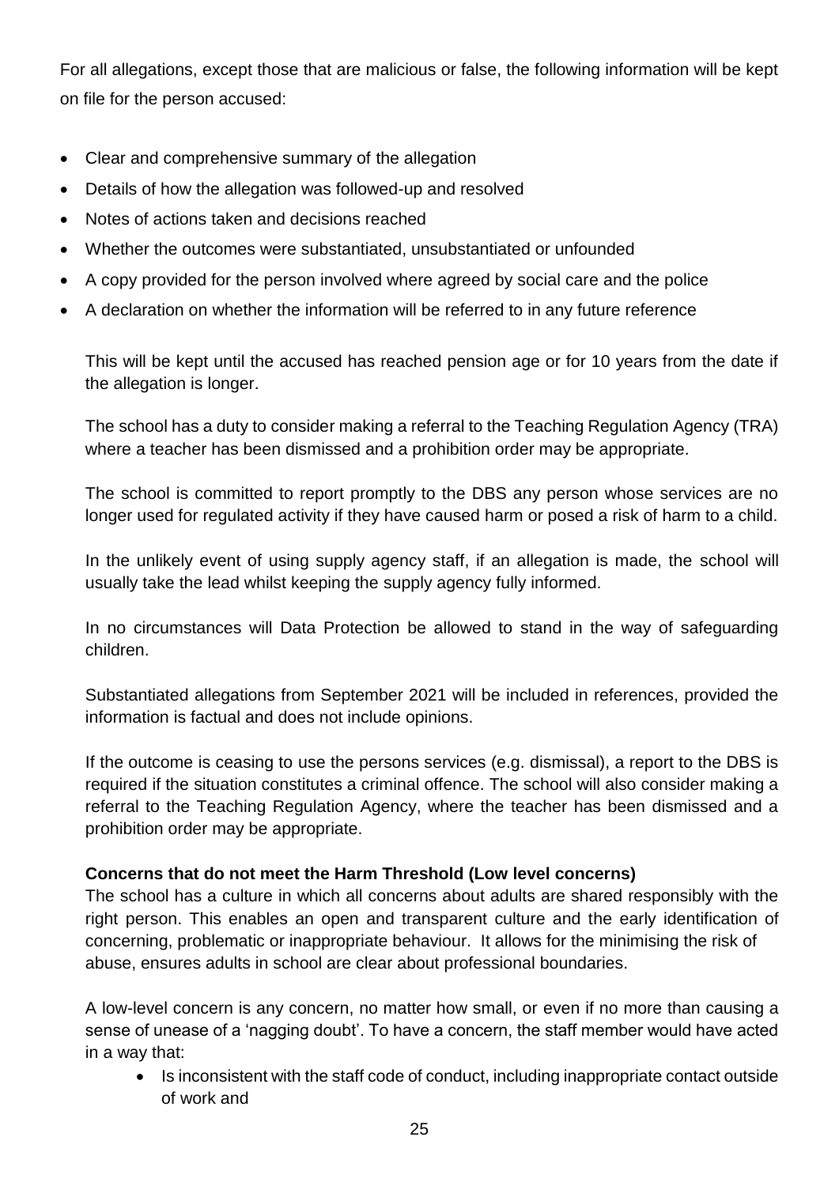For all allegations, except those that are malicious or false, the following information will be kept on file for the person accused:

- Clear and comprehensive summary of the allegation
- Details of how the allegation was followed-up and resolved
- Notes of actions taken and decisions reached
- Whether the outcomes were substantiated, unsubstantiated or unfounded
- A copy provided for the person involved where agreed by social care and the police
- A declaration on whether the information will be referred to in any future reference

This will be kept until the accused has reached pension age or for 10 years from the date if the allegation is longer.

The school has a duty to consider making a referral to the Teaching Regulation Agency (TRA) where a teacher has been dismissed and a prohibition order may be appropriate.

The school is committed to report promptly to the DBS any person whose services are no longer used for regulated activity if they have caused harm or posed a risk of harm to a child.

In the unlikely event of using supply agency staff, if an allegation is made, the school will usually take the lead whilst keeping the supply agency fully informed.

In no circumstances will Data Protection be allowed to stand in the way of safeguarding children.

Substantiated allegations from September 2021 will be included in references, provided the information is factual and does not include opinions.

If the outcome is ceasing to use the persons services (e.g. dismissal), a report to the DBS is required if the situation constitutes a criminal offence. The school will also consider making a referral to the Teaching Regulation Agency, where the teacher has been dismissed and a prohibition order may be appropriate.

**Concerns that do not meet the Harm Threshold (Low level concerns)**

The school has a culture in which all concerns about adults are shared responsibly with the right person. This enables an open and transparent culture and the early identification of concerning, problematic or inappropriate behaviour. It allows for the minimising the risk of abuse, ensures adults in school are clear about professional boundaries.

A low-level concern is any concern, no matter how small, or even if no more than causing a sense of unease of a 'nagging doubt'. To have a concern, the staff member would have acted in a way that:

- Is inconsistent with the staff code of conduct, including inappropriate contact outside of work and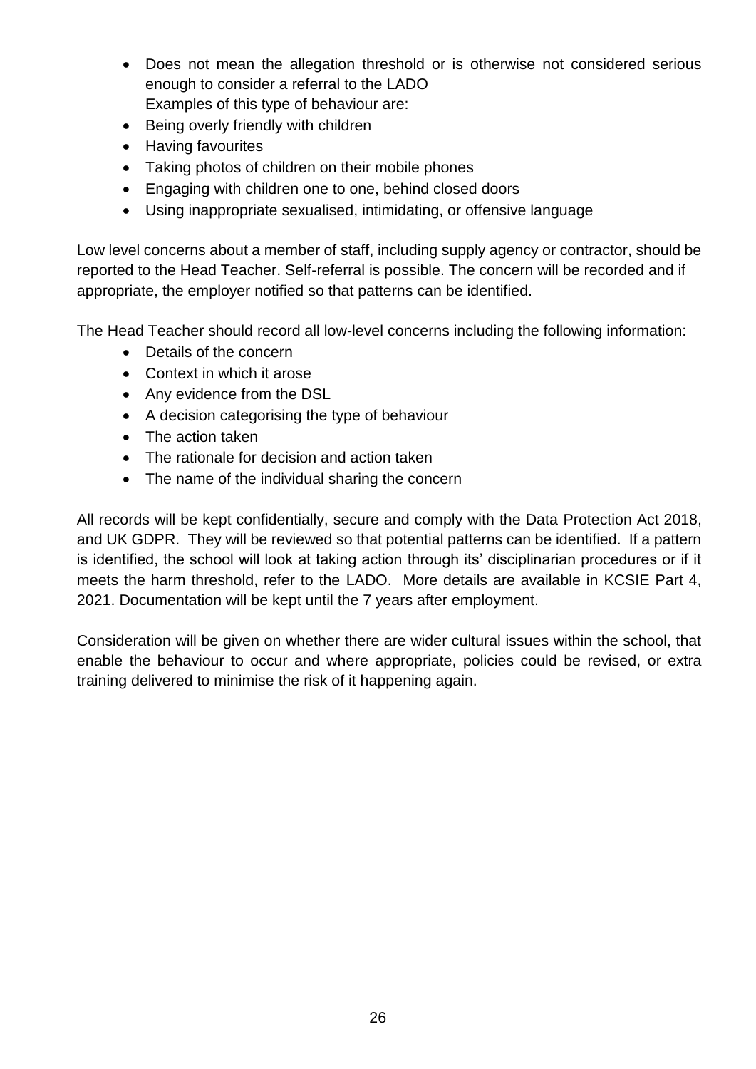- Does not mean the allegation threshold or is otherwise not considered serious enough to consider a referral to the LADO
  Examples of this type of behaviour are:
- Being overly friendly with children
- Having favourites
- Taking photos of children on their mobile phones
- Engaging with children one to one, behind closed doors
- Using inappropriate sexualised, intimidating, or offensive language

Low level concerns about a member of staff, including supply agency or contractor, should be reported to the Head Teacher. Self-referral is possible. The concern will be recorded and if appropriate, the employer notified so that patterns can be identified.

The Head Teacher should record all low-level concerns including the following information:

- Details of the concern
- Context in which it arose
- Any evidence from the DSL
- A decision categorising the type of behaviour
- The action taken
- The rationale for decision and action taken
- The name of the individual sharing the concern

All records will be kept confidentially, secure and comply with the Data Protection Act 2018, and UK GDPR. They will be reviewed so that potential patterns can be identified. If a pattern is identified, the school will look at taking action through its' disciplinarian procedures or if it meets the harm threshold, refer to the LADO. More details are available in KCSIE Part 4, 2021. Documentation will be kept until the 7 years after employment.

Consideration will be given on whether there are wider cultural issues within the school, that enable the behaviour to occur and where appropriate, policies could be revised, or extra training delivered to minimise the risk of it happening again.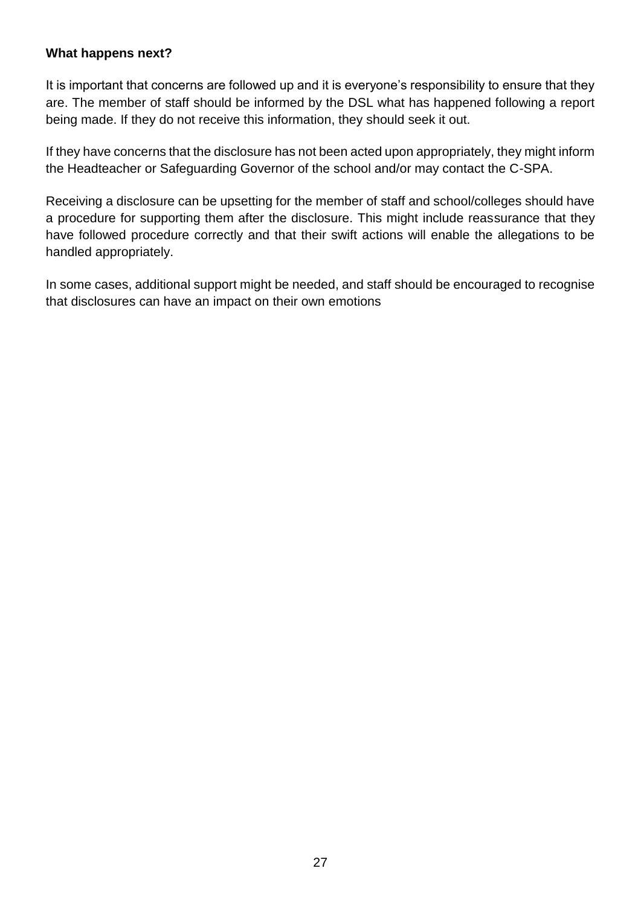**What happens next?**

It is important that concerns are followed up and it is everyone's responsibility to ensure that they are. The member of staff should be informed by the DSL what has happened following a report being made. If they do not receive this information, they should seek it out.

If they have concerns that the disclosure has not been acted upon appropriately, they might inform the Headteacher or Safeguarding Governor of the school and/or may contact the C-SPA.

Receiving a disclosure can be upsetting for the member of staff and school/colleges should have a procedure for supporting them after the disclosure. This might include reassurance that they have followed procedure correctly and that their swift actions will enable the allegations to be handled appropriately.

In some cases, additional support might be needed, and staff should be encouraged to recognise that disclosures can have an impact on their own emotions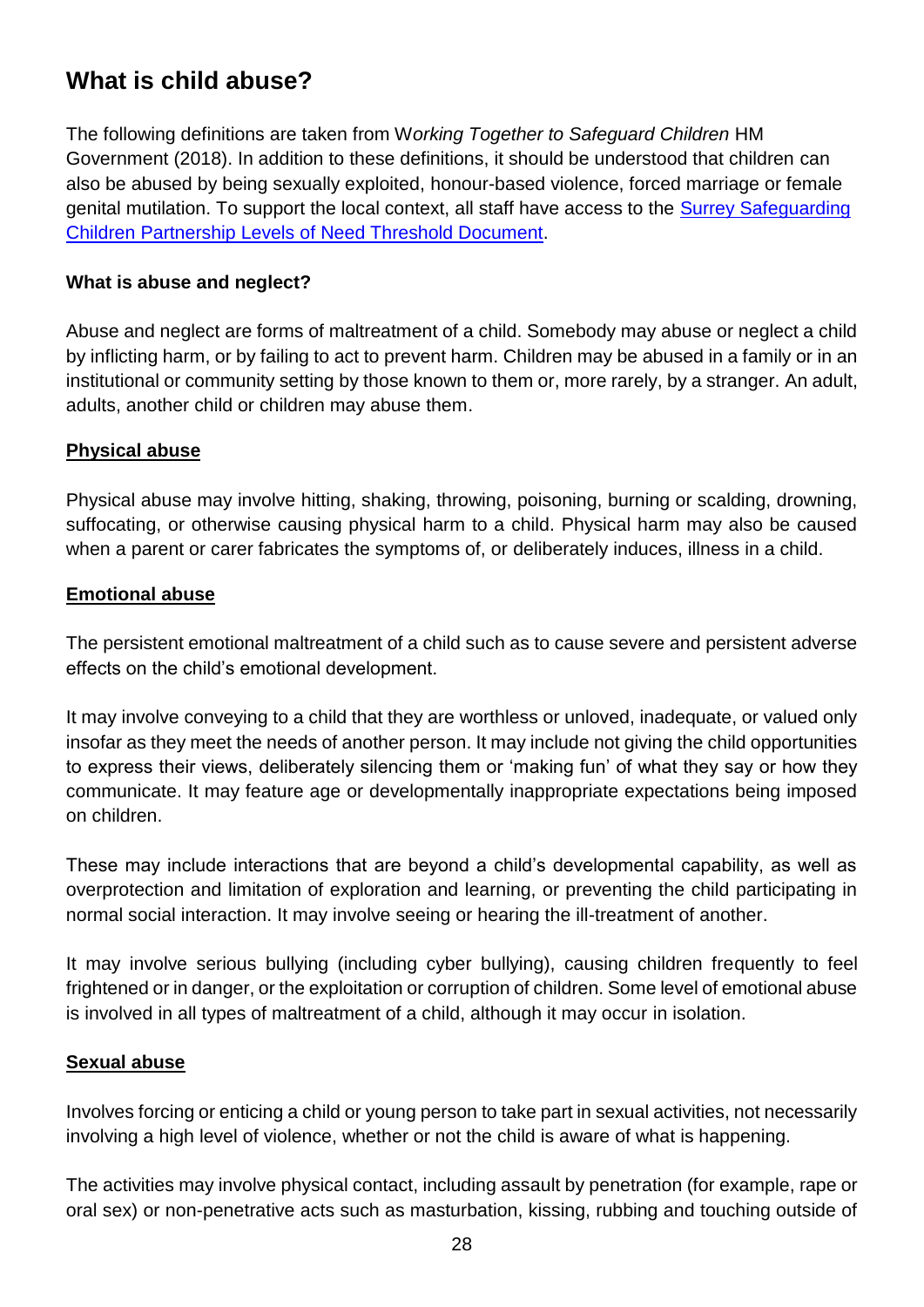## What is child abuse?

The following definitions are taken from W*orking Together to Safeguard Children* HM Government (2018). In addition to these definitions, it should be understood that children can also be abused by being sexually exploited, honour-based violence, forced marriage or female genital mutilation. To support the local context, all staff have access to the [Surrey Safeguarding Children Partnership Levels of Need Threshold Document](Surrey Safeguarding Children Partnership Levels of Need Threshold Document).

### What is abuse and neglect?

Abuse and neglect are forms of maltreatment of a child. Somebody may abuse or neglect a child by inflicting harm, or by failing to act to prevent harm. Children may be abused in a family or in an institutional or community setting by those known to them or, more rarely, by a stranger. An adult, adults, another child or children may abuse them.

### Physical abuse

Physical abuse may involve hitting, shaking, throwing, poisoning, burning or scalding, drowning, suffocating, or otherwise causing physical harm to a child. Physical harm may also be caused when a parent or carer fabricates the symptoms of, or deliberately induces, illness in a child.

### Emotional abuse

The persistent emotional maltreatment of a child such as to cause severe and persistent adverse effects on the child's emotional development.

It may involve conveying to a child that they are worthless or unloved, inadequate, or valued only insofar as they meet the needs of another person. It may include not giving the child opportunities to express their views, deliberately silencing them or 'making fun' of what they say or how they communicate. It may feature age or developmentally inappropriate expectations being imposed on children.

These may include interactions that are beyond a child's developmental capability, as well as overprotection and limitation of exploration and learning, or preventing the child participating in normal social interaction. It may involve seeing or hearing the ill-treatment of another.

It may involve serious bullying (including cyber bullying), causing children frequently to feel frightened or in danger, or the exploitation or corruption of children. Some level of emotional abuse is involved in all types of maltreatment of a child, although it may occur in isolation.

### Sexual abuse

Involves forcing or enticing a child or young person to take part in sexual activities, not necessarily involving a high level of violence, whether or not the child is aware of what is happening.

The activities may involve physical contact, including assault by penetration (for example, rape or oral sex) or non-penetrative acts such as masturbation, kissing, rubbing and touching outside of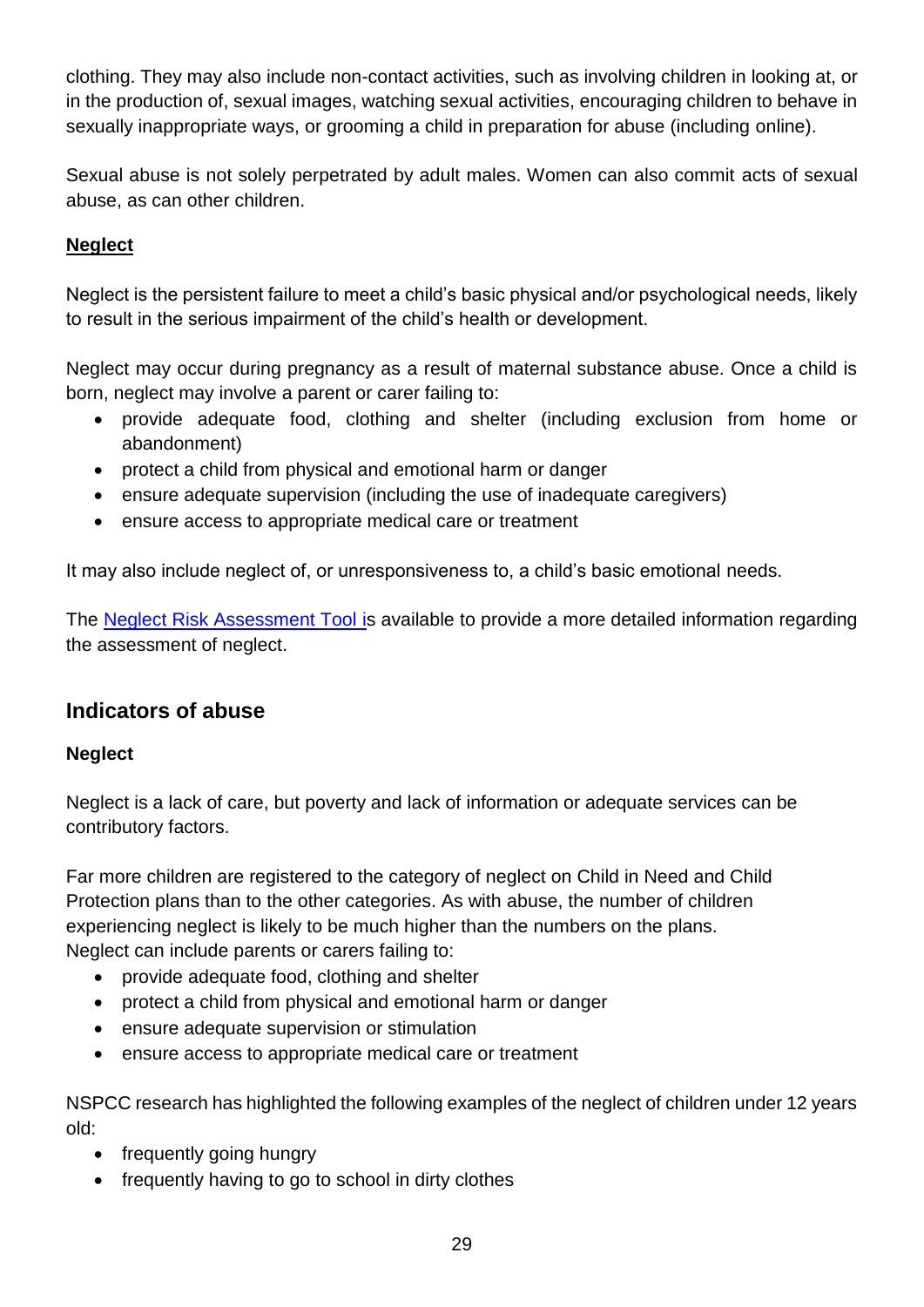clothing. They may also include non-contact activities, such as involving children in looking at, or in the production of, sexual images, watching sexual activities, encouraging children to behave in sexually inappropriate ways, or grooming a child in preparation for abuse (including online).

Sexual abuse is not solely perpetrated by adult males. Women can also commit acts of sexual abuse, as can other children.

**Neglect**

Neglect is the persistent failure to meet a child's basic physical and/or psychological needs, likely to result in the serious impairment of the child's health or development.

Neglect may occur during pregnancy as a result of maternal substance abuse. Once a child is born, neglect may involve a parent or carer failing to:

- provide adequate food, clothing and shelter (including exclusion from home or abandonment)
- protect a child from physical and emotional harm or danger
- ensure adequate supervision (including the use of inadequate caregivers)
- ensure access to appropriate medical care or treatment

It may also include neglect of, or unresponsiveness to, a child's basic emotional needs.

The Neglect Risk Assessment Tool is available to provide a more detailed information regarding the assessment of neglect.

## Indicators of abuse

### Neglect

Neglect is a lack of care, but poverty and lack of information or adequate services can be contributory factors.

Far more children are registered to the category of neglect on Child in Need and Child Protection plans than to the other categories. As with abuse, the number of children experiencing neglect is likely to be much higher than the numbers on the plans.
Neglect can include parents or carers failing to:

- provide adequate food, clothing and shelter
- protect a child from physical and emotional harm or danger
- ensure adequate supervision or stimulation
- ensure access to appropriate medical care or treatment

NSPCC research has highlighted the following examples of the neglect of children under 12 years old:

- frequently going hungry
- frequently having to go to school in dirty clothes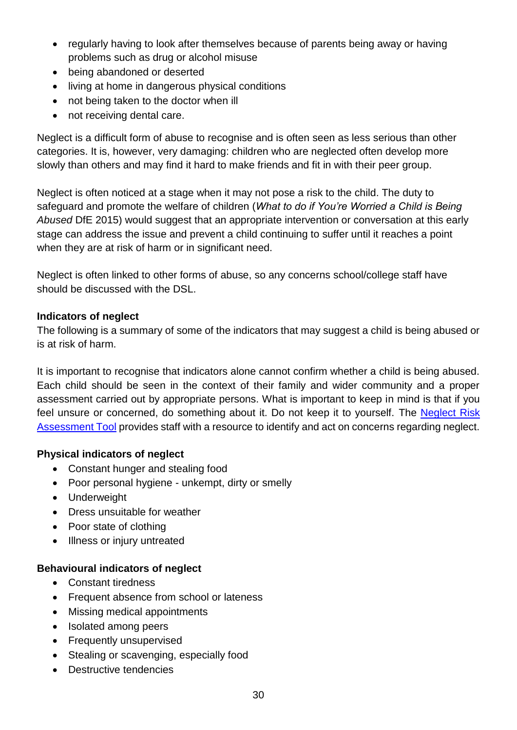- regularly having to look after themselves because of parents being away or having problems such as drug or alcohol misuse
- being abandoned or deserted
- living at home in dangerous physical conditions
- not being taken to the doctor when ill
- not receiving dental care.

Neglect is a difficult form of abuse to recognise and is often seen as less serious than other categories. It is, however, very damaging: children who are neglected often develop more slowly than others and may find it hard to make friends and fit in with their peer group.

Neglect is often noticed at a stage when it may not pose a risk to the child. The duty to safeguard and promote the welfare of children (*What to do if You're Worried a Child is Being Abused* DfE 2015) would suggest that an appropriate intervention or conversation at this early stage can address the issue and prevent a child continuing to suffer until it reaches a point when they are at risk of harm or in significant need.

Neglect is often linked to other forms of abuse, so any concerns school/college staff have should be discussed with the DSL.

**Indicators of neglect**

The following is a summary of some of the indicators that may suggest a child is being abused or is at risk of harm.

It is important to recognise that indicators alone cannot confirm whether a child is being abused. Each child should be seen in the context of their family and wider community and a proper assessment carried out by appropriate persons. What is important to keep in mind is that if you feel unsure or concerned, do something about it. Do not keep it to yourself. The Neglect Risk Assessment Tool provides staff with a resource to identify and act on concerns regarding neglect.

**Physical indicators of neglect**

- Constant hunger and stealing food
- Poor personal hygiene - unkempt, dirty or smelly
- Underweight
- Dress unsuitable for weather
- Poor state of clothing
- Illness or injury untreated

**Behavioural indicators of neglect**

- Constant tiredness
- Frequent absence from school or lateness
- Missing medical appointments
- Isolated among peers
- Frequently unsupervised
- Stealing or scavenging, especially food
- Destructive tendencies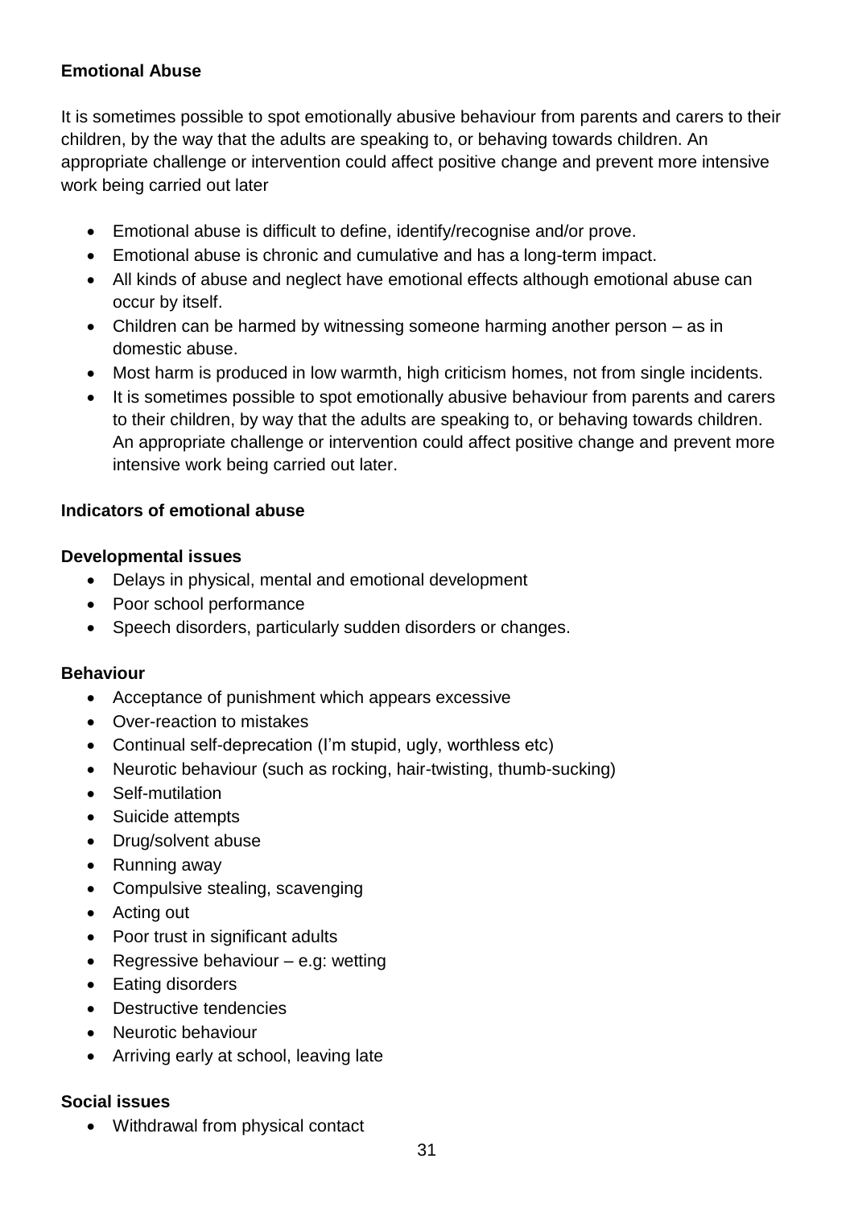**Emotional Abuse**

It is sometimes possible to spot emotionally abusive behaviour from parents and carers to their children, by the way that the adults are speaking to, or behaving towards children. An appropriate challenge or intervention could affect positive change and prevent more intensive work being carried out later

- Emotional abuse is difficult to define, identify/recognise and/or prove.
- Emotional abuse is chronic and cumulative and has a long-term impact.
- All kinds of abuse and neglect have emotional effects although emotional abuse can occur by itself.
- Children can be harmed by witnessing someone harming another person – as in domestic abuse.
- Most harm is produced in low warmth, high criticism homes, not from single incidents.
- It is sometimes possible to spot emotionally abusive behaviour from parents and carers to their children, by way that the adults are speaking to, or behaving towards children. An appropriate challenge or intervention could affect positive change and prevent more intensive work being carried out later.

**Indicators of emotional abuse**

**Developmental issues**

- Delays in physical, mental and emotional development
- Poor school performance
- Speech disorders, particularly sudden disorders or changes.

**Behaviour**

- Acceptance of punishment which appears excessive
- Over-reaction to mistakes
- Continual self-deprecation (I'm stupid, ugly, worthless etc)
- Neurotic behaviour (such as rocking, hair-twisting, thumb-sucking)
- Self-mutilation
- Suicide attempts
- Drug/solvent abuse
- Running away
- Compulsive stealing, scavenging
- Acting out
- Poor trust in significant adults
- Regressive behaviour – e.g: wetting
- Eating disorders
- Destructive tendencies
- Neurotic behaviour
- Arriving early at school, leaving late

**Social issues**

- Withdrawal from physical contact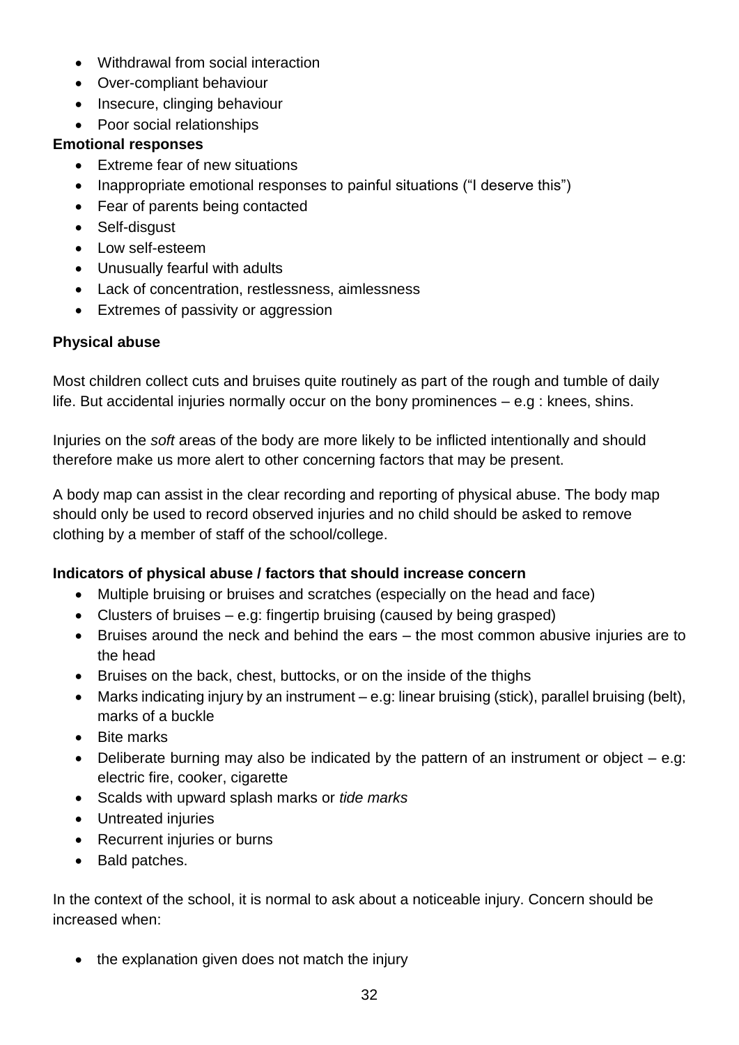- Withdrawal from social interaction
- Over-compliant behaviour
- Insecure, clinging behaviour
- Poor social relationships

**Emotional responses**

- Extreme fear of new situations
- Inappropriate emotional responses to painful situations ("I deserve this")
- Fear of parents being contacted
- Self-disgust
- Low self-esteem
- Unusually fearful with adults
- Lack of concentration, restlessness, aimlessness
- Extremes of passivity or aggression

**Physical abuse**

Most children collect cuts and bruises quite routinely as part of the rough and tumble of daily life. But accidental injuries normally occur on the bony prominences – e.g : knees, shins.

Injuries on the *soft* areas of the body are more likely to be inflicted intentionally and should therefore make us more alert to other concerning factors that may be present.

A body map can assist in the clear recording and reporting of physical abuse. The body map should only be used to record observed injuries and no child should be asked to remove clothing by a member of staff of the school/college.

**Indicators of physical abuse / factors that should increase concern**

- Multiple bruising or bruises and scratches (especially on the head and face)
- Clusters of bruises – e.g: fingertip bruising (caused by being grasped)
- Bruises around the neck and behind the ears – the most common abusive injuries are to the head
- Bruises on the back, chest, buttocks, or on the inside of the thighs
- Marks indicating injury by an instrument – e.g: linear bruising (stick), parallel bruising (belt), marks of a buckle
- Bite marks
- Deliberate burning may also be indicated by the pattern of an instrument or object – e.g: electric fire, cooker, cigarette
- Scalds with upward splash marks or *tide marks*
- Untreated injuries
- Recurrent injuries or burns
- Bald patches.

In the context of the school, it is normal to ask about a noticeable injury. Concern should be increased when:

- the explanation given does not match the injury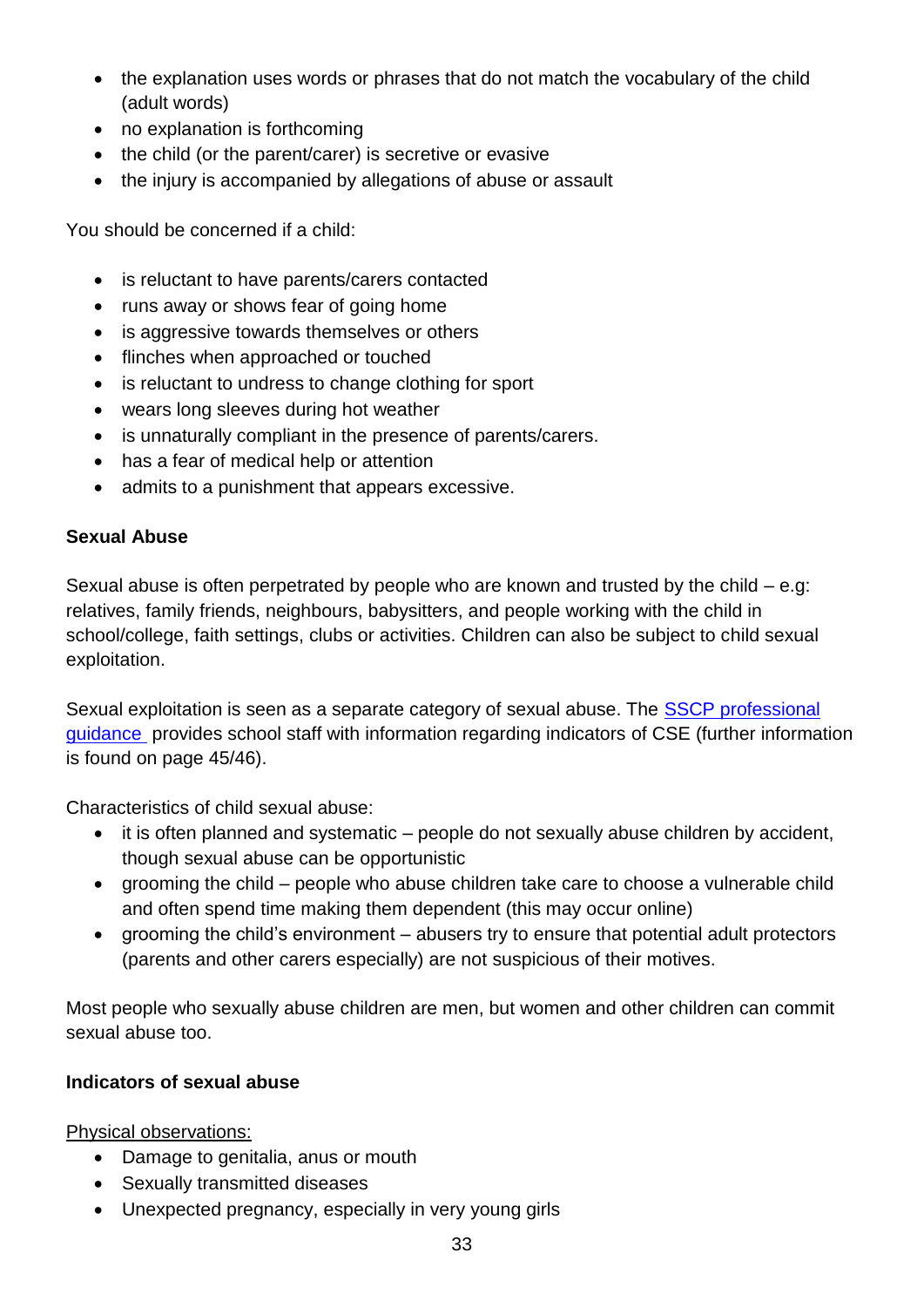- the explanation uses words or phrases that do not match the vocabulary of the child (adult words)
- no explanation is forthcoming
- the child (or the parent/carer) is secretive or evasive
- the injury is accompanied by allegations of abuse or assault

You should be concerned if a child:

- is reluctant to have parents/carers contacted
- runs away or shows fear of going home
- is aggressive towards themselves or others
- flinches when approached or touched
- is reluctant to undress to change clothing for sport
- wears long sleeves during hot weather
- is unnaturally compliant in the presence of parents/carers.
- has a fear of medical help or attention
- admits to a punishment that appears excessive.

**Sexual Abuse**

Sexual abuse is often perpetrated by people who are known and trusted by the child – e.g: relatives, family friends, neighbours, babysitters, and people working with the child in school/college, faith settings, clubs or activities. Children can also be subject to child sexual exploitation.

Sexual exploitation is seen as a separate category of sexual abuse. The SSCP professional guidance provides school staff with information regarding indicators of CSE (further information is found on page 45/46).

Characteristics of child sexual abuse:

- it is often planned and systematic – people do not sexually abuse children by accident, though sexual abuse can be opportunistic
- grooming the child – people who abuse children take care to choose a vulnerable child and often spend time making them dependent (this may occur online)
- grooming the child's environment – abusers try to ensure that potential adult protectors (parents and other carers especially) are not suspicious of their motives.

Most people who sexually abuse children are men, but women and other children can commit sexual abuse too.

**Indicators of sexual abuse**

Physical observations:

- Damage to genitalia, anus or mouth
- Sexually transmitted diseases
- Unexpected pregnancy, especially in very young girls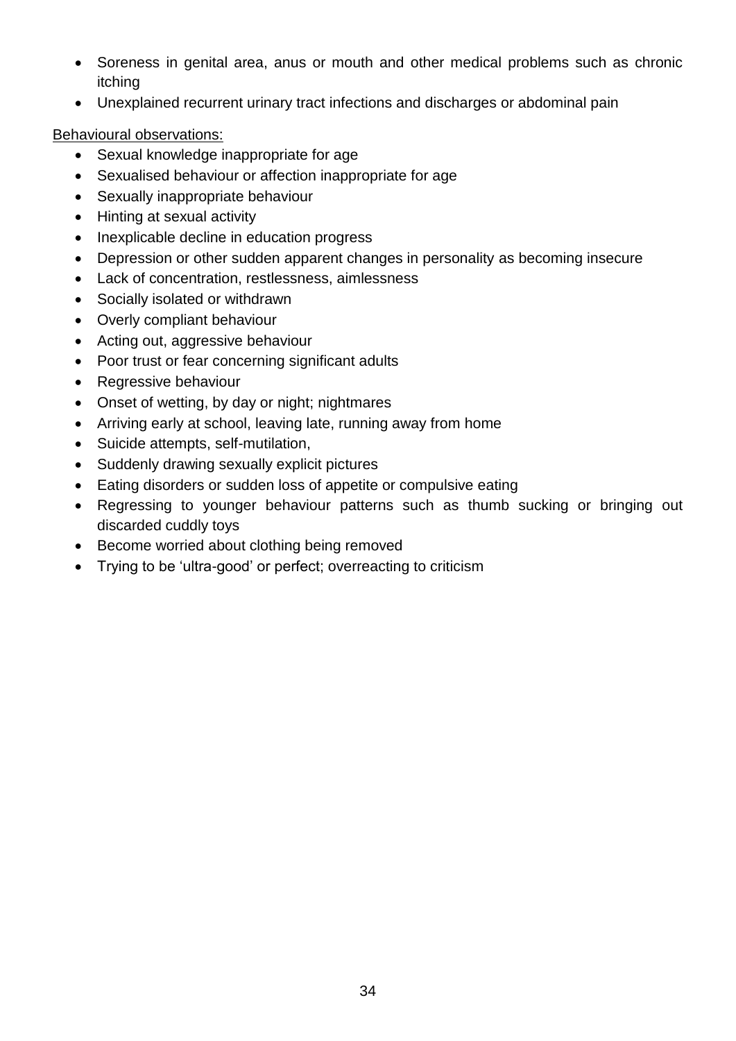- Soreness in genital area, anus or mouth and other medical problems such as chronic itching
- Unexplained recurrent urinary tract infections and discharges or abdominal pain

<u>Behavioural observations:</u>

- Sexual knowledge inappropriate for age
- Sexualised behaviour or affection inappropriate for age
- Sexually inappropriate behaviour
- Hinting at sexual activity
- Inexplicable decline in education progress
- Depression or other sudden apparent changes in personality as becoming insecure
- Lack of concentration, restlessness, aimlessness
- Socially isolated or withdrawn
- Overly compliant behaviour
- Acting out, aggressive behaviour
- Poor trust or fear concerning significant adults
- Regressive behaviour
- Onset of wetting, by day or night; nightmares
- Arriving early at school, leaving late, running away from home
- Suicide attempts, self-mutilation,
- Suddenly drawing sexually explicit pictures
- Eating disorders or sudden loss of appetite or compulsive eating
- Regressing to younger behaviour patterns such as thumb sucking or bringing out discarded cuddly toys
- Become worried about clothing being removed
- Trying to be 'ultra-good' or perfect; overreacting to criticism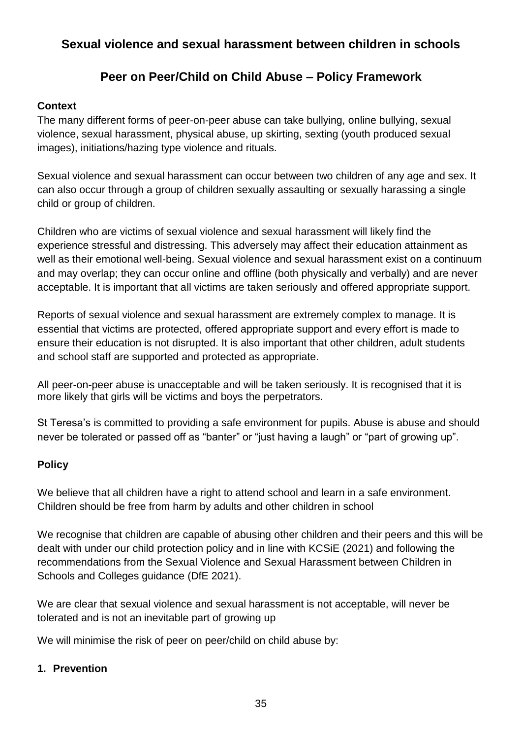## Sexual violence and sexual harassment between children in schools

## Peer on Peer/Child on Child Abuse – Policy Framework

**Context**

The many different forms of peer-on-peer abuse can take bullying, online bullying, sexual violence, sexual harassment, physical abuse, up skirting, sexting (youth produced sexual images), initiations/hazing type violence and rituals.

Sexual violence and sexual harassment can occur between two children of any age and sex. It can also occur through a group of children sexually assaulting or sexually harassing a single child or group of children.

Children who are victims of sexual violence and sexual harassment will likely find the experience stressful and distressing. This adversely may affect their education attainment as well as their emotional well-being. Sexual violence and sexual harassment exist on a continuum and may overlap; they can occur online and offline (both physically and verbally) and are never acceptable. It is important that all victims are taken seriously and offered appropriate support.

Reports of sexual violence and sexual harassment are extremely complex to manage. It is essential that victims are protected, offered appropriate support and every effort is made to ensure their education is not disrupted. It is also important that other children, adult students and school staff are supported and protected as appropriate.

All peer-on-peer abuse is unacceptable and will be taken seriously. It is recognised that it is more likely that girls will be victims and boys the perpetrators.

St Teresa's is committed to providing a safe environment for pupils. Abuse is abuse and should never be tolerated or passed off as "banter" or "just having a laugh" or "part of growing up".

**Policy**

We believe that all children have a right to attend school and learn in a safe environment. Children should be free from harm by adults and other children in school

We recognise that children are capable of abusing other children and their peers and this will be dealt with under our child protection policy and in line with KCSiE (2021) and following the recommendations from the Sexual Violence and Sexual Harassment between Children in Schools and Colleges guidance (DfE 2021).

We are clear that sexual violence and sexual harassment is not acceptable, will never be tolerated and is not an inevitable part of growing up

We will minimise the risk of peer on peer/child on child abuse by:

**1. Prevention**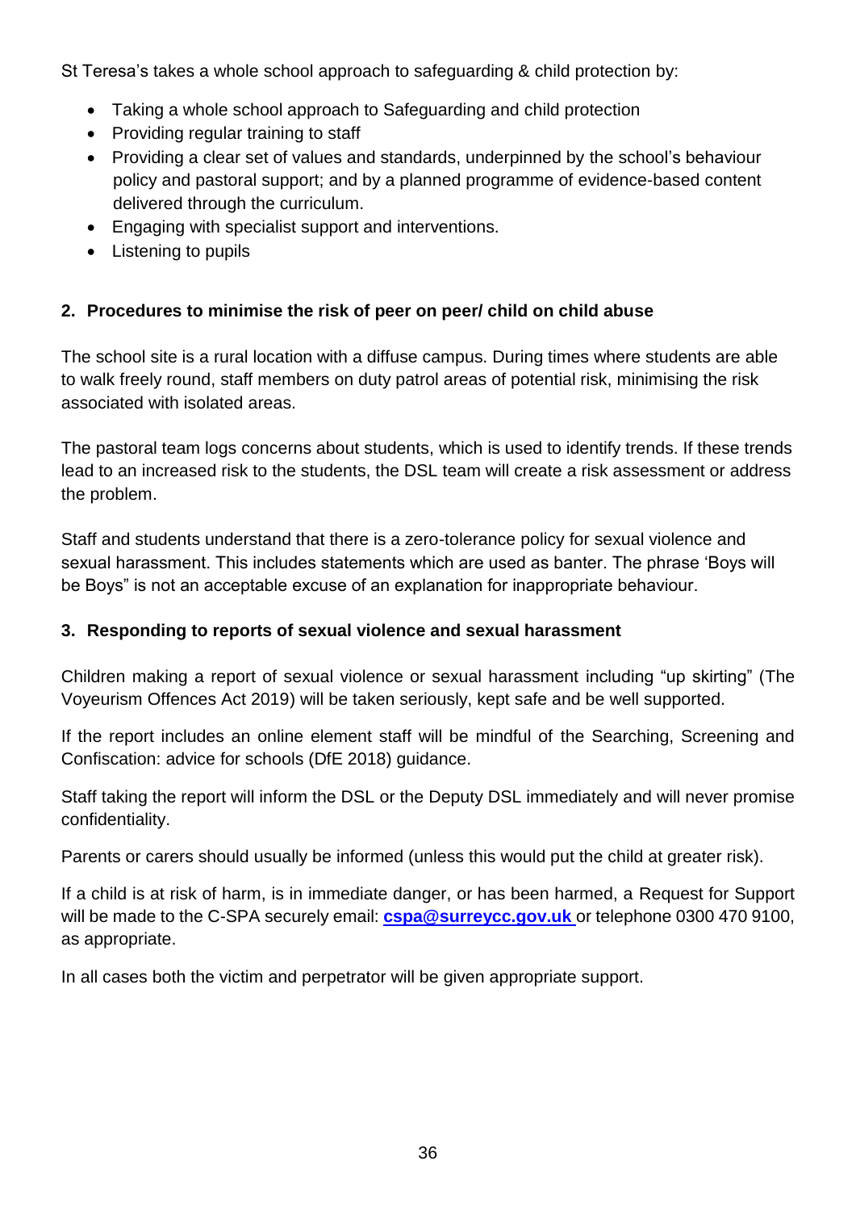St Teresa's takes a whole school approach to safeguarding & child protection by:

- Taking a whole school approach to Safeguarding and child protection
- Providing regular training to staff
- Providing a clear set of values and standards, underpinned by the school's behaviour policy and pastoral support; and by a planned programme of evidence-based content delivered through the curriculum.
- Engaging with specialist support and interventions.
- Listening to pupils

**2. Procedures to minimise the risk of peer on peer/ child on child abuse**

The school site is a rural location with a diffuse campus. During times where students are able to walk freely round, staff members on duty patrol areas of potential risk, minimising the risk associated with isolated areas.

The pastoral team logs concerns about students, which is used to identify trends. If these trends lead to an increased risk to the students, the DSL team will create a risk assessment or address the problem.

Staff and students understand that there is a zero-tolerance policy for sexual violence and sexual harassment. This includes statements which are used as banter. The phrase 'Boys will be Boys" is not an acceptable excuse of an explanation for inappropriate behaviour.

**3. Responding to reports of sexual violence and sexual harassment**

Children making a report of sexual violence or sexual harassment including "up skirting" (The Voyeurism Offences Act 2019) will be taken seriously, kept safe and be well supported.

If the report includes an online element staff will be mindful of the Searching, Screening and Confiscation: advice for schools (DfE 2018) guidance.

Staff taking the report will inform the DSL or the Deputy DSL immediately and will never promise confidentiality.

Parents or carers should usually be informed (unless this would put the child at greater risk).

If a child is at risk of harm, is in immediate danger, or has been harmed, a Request for Support will be made to the C-SPA securely email: **cspa@surreycc.gov.uk** or telephone 0300 470 9100, as appropriate.

In all cases both the victim and perpetrator will be given appropriate support.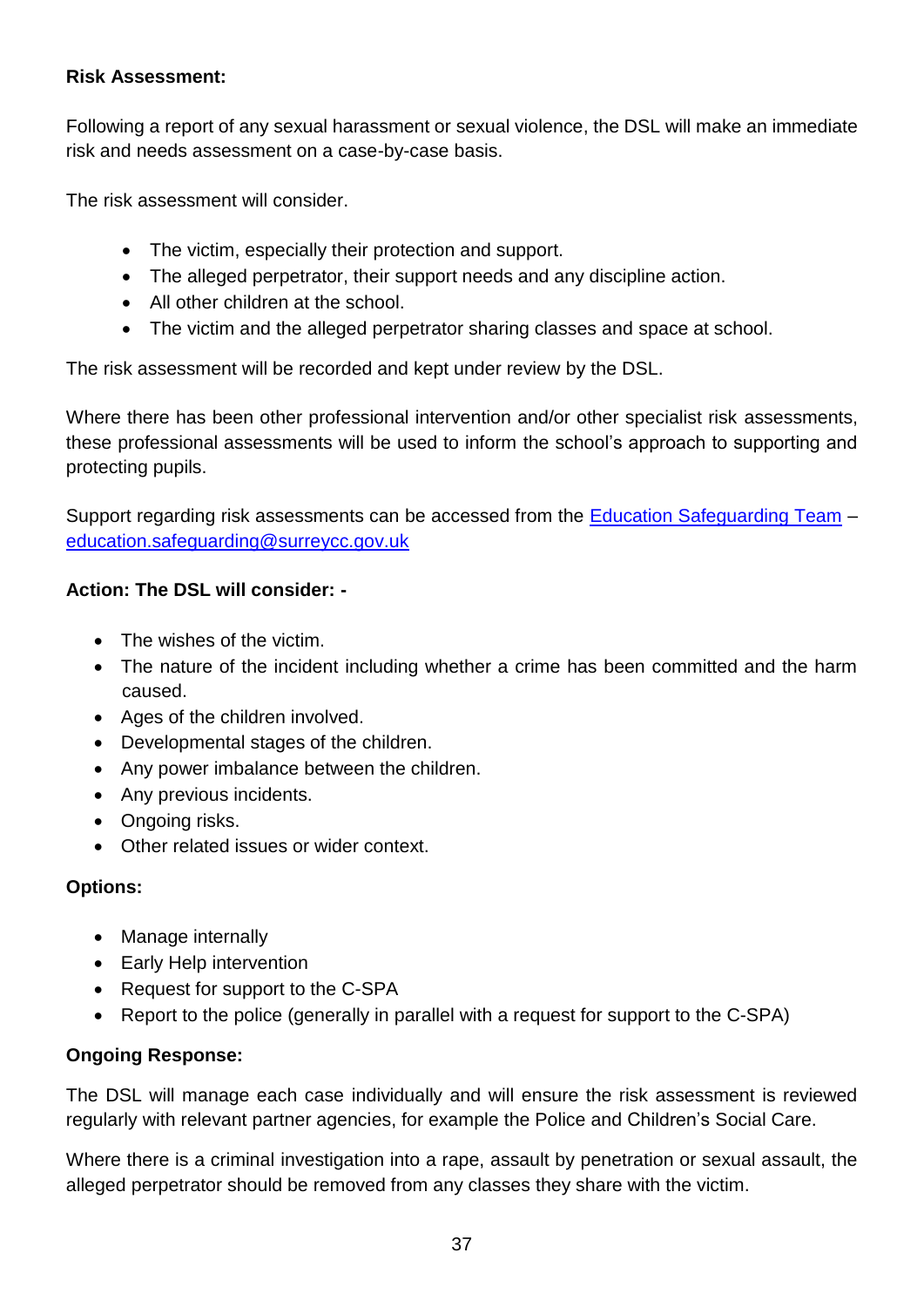**Risk Assessment:**

Following a report of any sexual harassment or sexual violence, the DSL will make an immediate risk and needs assessment on a case-by-case basis.

The risk assessment will consider.

- The victim, especially their protection and support.
- The alleged perpetrator, their support needs and any discipline action.
- All other children at the school.
- The victim and the alleged perpetrator sharing classes and space at school.

The risk assessment will be recorded and kept under review by the DSL.

Where there has been other professional intervention and/or other specialist risk assessments, these professional assessments will be used to inform the school's approach to supporting and protecting pupils.

Support regarding risk assessments can be accessed from the [Education Safeguarding Team](mailto:education.safeguarding@surreycc.gov.uk) – [education.safeguarding@surreycc.gov.uk](mailto:education.safeguarding@surreycc.gov.uk)

**Action: The DSL will consider: -**

- The wishes of the victim.
- The nature of the incident including whether a crime has been committed and the harm caused.
- Ages of the children involved.
- Developmental stages of the children.
- Any power imbalance between the children.
- Any previous incidents.
- Ongoing risks.
- Other related issues or wider context.

**Options:**

- Manage internally
- Early Help intervention
- Request for support to the C-SPA
- Report to the police (generally in parallel with a request for support to the C-SPA)

**Ongoing Response:**

The DSL will manage each case individually and will ensure the risk assessment is reviewed regularly with relevant partner agencies, for example the Police and Children's Social Care.

Where there is a criminal investigation into a rape, assault by penetration or sexual assault, the alleged perpetrator should be removed from any classes they share with the victim.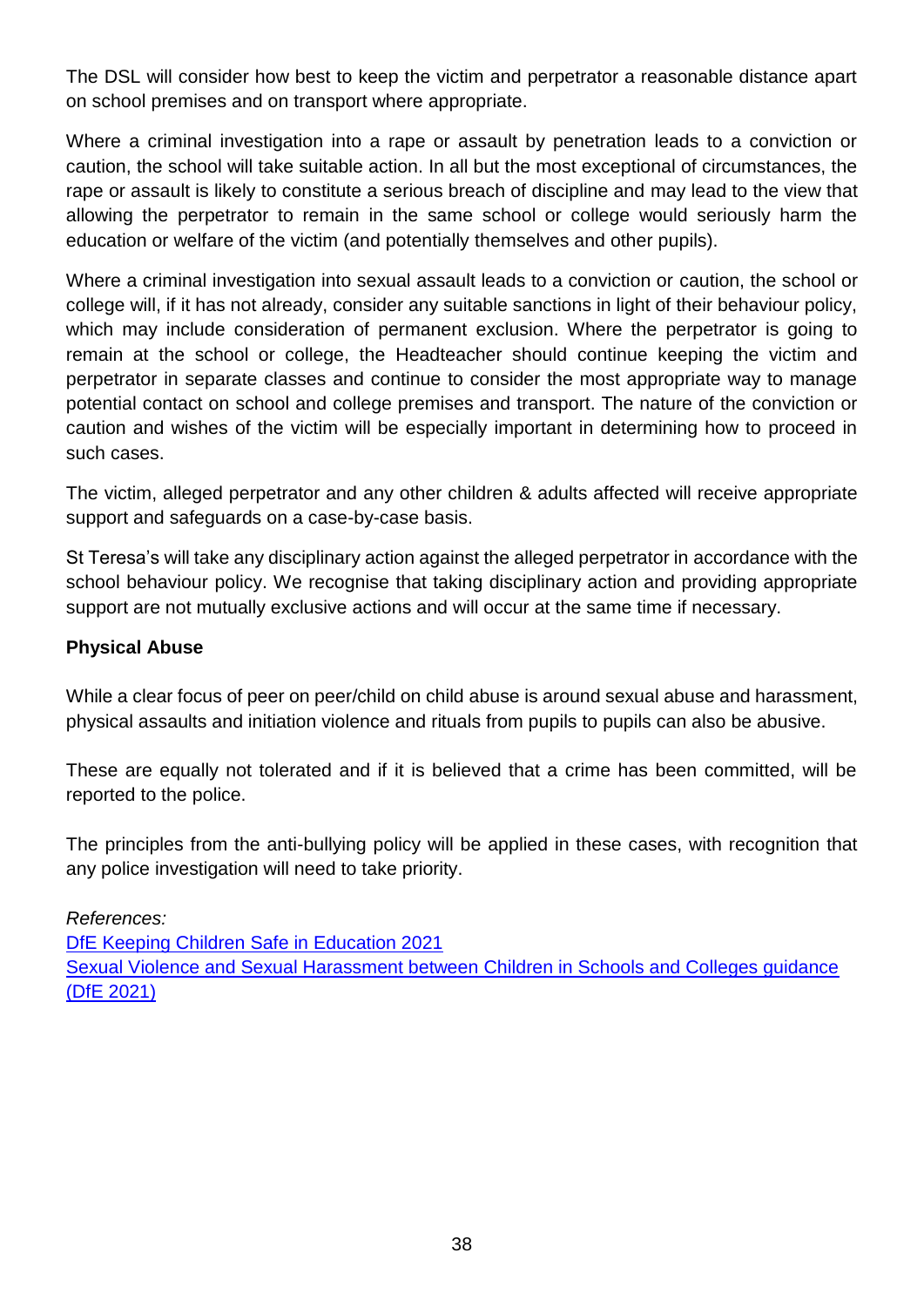The DSL will consider how best to keep the victim and perpetrator a reasonable distance apart on school premises and on transport where appropriate.

Where a criminal investigation into a rape or assault by penetration leads to a conviction or caution, the school will take suitable action. In all but the most exceptional of circumstances, the rape or assault is likely to constitute a serious breach of discipline and may lead to the view that allowing the perpetrator to remain in the same school or college would seriously harm the education or welfare of the victim (and potentially themselves and other pupils).

Where a criminal investigation into sexual assault leads to a conviction or caution, the school or college will, if it has not already, consider any suitable sanctions in light of their behaviour policy, which may include consideration of permanent exclusion. Where the perpetrator is going to remain at the school or college, the Headteacher should continue keeping the victim and perpetrator in separate classes and continue to consider the most appropriate way to manage potential contact on school and college premises and transport. The nature of the conviction or caution and wishes of the victim will be especially important in determining how to proceed in such cases.

The victim, alleged perpetrator and any other children & adults affected will receive appropriate support and safeguards on a case-by-case basis.

St Teresa's will take any disciplinary action against the alleged perpetrator in accordance with the school behaviour policy. We recognise that taking disciplinary action and providing appropriate support are not mutually exclusive actions and will occur at the same time if necessary.

**Physical Abuse**

While a clear focus of peer on peer/child on child abuse is around sexual abuse and harassment, physical assaults and initiation violence and rituals from pupils to pupils can also be abusive.

These are equally not tolerated and if it is believed that a crime has been committed, will be reported to the police.

The principles from the anti-bullying policy will be applied in these cases, with recognition that any police investigation will need to take priority.

*References:*
DfE Keeping Children Safe in Education 2021
Sexual Violence and Sexual Harassment between Children in Schools and Colleges guidance (DfE 2021)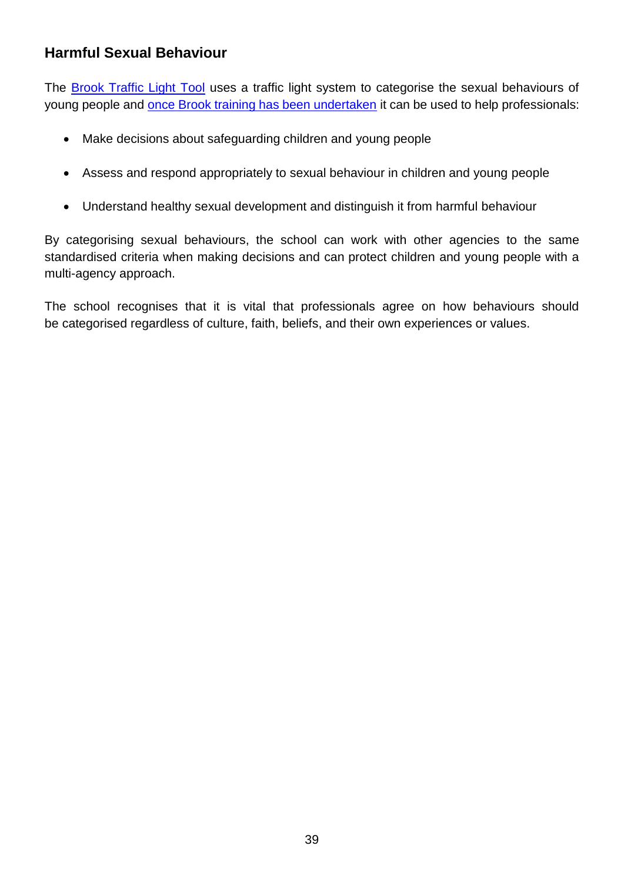## Harmful Sexual Behaviour

The Brook Traffic Light Tool uses a traffic light system to categorise the sexual behaviours of young people and once Brook training has been undertaken it can be used to help professionals:

- Make decisions about safeguarding children and young people
- Assess and respond appropriately to sexual behaviour in children and young people
- Understand healthy sexual development and distinguish it from harmful behaviour

By categorising sexual behaviours, the school can work with other agencies to the same standardised criteria when making decisions and can protect children and young people with a multi-agency approach.

The school recognises that it is vital that professionals agree on how behaviours should be categorised regardless of culture, faith, beliefs, and their own experiences or values.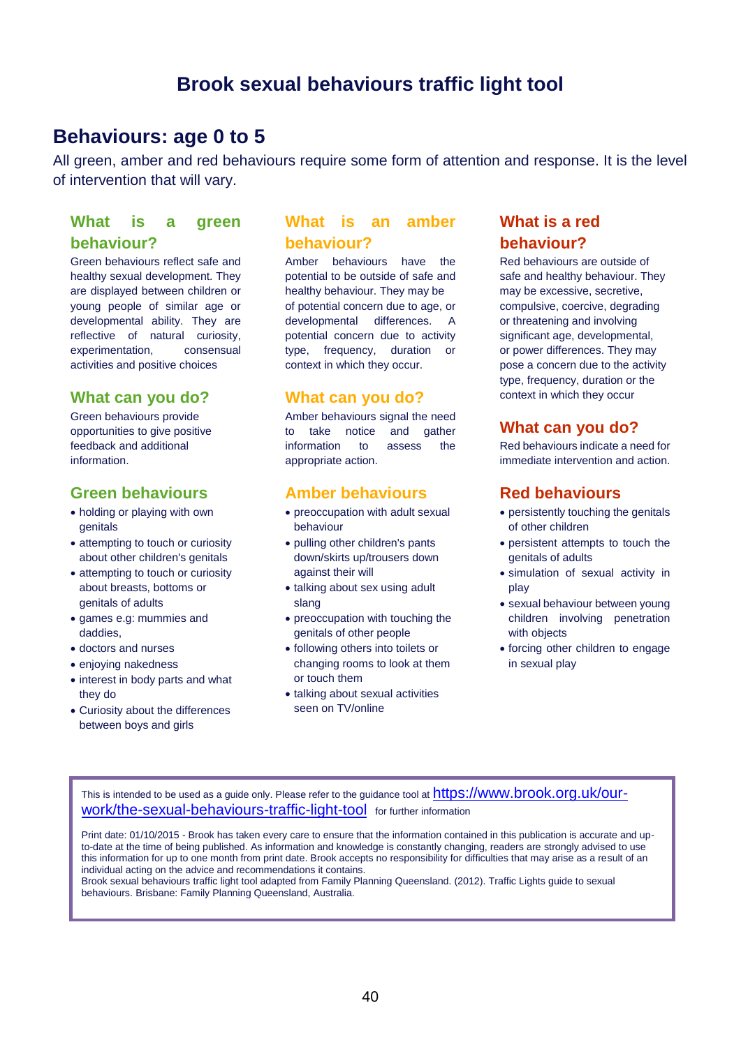# Brook sexual behaviours traffic light tool

## Behaviours: age 0 to 5

All green, amber and red behaviours require some form of attention and response. It is the level of intervention that will vary.

### What is a green behaviour?

Green behaviours reflect safe and healthy sexual development. They are displayed between children or young people of similar age or developmental ability. They are reflective of natural curiosity, experimentation, consensual activities and positive choices

### What can you do?

Green behaviours provide opportunities to give positive feedback and additional information.

### Green behaviours

- holding or playing with own genitals
- attempting to touch or curiosity about other children's genitals
- attempting to touch or curiosity about breasts, bottoms or genitals of adults
- games e.g: mummies and daddies,
- doctors and nurses
- enjoying nakedness
- interest in body parts and what they do
- Curiosity about the differences between boys and girls

### What is an amber behaviour?

Amber behaviours have the potential to be outside of safe and healthy behaviour. They may be of potential concern due to age, or developmental differences. A potential concern due to activity type, frequency, duration or context in which they occur.

### What can you do?

Amber behaviours signal the need to take notice and gather information to assess the appropriate action.

### Amber behaviours

- preoccupation with adult sexual behaviour
- pulling other children's pants down/skirts up/trousers down against their will
- talking about sex using adult slang
- preoccupation with touching the genitals of other people
- following others into toilets or changing rooms to look at them or touch them
- talking about sexual activities seen on TV/online

### What is a red behaviour?

Red behaviours are outside of safe and healthy behaviour. They may be excessive, secretive, compulsive, coercive, degrading or threatening and involving significant age, developmental, or power differences. They may pose a concern due to the activity type, frequency, duration or the context in which they occur

### What can you do?

Red behaviours indicate a need for immediate intervention and action.

### Red behaviours

- persistently touching the genitals of other children
- persistent attempts to touch the genitals of adults
- simulation of sexual activity in play
- sexual behaviour between young children involving penetration with objects
- forcing other children to engage in sexual play

---

This is intended to be used as a guide only. Please refer to the guidance tool at https://www.brook.org.uk/our-work/the-sexual-behaviours-traffic-light-tool for further information

Print date: 01/10/2015 - Brook has taken every care to ensure that the information contained in this publication is accurate and up-to-date at the time of being published. As information and knowledge is constantly changing, readers are strongly advised to use this information for up to one month from print date. Brook accepts no responsibility for difficulties that may arise as a result of an individual acting on the advice and recommendations it contains.
Brook sexual behaviours traffic light tool adapted from Family Planning Queensland. (2012). Traffic Lights guide to sexual behaviours. Brisbane: Family Planning Queensland, Australia.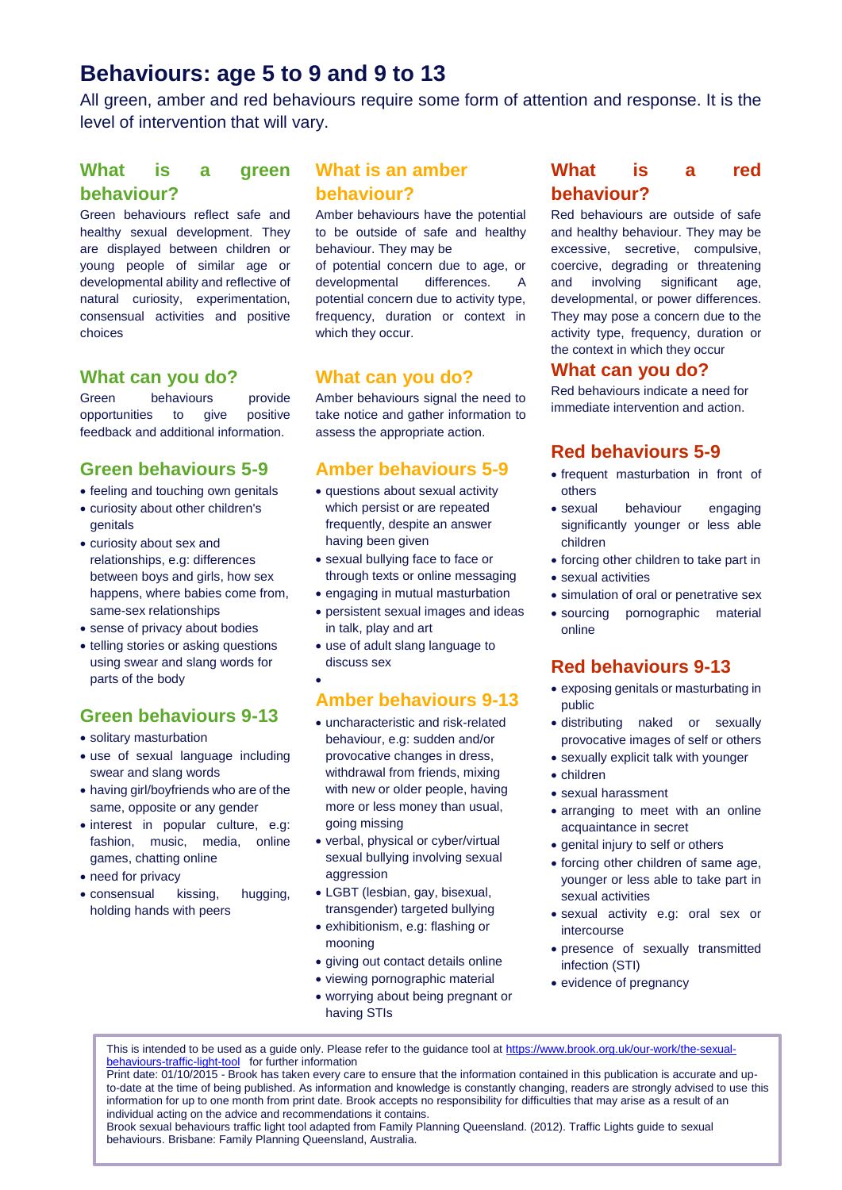# Behaviours: age 5 to 9 and 9 to 13

All green, amber and red behaviours require some form of attention and response. It is the level of intervention that will vary.

## What is a green behaviour?

Green behaviours reflect safe and healthy sexual development. They are displayed between children or young people of similar age or developmental ability and reflective of natural curiosity, experimentation, consensual activities and positive choices

## What can you do?

Green behaviours provide opportunities to give positive feedback and additional information.

## Green behaviours 5-9

- feeling and touching own genitals
- curiosity about other children's genitals
- curiosity about sex and relationships, e.g: differences between boys and girls, how sex happens, where babies come from, same-sex relationships
- sense of privacy about bodies
- telling stories or asking questions using swear and slang words for parts of the body

## Green behaviours 9-13

- solitary masturbation
- use of sexual language including swear and slang words
- having girl/boyfriends who are of the same, opposite or any gender
- interest in popular culture, e.g: fashion, music, media, online games, chatting online
- need for privacy
- consensual kissing, hugging, holding hands with peers

## What is an amber behaviour?

Amber behaviours have the potential to be outside of safe and healthy behaviour. They may be of potential concern due to age, or developmental differences. A potential concern due to activity type, frequency, duration or context in which they occur.

## What can you do?

Amber behaviours signal the need to take notice and gather information to assess the appropriate action.

## Amber behaviours 5-9

- questions about sexual activity which persist or are repeated frequently, despite an answer having been given
- sexual bullying face to face or through texts or online messaging
- engaging in mutual masturbation
- persistent sexual images and ideas in talk, play and art
- use of adult slang language to discuss sex

## Amber behaviours 9-13

- uncharacteristic and risk-related behaviour, e.g: sudden and/or provocative changes in dress, withdrawal from friends, mixing with new or older people, having more or less money than usual, going missing
- verbal, physical or cyber/virtual sexual bullying involving sexual aggression
- LGBT (lesbian, gay, bisexual, transgender) targeted bullying
- exhibitionism, e.g: flashing or mooning
- giving out contact details online
- viewing pornographic material
- worrying about being pregnant or having STIs

## What is a red behaviour?

Red behaviours are outside of safe and healthy behaviour. They may be excessive, secretive, compulsive, coercive, degrading or threatening and involving significant age, developmental, or power differences. They may pose a concern due to the activity type, frequency, duration or the context in which they occur

## What can you do?

Red behaviours indicate a need for immediate intervention and action.

## Red behaviours 5-9

- frequent masturbation in front of others
- sexual behaviour engaging significantly younger or less able children
- forcing other children to take part in
- sexual activities
- simulation of oral or penetrative sex
- sourcing pornographic material online

## Red behaviours 9-13

- exposing genitals or masturbating in public
- distributing naked or sexually provocative images of self or others
- sexually explicit talk with younger
- children
- sexual harassment
- arranging to meet with an online acquaintance in secret
- genital injury to self or others
- forcing other children of same age, younger or less able to take part in sexual activities
- sexual activity e.g: oral sex or intercourse
- presence of sexually transmitted infection (STI)
- evidence of pregnancy

---

This is intended to be used as a guide only. Please refer to the guidance tool at https://www.brook.org.uk/our-work/the-sexual-behaviours-traffic-light-tool for further information

Print date: 01/10/2015 - Brook has taken every care to ensure that the information contained in this publication is accurate and up-to-date at the time of being published. As information and knowledge is constantly changing, readers are strongly advised to use this information for up to one month from print date. Brook accepts no responsibility for difficulties that may arise as a result of an individual acting on the advice and recommendations it contains.

Brook sexual behaviours traffic light tool adapted from Family Planning Queensland. (2012). Traffic Lights guide to sexual behaviours. Brisbane: Family Planning Queensland, Australia.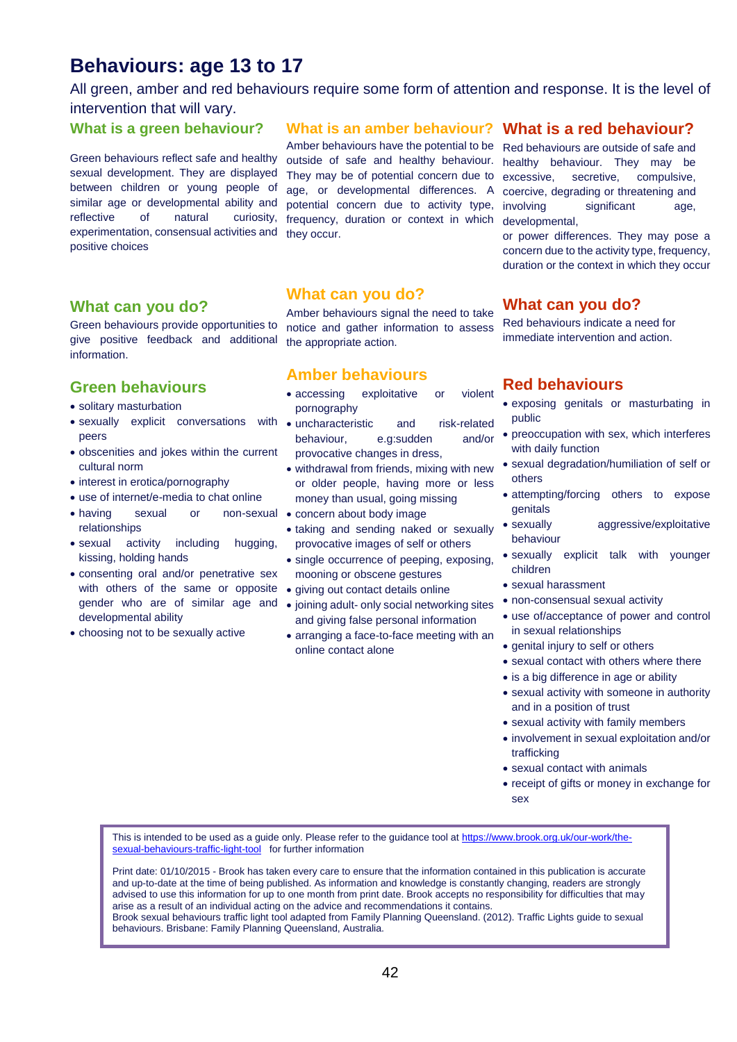# Behaviours: age 13 to 17

All green, amber and red behaviours require some form of attention and response. It is the level of intervention that will vary.

## What is a green behaviour?

Green behaviours reflect safe and healthy sexual development. They are displayed between children or young people of similar age or developmental ability and reflective of natural curiosity, experimentation, consensual activities and positive choices

## What can you do?

Green behaviours provide opportunities to give positive feedback and additional information.

## Green behaviours

- solitary masturbation
- sexually explicit conversations with peers
- obscenities and jokes within the current cultural norm
- interest in erotica/pornography
- use of internet/e-media to chat online
- having sexual or non-sexual relationships
- sexual activity including hugging, kissing, holding hands
- consenting oral and/or penetrative sex with others of the same or opposite gender who are of similar age and developmental ability
- choosing not to be sexually active

## What is an amber behaviour?

Amber behaviours have the potential to be outside of safe and healthy behaviour. They may be of potential concern due to age, or developmental differences. A potential concern due to activity type, frequency, duration or context in which they occur.

## What can you do?

Amber behaviours signal the need to take notice and gather information to assess the appropriate action.

## Amber behaviours

- accessing exploitative or violent pornography
- uncharacteristic and risk-related behaviour, e.g:sudden and/or provocative changes in dress,
- withdrawal from friends, mixing with new or older people, having more or less money than usual, going missing
- concern about body image
- taking and sending naked or sexually provocative images of self or others
- single occurrence of peeping, exposing, mooning or obscene gestures
- giving out contact details online
- joining adult- only social networking sites and giving false personal information
- arranging a face-to-face meeting with an online contact alone

## What is a red behaviour?

Red behaviours are outside of safe and healthy behaviour. They may be excessive, secretive, compulsive, coercive, degrading or threatening and involving significant age, developmental, or power differences. They may pose a concern due to the activity type, frequency, duration or the context in which they occur

## What can you do?

Red behaviours indicate a need for immediate intervention and action.

## Red behaviours

- exposing genitals or masturbating in public
- preoccupation with sex, which interferes with daily function
- sexual degradation/humiliation of self or others
- attempting/forcing others to expose genitals
- sexually aggressive/exploitative behaviour
- sexually explicit talk with younger children
- sexual harassment
- non-consensual sexual activity
- use of/acceptance of power and control in sexual relationships
- genital injury to self or others
- sexual contact with others where there
- is a big difference in age or ability
- sexual activity with someone in authority and in a position of trust
- sexual activity with family members
- involvement in sexual exploitation and/or trafficking
- sexual contact with animals
- receipt of gifts or money in exchange for sex

---

This is intended to be used as a guide only. Please refer to the guidance tool at https://www.brook.org.uk/our-work/the-sexual-behaviours-traffic-light-tool for further information

Print date: 01/10/2015 - Brook has taken every care to ensure that the information contained in this publication is accurate and up-to-date at the time of being published. As information and knowledge is constantly changing, readers are strongly advised to use this information for up to one month from print date. Brook accepts no responsibility for difficulties that may arise as a result of an individual acting on the advice and recommendations it contains.
Brook sexual behaviours traffic light tool adapted from Family Planning Queensland. (2012). Traffic Lights guide to sexual behaviours. Brisbane: Family Planning Queensland, Australia.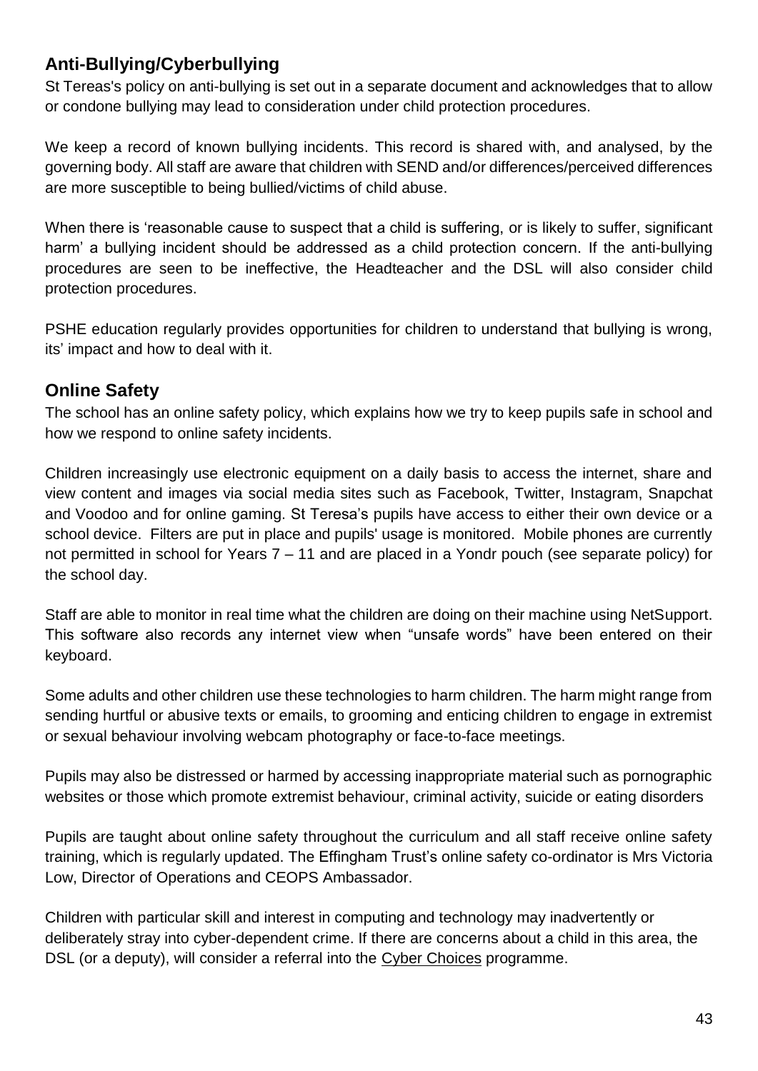## Anti-Bullying/Cyberbullying

St Tereas's policy on anti-bullying is set out in a separate document and acknowledges that to allow or condone bullying may lead to consideration under child protection procedures.

We keep a record of known bullying incidents. This record is shared with, and analysed, by the governing body. All staff are aware that children with SEND and/or differences/perceived differences are more susceptible to being bullied/victims of child abuse.

When there is 'reasonable cause to suspect that a child is suffering, or is likely to suffer, significant harm' a bullying incident should be addressed as a child protection concern. If the anti-bullying procedures are seen to be ineffective, the Headteacher and the DSL will also consider child protection procedures.

PSHE education regularly provides opportunities for children to understand that bullying is wrong, its' impact and how to deal with it.

## Online Safety

The school has an online safety policy, which explains how we try to keep pupils safe in school and how we respond to online safety incidents.

Children increasingly use electronic equipment on a daily basis to access the internet, share and view content and images via social media sites such as Facebook, Twitter, Instagram, Snapchat and Voodoo and for online gaming. St Teresa's pupils have access to either their own device or a school device. Filters are put in place and pupils' usage is monitored. Mobile phones are currently not permitted in school for Years 7 – 11 and are placed in a Yondr pouch (see separate policy) for the school day.

Staff are able to monitor in real time what the children are doing on their machine using NetSupport. This software also records any internet view when "unsafe words" have been entered on their keyboard.

Some adults and other children use these technologies to harm children. The harm might range from sending hurtful or abusive texts or emails, to grooming and enticing children to engage in extremist or sexual behaviour involving webcam photography or face-to-face meetings.

Pupils may also be distressed or harmed by accessing inappropriate material such as pornographic websites or those which promote extremist behaviour, criminal activity, suicide or eating disorders

Pupils are taught about online safety throughout the curriculum and all staff receive online safety training, which is regularly updated. The Effingham Trust's online safety co-ordinator is Mrs Victoria Low, Director of Operations and CEOPS Ambassador.

Children with particular skill and interest in computing and technology may inadvertently or deliberately stray into cyber-dependent crime. If there are concerns about a child in this area, the DSL (or a deputy), will consider a referral into the Cyber Choices programme.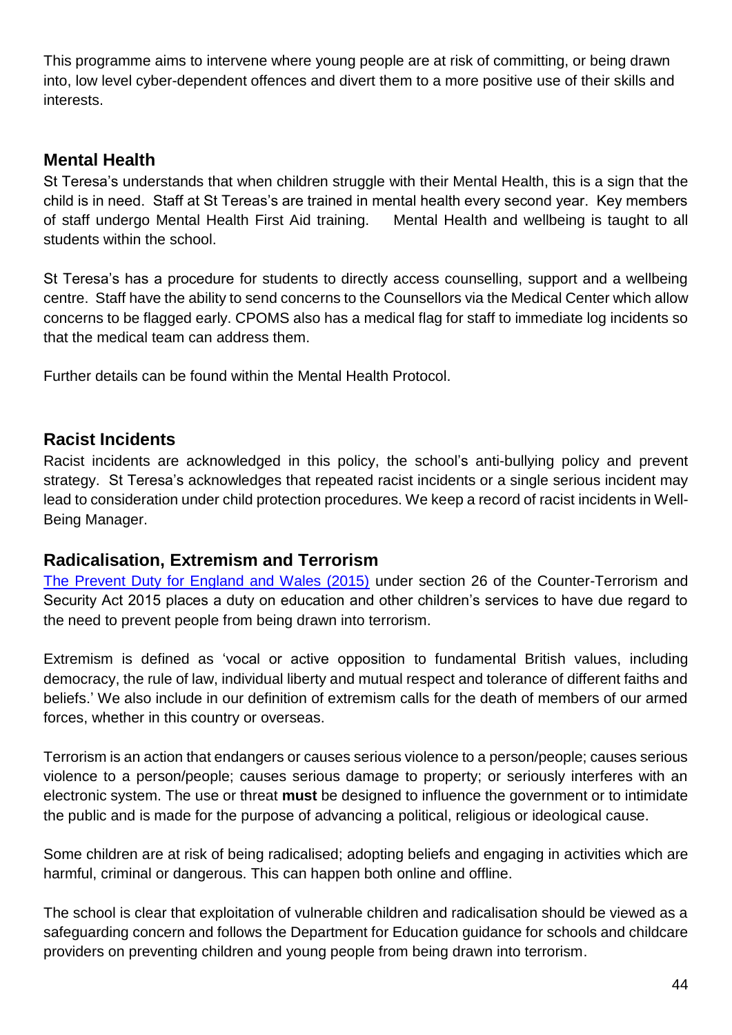This programme aims to intervene where young people are at risk of committing, or being drawn into, low level cyber-dependent offences and divert them to a more positive use of their skills and interests.

## Mental Health

St Teresa's understands that when children struggle with their Mental Health, this is a sign that the child is in need. Staff at St Tereas's are trained in mental health every second year. Key members of staff undergo Mental Health First Aid training. Mental Health and wellbeing is taught to all students within the school.

St Teresa's has a procedure for students to directly access counselling, support and a wellbeing centre. Staff have the ability to send concerns to the Counsellors via the Medical Center which allow concerns to be flagged early. CPOMS also has a medical flag for staff to immediate log incidents so that the medical team can address them.

Further details can be found within the Mental Health Protocol.

## Racist Incidents

Racist incidents are acknowledged in this policy, the school's anti-bullying policy and prevent strategy. St Teresa's acknowledges that repeated racist incidents or a single serious incident may lead to consideration under child protection procedures. We keep a record of racist incidents in Well-Being Manager.

## Radicalisation, Extremism and Terrorism

[The Prevent Duty for England and Wales (2015)] under section 26 of the Counter-Terrorism and Security Act 2015 places a duty on education and other children's services to have due regard to the need to prevent people from being drawn into terrorism.

Extremism is defined as 'vocal or active opposition to fundamental British values, including democracy, the rule of law, individual liberty and mutual respect and tolerance of different faiths and beliefs.' We also include in our definition of extremism calls for the death of members of our armed forces, whether in this country or overseas.

Terrorism is an action that endangers or causes serious violence to a person/people; causes serious violence to a person/people; causes serious damage to property; or seriously interferes with an electronic system. The use or threat **must** be designed to influence the government or to intimidate the public and is made for the purpose of advancing a political, religious or ideological cause.

Some children are at risk of being radicalised; adopting beliefs and engaging in activities which are harmful, criminal or dangerous. This can happen both online and offline.

The school is clear that exploitation of vulnerable children and radicalisation should be viewed as a safeguarding concern and follows the Department for Education guidance for schools and childcare providers on preventing children and young people from being drawn into terrorism.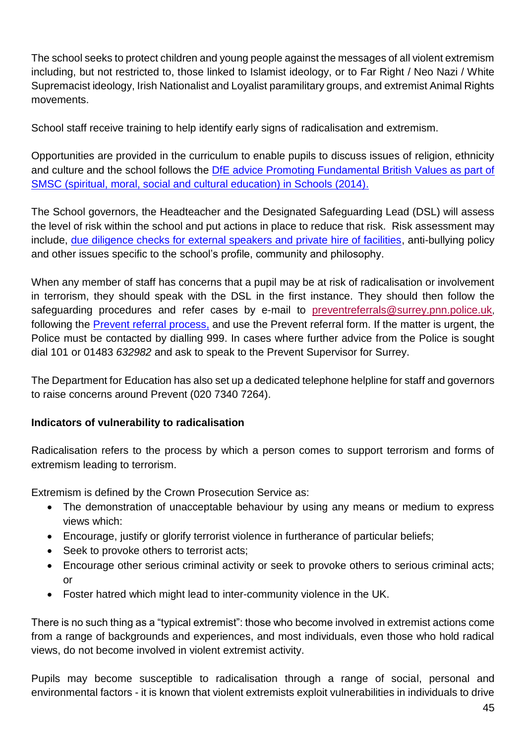The school seeks to protect children and young people against the messages of all violent extremism including, but not restricted to, those linked to Islamist ideology, or to Far Right / Neo Nazi / White Supremacist ideology, Irish Nationalist and Loyalist paramilitary groups, and extremist Animal Rights movements.

School staff receive training to help identify early signs of radicalisation and extremism.

Opportunities are provided in the curriculum to enable pupils to discuss issues of religion, ethnicity and culture and the school follows the [DfE advice Promoting Fundamental British Values as part of SMSC (spiritual, moral, social and cultural education) in Schools (2014).]()

The School governors, the Headteacher and the Designated Safeguarding Lead (DSL) will assess the level of risk within the school and put actions in place to reduce that risk. Risk assessment may include, [due diligence checks for external speakers and private hire of facilities](), anti-bullying policy and other issues specific to the school's profile, community and philosophy.

When any member of staff has concerns that a pupil may be at risk of radicalisation or involvement in terrorism, they should speak with the DSL in the first instance. They should then follow the safeguarding procedures and refer cases by e-mail to [preventreferrals@surrey.pnn.police.uk](mailto:preventreferrals@surrey.pnn.police.uk), following the [Prevent referral process,]() and use the Prevent referral form. If the matter is urgent, the Police must be contacted by dialling 999. In cases where further advice from the Police is sought dial 101 or 01483 *632982* and ask to speak to the Prevent Supervisor for Surrey.

The Department for Education has also set up a dedicated telephone helpline for staff and governors to raise concerns around Prevent (020 7340 7264).

**Indicators of vulnerability to radicalisation**

Radicalisation refers to the process by which a person comes to support terrorism and forms of extremism leading to terrorism.

Extremism is defined by the Crown Prosecution Service as:

- The demonstration of unacceptable behaviour by using any means or medium to express views which:
- Encourage, justify or glorify terrorist violence in furtherance of particular beliefs;
- Seek to provoke others to terrorist acts;
- Encourage other serious criminal activity or seek to provoke others to serious criminal acts; or
- Foster hatred which might lead to inter-community violence in the UK.

There is no such thing as a "typical extremist": those who become involved in extremist actions come from a range of backgrounds and experiences, and most individuals, even those who hold radical views, do not become involved in violent extremist activity.

Pupils may become susceptible to radicalisation through a range of social, personal and environmental factors - it is known that violent extremists exploit vulnerabilities in individuals to drive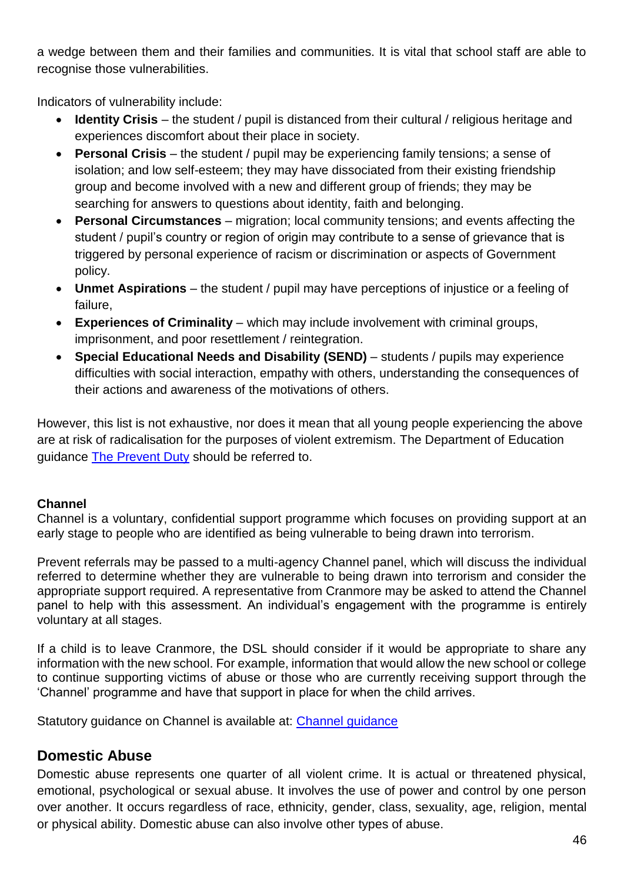a wedge between them and their families and communities. It is vital that school staff are able to recognise those vulnerabilities.

Indicators of vulnerability include:

- **Identity Crisis** – the student / pupil is distanced from their cultural / religious heritage and experiences discomfort about their place in society.
- **Personal Crisis** – the student / pupil may be experiencing family tensions; a sense of isolation; and low self-esteem; they may have dissociated from their existing friendship group and become involved with a new and different group of friends; they may be searching for answers to questions about identity, faith and belonging.
- **Personal Circumstances** – migration; local community tensions; and events affecting the student / pupil's country or region of origin may contribute to a sense of grievance that is triggered by personal experience of racism or discrimination or aspects of Government policy.
- **Unmet Aspirations** – the student / pupil may have perceptions of injustice or a feeling of failure,
- **Experiences of Criminality** – which may include involvement with criminal groups, imprisonment, and poor resettlement / reintegration.
- **Special Educational Needs and Disability (SEND)** – students / pupils may experience difficulties with social interaction, empathy with others, understanding the consequences of their actions and awareness of the motivations of others.

However, this list is not exhaustive, nor does it mean that all young people experiencing the above are at risk of radicalisation for the purposes of violent extremism. The Department of Education guidance The Prevent Duty should be referred to.

**Channel**

Channel is a voluntary, confidential support programme which focuses on providing support at an early stage to people who are identified as being vulnerable to being drawn into terrorism.

Prevent referrals may be passed to a multi-agency Channel panel, which will discuss the individual referred to determine whether they are vulnerable to being drawn into terrorism and consider the appropriate support required. A representative from Cranmore may be asked to attend the Channel panel to help with this assessment. An individual's engagement with the programme is entirely voluntary at all stages.

If a child is to leave Cranmore, the DSL should consider if it would be appropriate to share any information with the new school. For example, information that would allow the new school or college to continue supporting victims of abuse or those who are currently receiving support through the 'Channel' programme and have that support in place for when the child arrives.

Statutory guidance on Channel is available at: Channel guidance

## Domestic Abuse

Domestic abuse represents one quarter of all violent crime. It is actual or threatened physical, emotional, psychological or sexual abuse. It involves the use of power and control by one person over another. It occurs regardless of race, ethnicity, gender, class, sexuality, age, religion, mental or physical ability. Domestic abuse can also involve other types of abuse.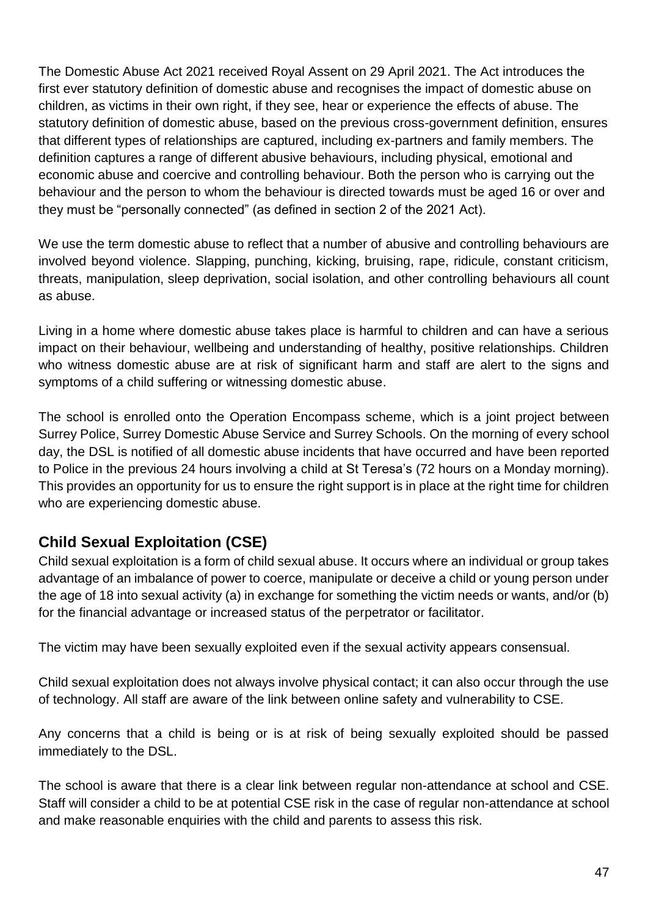The Domestic Abuse Act 2021 received Royal Assent on 29 April 2021. The Act introduces the first ever statutory definition of domestic abuse and recognises the impact of domestic abuse on children, as victims in their own right, if they see, hear or experience the effects of abuse. The statutory definition of domestic abuse, based on the previous cross-government definition, ensures that different types of relationships are captured, including ex-partners and family members. The definition captures a range of different abusive behaviours, including physical, emotional and economic abuse and coercive and controlling behaviour. Both the person who is carrying out the behaviour and the person to whom the behaviour is directed towards must be aged 16 or over and they must be "personally connected" (as defined in section 2 of the 2021 Act).

We use the term domestic abuse to reflect that a number of abusive and controlling behaviours are involved beyond violence. Slapping, punching, kicking, bruising, rape, ridicule, constant criticism, threats, manipulation, sleep deprivation, social isolation, and other controlling behaviours all count as abuse.

Living in a home where domestic abuse takes place is harmful to children and can have a serious impact on their behaviour, wellbeing and understanding of healthy, positive relationships. Children who witness domestic abuse are at risk of significant harm and staff are alert to the signs and symptoms of a child suffering or witnessing domestic abuse.

The school is enrolled onto the Operation Encompass scheme, which is a joint project between Surrey Police, Surrey Domestic Abuse Service and Surrey Schools. On the morning of every school day, the DSL is notified of all domestic abuse incidents that have occurred and have been reported to Police in the previous 24 hours involving a child at St Teresa's (72 hours on a Monday morning). This provides an opportunity for us to ensure the right support is in place at the right time for children who are experiencing domestic abuse.

## Child Sexual Exploitation (CSE)

Child sexual exploitation is a form of child sexual abuse. It occurs where an individual or group takes advantage of an imbalance of power to coerce, manipulate or deceive a child or young person under the age of 18 into sexual activity (a) in exchange for something the victim needs or wants, and/or (b) for the financial advantage or increased status of the perpetrator or facilitator.

The victim may have been sexually exploited even if the sexual activity appears consensual.

Child sexual exploitation does not always involve physical contact; it can also occur through the use of technology. All staff are aware of the link between online safety and vulnerability to CSE.

Any concerns that a child is being or is at risk of being sexually exploited should be passed immediately to the DSL.

The school is aware that there is a clear link between regular non-attendance at school and CSE. Staff will consider a child to be at potential CSE risk in the case of regular non-attendance at school and make reasonable enquiries with the child and parents to assess this risk.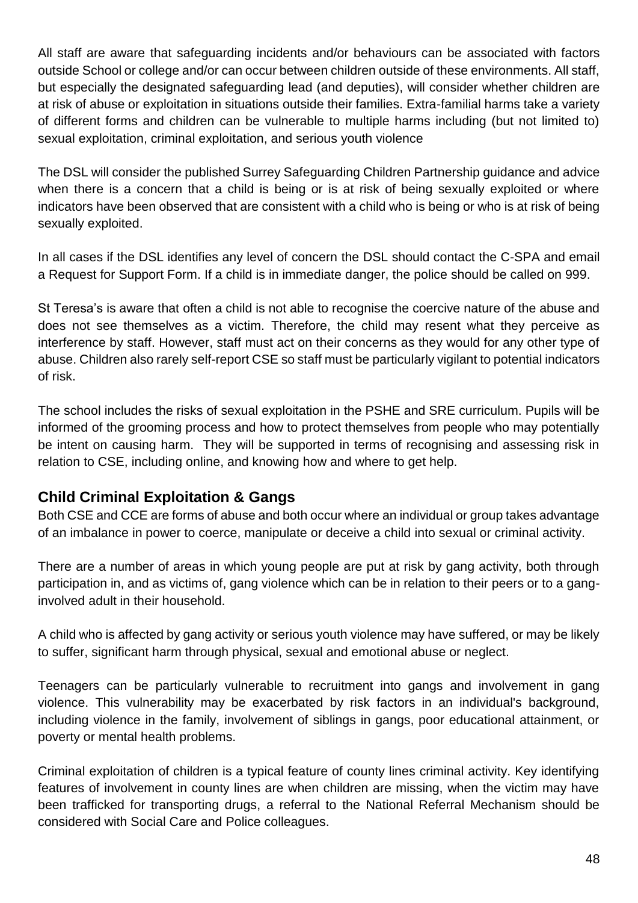All staff are aware that safeguarding incidents and/or behaviours can be associated with factors outside School or college and/or can occur between children outside of these environments. All staff, but especially the designated safeguarding lead (and deputies), will consider whether children are at risk of abuse or exploitation in situations outside their families. Extra-familial harms take a variety of different forms and children can be vulnerable to multiple harms including (but not limited to) sexual exploitation, criminal exploitation, and serious youth violence

The DSL will consider the published Surrey Safeguarding Children Partnership guidance and advice when there is a concern that a child is being or is at risk of being sexually exploited or where indicators have been observed that are consistent with a child who is being or who is at risk of being sexually exploited.

In all cases if the DSL identifies any level of concern the DSL should contact the C-SPA and email a Request for Support Form. If a child is in immediate danger, the police should be called on 999.

St Teresa's is aware that often a child is not able to recognise the coercive nature of the abuse and does not see themselves as a victim. Therefore, the child may resent what they perceive as interference by staff. However, staff must act on their concerns as they would for any other type of abuse. Children also rarely self-report CSE so staff must be particularly vigilant to potential indicators of risk.

The school includes the risks of sexual exploitation in the PSHE and SRE curriculum. Pupils will be informed of the grooming process and how to protect themselves from people who may potentially be intent on causing harm. They will be supported in terms of recognising and assessing risk in relation to CSE, including online, and knowing how and where to get help.

## Child Criminal Exploitation & Gangs

Both CSE and CCE are forms of abuse and both occur where an individual or group takes advantage of an imbalance in power to coerce, manipulate or deceive a child into sexual or criminal activity.

There are a number of areas in which young people are put at risk by gang activity, both through participation in, and as victims of, gang violence which can be in relation to their peers or to a gang-involved adult in their household.

A child who is affected by gang activity or serious youth violence may have suffered, or may be likely to suffer, significant harm through physical, sexual and emotional abuse or neglect.

Teenagers can be particularly vulnerable to recruitment into gangs and involvement in gang violence. This vulnerability may be exacerbated by risk factors in an individual's background, including violence in the family, involvement of siblings in gangs, poor educational attainment, or poverty or mental health problems.

Criminal exploitation of children is a typical feature of county lines criminal activity. Key identifying features of involvement in county lines are when children are missing, when the victim may have been trafficked for transporting drugs, a referral to the National Referral Mechanism should be considered with Social Care and Police colleagues.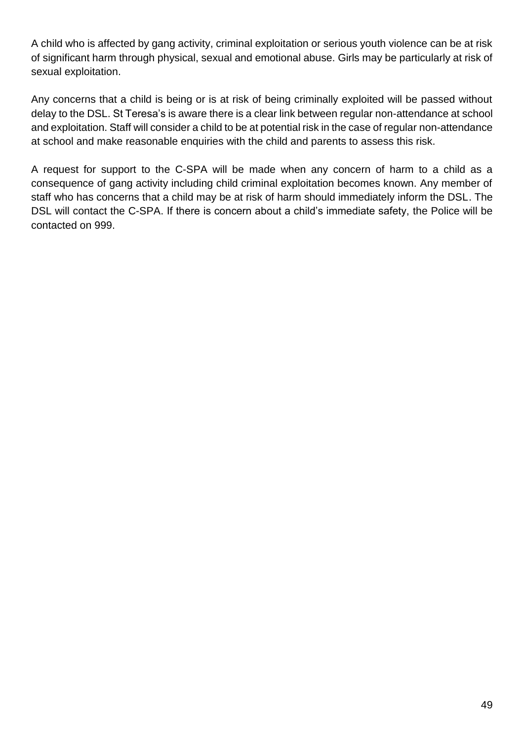A child who is affected by gang activity, criminal exploitation or serious youth violence can be at risk of significant harm through physical, sexual and emotional abuse. Girls may be particularly at risk of sexual exploitation.

Any concerns that a child is being or is at risk of being criminally exploited will be passed without delay to the DSL. St Teresa's is aware there is a clear link between regular non-attendance at school and exploitation. Staff will consider a child to be at potential risk in the case of regular non-attendance at school and make reasonable enquiries with the child and parents to assess this risk.

A request for support to the C-SPA will be made when any concern of harm to a child as a consequence of gang activity including child criminal exploitation becomes known. Any member of staff who has concerns that a child may be at risk of harm should immediately inform the DSL. The DSL will contact the C-SPA. If there is concern about a child's immediate safety, the Police will be contacted on 999.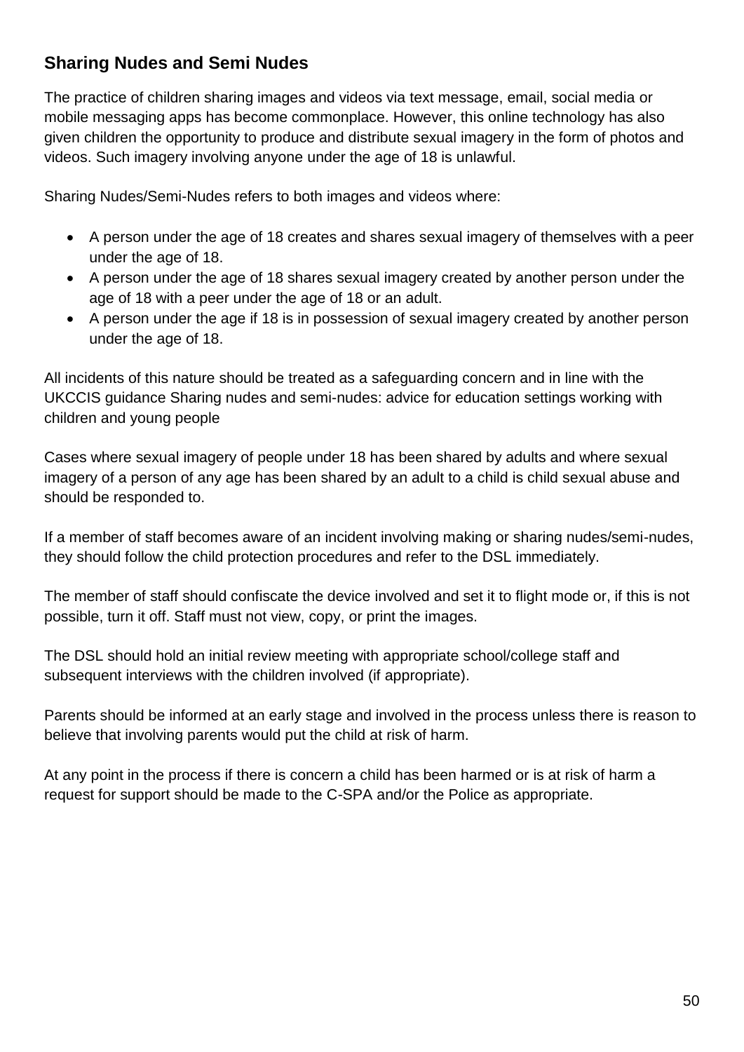## Sharing Nudes and Semi Nudes

The practice of children sharing images and videos via text message, email, social media or mobile messaging apps has become commonplace. However, this online technology has also given children the opportunity to produce and distribute sexual imagery in the form of photos and videos. Such imagery involving anyone under the age of 18 is unlawful.

Sharing Nudes/Semi-Nudes refers to both images and videos where:

- A person under the age of 18 creates and shares sexual imagery of themselves with a peer under the age of 18.
- A person under the age of 18 shares sexual imagery created by another person under the age of 18 with a peer under the age of 18 or an adult.
- A person under the age if 18 is in possession of sexual imagery created by another person under the age of 18.

All incidents of this nature should be treated as a safeguarding concern and in line with the UKCCIS guidance Sharing nudes and semi-nudes: advice for education settings working with children and young people

Cases where sexual imagery of people under 18 has been shared by adults and where sexual imagery of a person of any age has been shared by an adult to a child is child sexual abuse and should be responded to.

If a member of staff becomes aware of an incident involving making or sharing nudes/semi-nudes, they should follow the child protection procedures and refer to the DSL immediately.

The member of staff should confiscate the device involved and set it to flight mode or, if this is not possible, turn it off. Staff must not view, copy, or print the images.

The DSL should hold an initial review meeting with appropriate school/college staff and subsequent interviews with the children involved (if appropriate).

Parents should be informed at an early stage and involved in the process unless there is reason to believe that involving parents would put the child at risk of harm.

At any point in the process if there is concern a child has been harmed or is at risk of harm a request for support should be made to the C-SPA and/or the Police as appropriate.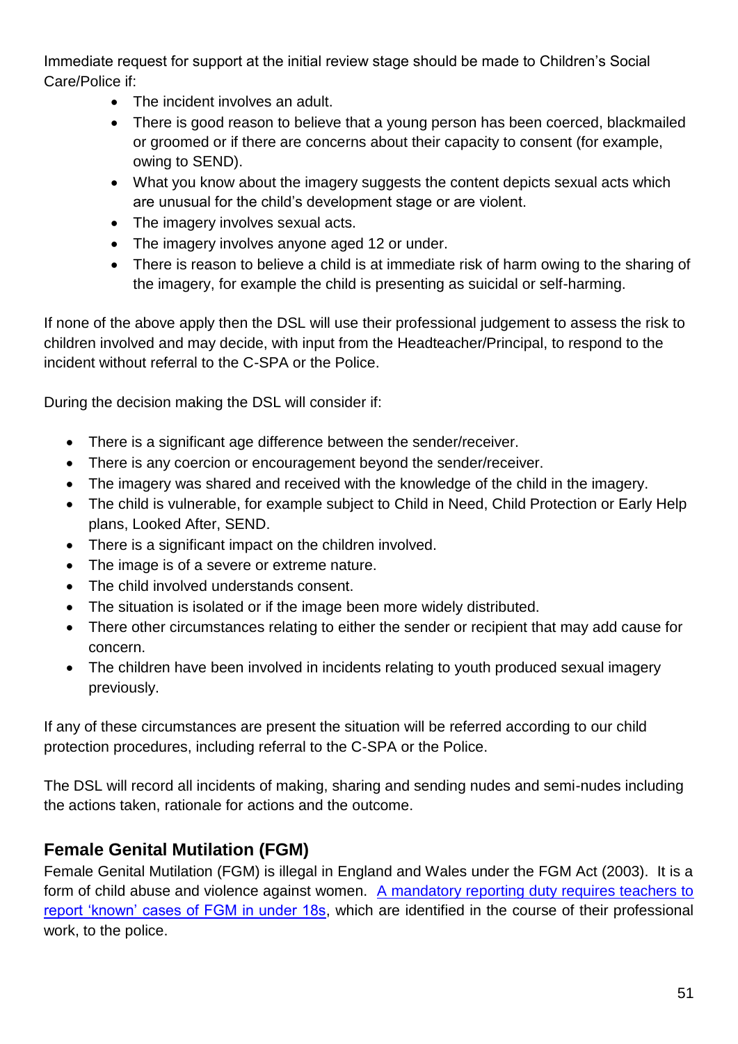Immediate request for support at the initial review stage should be made to Children's Social Care/Police if:

- The incident involves an adult.
- There is good reason to believe that a young person has been coerced, blackmailed or groomed or if there are concerns about their capacity to consent (for example, owing to SEND).
- What you know about the imagery suggests the content depicts sexual acts which are unusual for the child's development stage or are violent.
- The imagery involves sexual acts.
- The imagery involves anyone aged 12 or under.
- There is reason to believe a child is at immediate risk of harm owing to the sharing of the imagery, for example the child is presenting as suicidal or self-harming.

If none of the above apply then the DSL will use their professional judgement to assess the risk to children involved and may decide, with input from the Headteacher/Principal, to respond to the incident without referral to the C-SPA or the Police.

During the decision making the DSL will consider if:

- There is a significant age difference between the sender/receiver.
- There is any coercion or encouragement beyond the sender/receiver.
- The imagery was shared and received with the knowledge of the child in the imagery.
- The child is vulnerable, for example subject to Child in Need, Child Protection or Early Help plans, Looked After, SEND.
- There is a significant impact on the children involved.
- The image is of a severe or extreme nature.
- The child involved understands consent.
- The situation is isolated or if the image been more widely distributed.
- There other circumstances relating to either the sender or recipient that may add cause for concern.
- The children have been involved in incidents relating to youth produced sexual imagery previously.

If any of these circumstances are present the situation will be referred according to our child protection procedures, including referral to the C-SPA or the Police.

The DSL will record all incidents of making, sharing and sending nudes and semi-nudes including the actions taken, rationale for actions and the outcome.

## Female Genital Mutilation (FGM)

Female Genital Mutilation (FGM) is illegal in England and Wales under the FGM Act (2003). It is a form of child abuse and violence against women. A mandatory reporting duty requires teachers to report 'known' cases of FGM in under 18s, which are identified in the course of their professional work, to the police.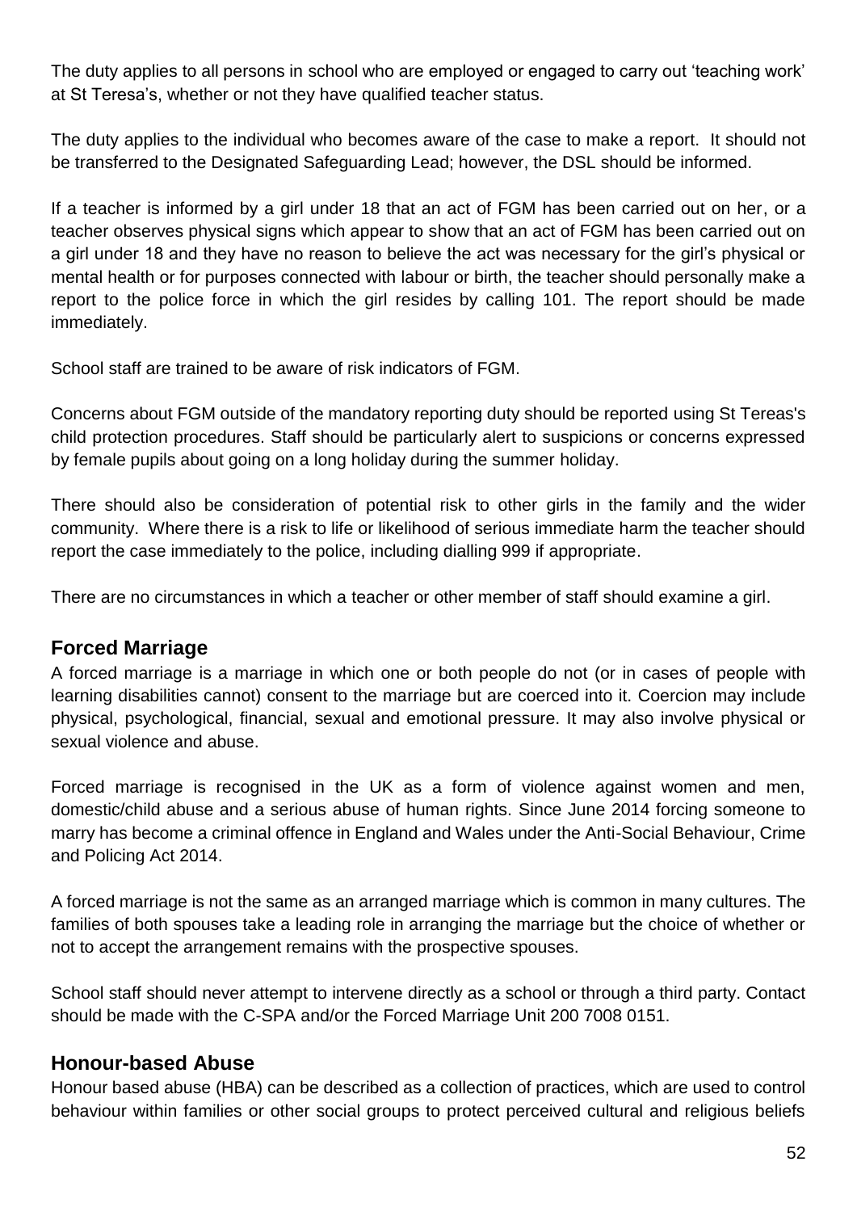The duty applies to all persons in school who are employed or engaged to carry out 'teaching work' at St Teresa's, whether or not they have qualified teacher status.

The duty applies to the individual who becomes aware of the case to make a report. It should not be transferred to the Designated Safeguarding Lead; however, the DSL should be informed.

If a teacher is informed by a girl under 18 that an act of FGM has been carried out on her, or a teacher observes physical signs which appear to show that an act of FGM has been carried out on a girl under 18 and they have no reason to believe the act was necessary for the girl's physical or mental health or for purposes connected with labour or birth, the teacher should personally make a report to the police force in which the girl resides by calling 101. The report should be made immediately.

School staff are trained to be aware of risk indicators of FGM.

Concerns about FGM outside of the mandatory reporting duty should be reported using St Tereas's child protection procedures. Staff should be particularly alert to suspicions or concerns expressed by female pupils about going on a long holiday during the summer holiday.

There should also be consideration of potential risk to other girls in the family and the wider community. Where there is a risk to life or likelihood of serious immediate harm the teacher should report the case immediately to the police, including dialling 999 if appropriate.

There are no circumstances in which a teacher or other member of staff should examine a girl.

## Forced Marriage

A forced marriage is a marriage in which one or both people do not (or in cases of people with learning disabilities cannot) consent to the marriage but are coerced into it. Coercion may include physical, psychological, financial, sexual and emotional pressure. It may also involve physical or sexual violence and abuse.

Forced marriage is recognised in the UK as a form of violence against women and men, domestic/child abuse and a serious abuse of human rights. Since June 2014 forcing someone to marry has become a criminal offence in England and Wales under the Anti-Social Behaviour, Crime and Policing Act 2014.

A forced marriage is not the same as an arranged marriage which is common in many cultures. The families of both spouses take a leading role in arranging the marriage but the choice of whether or not to accept the arrangement remains with the prospective spouses.

School staff should never attempt to intervene directly as a school or through a third party. Contact should be made with the C-SPA and/or the Forced Marriage Unit 200 7008 0151.

## Honour-based Abuse

Honour based abuse (HBA) can be described as a collection of practices, which are used to control behaviour within families or other social groups to protect perceived cultural and religious beliefs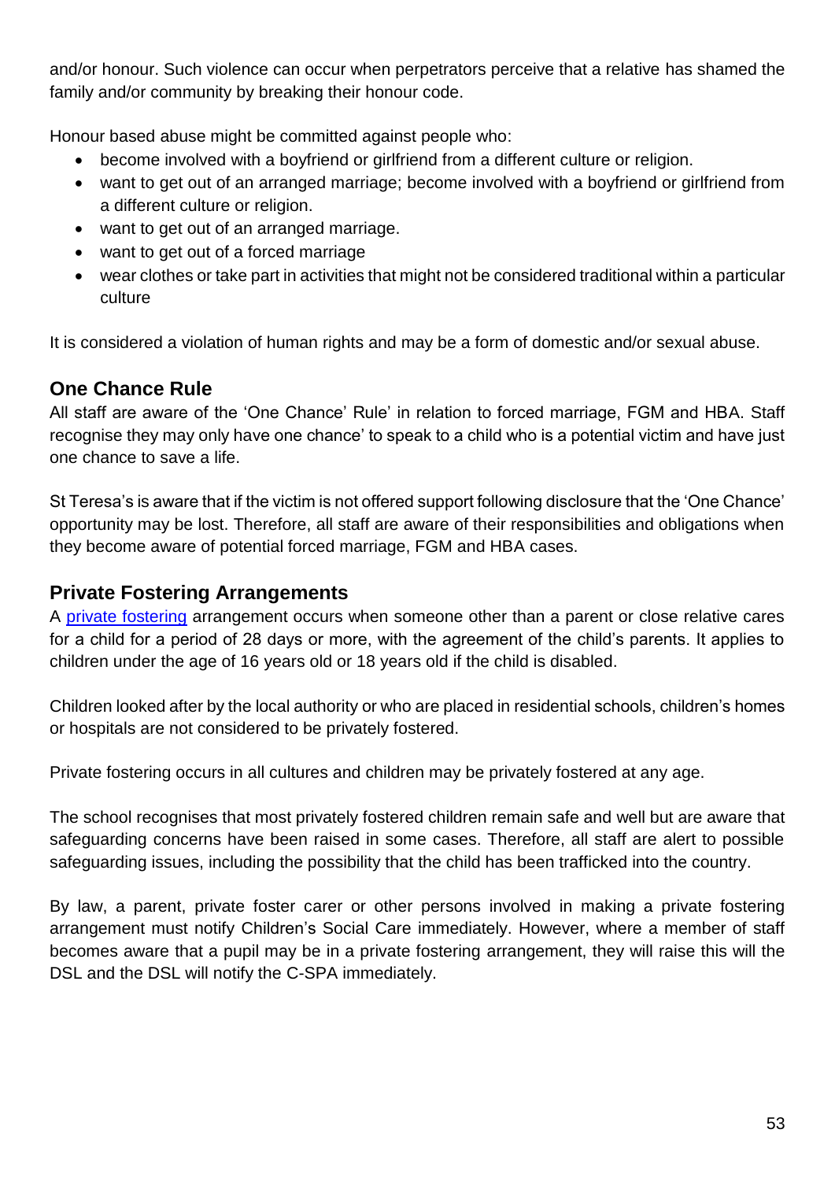and/or honour. Such violence can occur when perpetrators perceive that a relative has shamed the family and/or community by breaking their honour code.

Honour based abuse might be committed against people who:

- become involved with a boyfriend or girlfriend from a different culture or religion.
- want to get out of an arranged marriage; become involved with a boyfriend or girlfriend from a different culture or religion.
- want to get out of an arranged marriage.
- want to get out of a forced marriage
- wear clothes or take part in activities that might not be considered traditional within a particular culture

It is considered a violation of human rights and may be a form of domestic and/or sexual abuse.

## One Chance Rule

All staff are aware of the 'One Chance' Rule' in relation to forced marriage, FGM and HBA. Staff recognise they may only have one chance' to speak to a child who is a potential victim and have just one chance to save a life.

St Teresa's is aware that if the victim is not offered support following disclosure that the 'One Chance' opportunity may be lost. Therefore, all staff are aware of their responsibilities and obligations when they become aware of potential forced marriage, FGM and HBA cases.

## Private Fostering Arrangements

A private fostering arrangement occurs when someone other than a parent or close relative cares for a child for a period of 28 days or more, with the agreement of the child's parents. It applies to children under the age of 16 years old or 18 years old if the child is disabled.

Children looked after by the local authority or who are placed in residential schools, children's homes or hospitals are not considered to be privately fostered.

Private fostering occurs in all cultures and children may be privately fostered at any age.

The school recognises that most privately fostered children remain safe and well but are aware that safeguarding concerns have been raised in some cases. Therefore, all staff are alert to possible safeguarding issues, including the possibility that the child has been trafficked into the country.

By law, a parent, private foster carer or other persons involved in making a private fostering arrangement must notify Children's Social Care immediately. However, where a member of staff becomes aware that a pupil may be in a private fostering arrangement, they will raise this will the DSL and the DSL will notify the C-SPA immediately.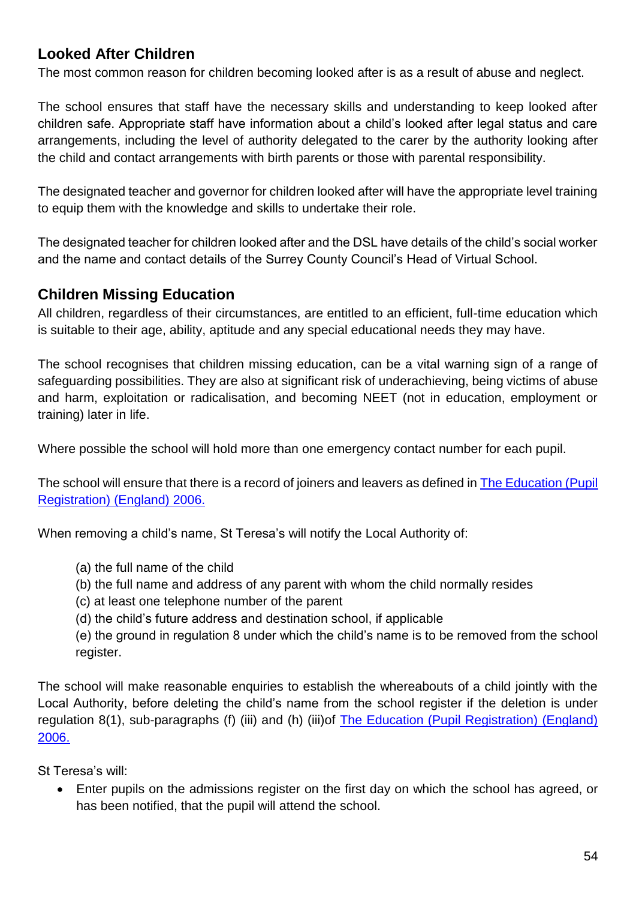## Looked After Children

The most common reason for children becoming looked after is as a result of abuse and neglect.

The school ensures that staff have the necessary skills and understanding to keep looked after children safe. Appropriate staff have information about a child's looked after legal status and care arrangements, including the level of authority delegated to the carer by the authority looking after the child and contact arrangements with birth parents or those with parental responsibility.

The designated teacher and governor for children looked after will have the appropriate level training to equip them with the knowledge and skills to undertake their role.

The designated teacher for children looked after and the DSL have details of the child's social worker and the name and contact details of the Surrey County Council's Head of Virtual School.

## Children Missing Education

All children, regardless of their circumstances, are entitled to an efficient, full-time education which is suitable to their age, ability, aptitude and any special educational needs they may have.

The school recognises that children missing education, can be a vital warning sign of a range of safeguarding possibilities. They are also at significant risk of underachieving, being victims of abuse and harm, exploitation or radicalisation, and becoming NEET (not in education, employment or training) later in life.

Where possible the school will hold more than one emergency contact number for each pupil.

The school will ensure that there is a record of joiners and leavers as defined in [The Education (Pupil Registration) (England) 2006.]()

When removing a child's name, St Teresa's will notify the Local Authority of:

(a) the full name of the child
(b) the full name and address of any parent with whom the child normally resides
(c) at least one telephone number of the parent
(d) the child's future address and destination school, if applicable
(e) the ground in regulation 8 under which the child's name is to be removed from the school register.

The school will make reasonable enquiries to establish the whereabouts of a child jointly with the Local Authority, before deleting the child's name from the school register if the deletion is under regulation 8(1), sub-paragraphs (f) (iii) and (h) (iii)of [The Education (Pupil Registration) (England) 2006.]()

St Teresa's will:

- Enter pupils on the admissions register on the first day on which the school has agreed, or has been notified, that the pupil will attend the school.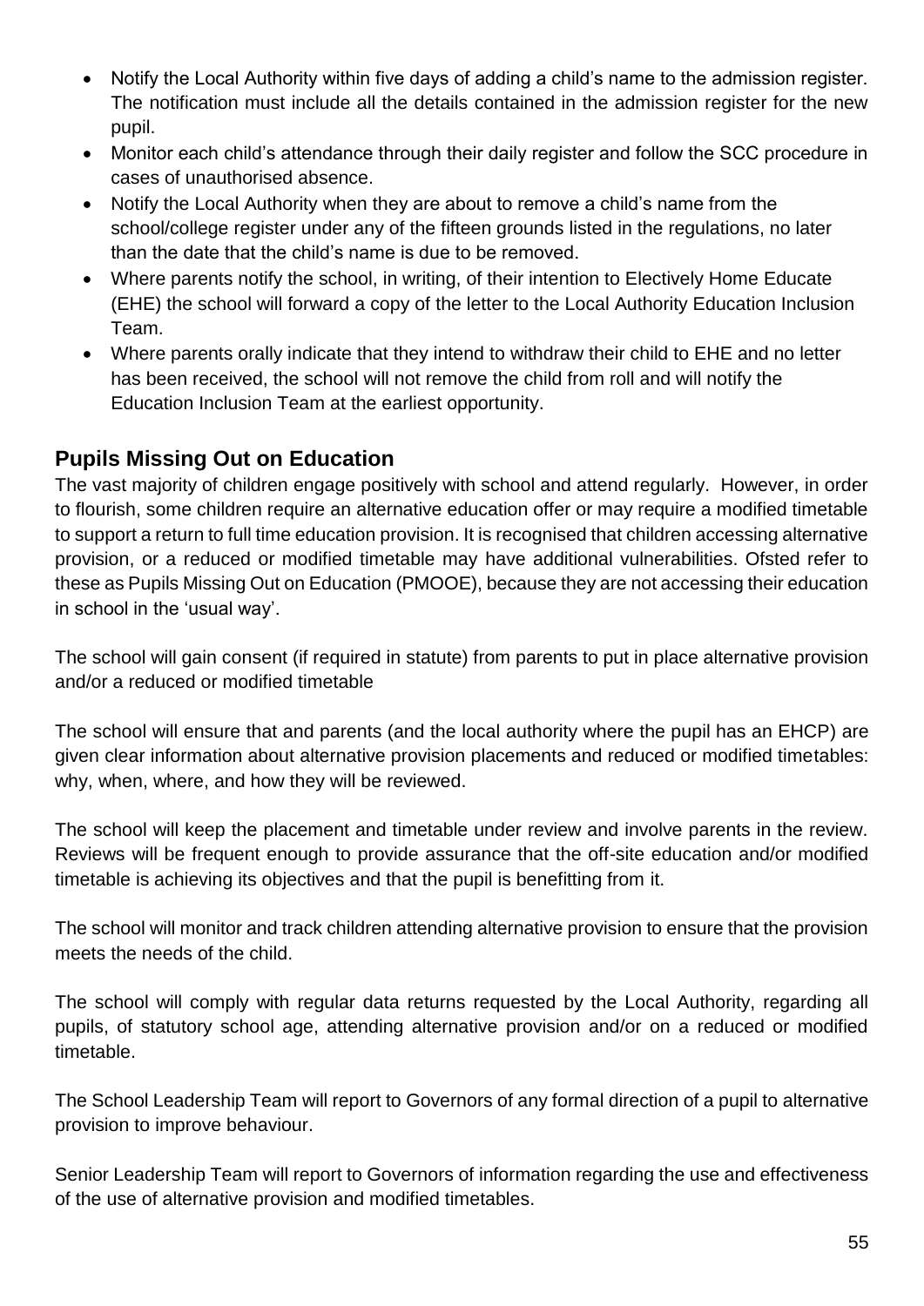- Notify the Local Authority within five days of adding a child's name to the admission register. The notification must include all the details contained in the admission register for the new pupil.
- Monitor each child's attendance through their daily register and follow the SCC procedure in cases of unauthorised absence.
- Notify the Local Authority when they are about to remove a child's name from the school/college register under any of the fifteen grounds listed in the regulations, no later than the date that the child's name is due to be removed.
- Where parents notify the school, in writing, of their intention to Electively Home Educate (EHE) the school will forward a copy of the letter to the Local Authority Education Inclusion Team.
- Where parents orally indicate that they intend to withdraw their child to EHE and no letter has been received, the school will not remove the child from roll and will notify the Education Inclusion Team at the earliest opportunity.

## Pupils Missing Out on Education

The vast majority of children engage positively with school and attend regularly. However, in order to flourish, some children require an alternative education offer or may require a modified timetable to support a return to full time education provision. It is recognised that children accessing alternative provision, or a reduced or modified timetable may have additional vulnerabilities. Ofsted refer to these as Pupils Missing Out on Education (PMOOE), because they are not accessing their education in school in the 'usual way'.

The school will gain consent (if required in statute) from parents to put in place alternative provision and/or a reduced or modified timetable

The school will ensure that and parents (and the local authority where the pupil has an EHCP) are given clear information about alternative provision placements and reduced or modified timetables: why, when, where, and how they will be reviewed.

The school will keep the placement and timetable under review and involve parents in the review. Reviews will be frequent enough to provide assurance that the off-site education and/or modified timetable is achieving its objectives and that the pupil is benefitting from it.

The school will monitor and track children attending alternative provision to ensure that the provision meets the needs of the child.

The school will comply with regular data returns requested by the Local Authority, regarding all pupils, of statutory school age, attending alternative provision and/or on a reduced or modified timetable.

The School Leadership Team will report to Governors of any formal direction of a pupil to alternative provision to improve behaviour.

Senior Leadership Team will report to Governors of information regarding the use and effectiveness of the use of alternative provision and modified timetables.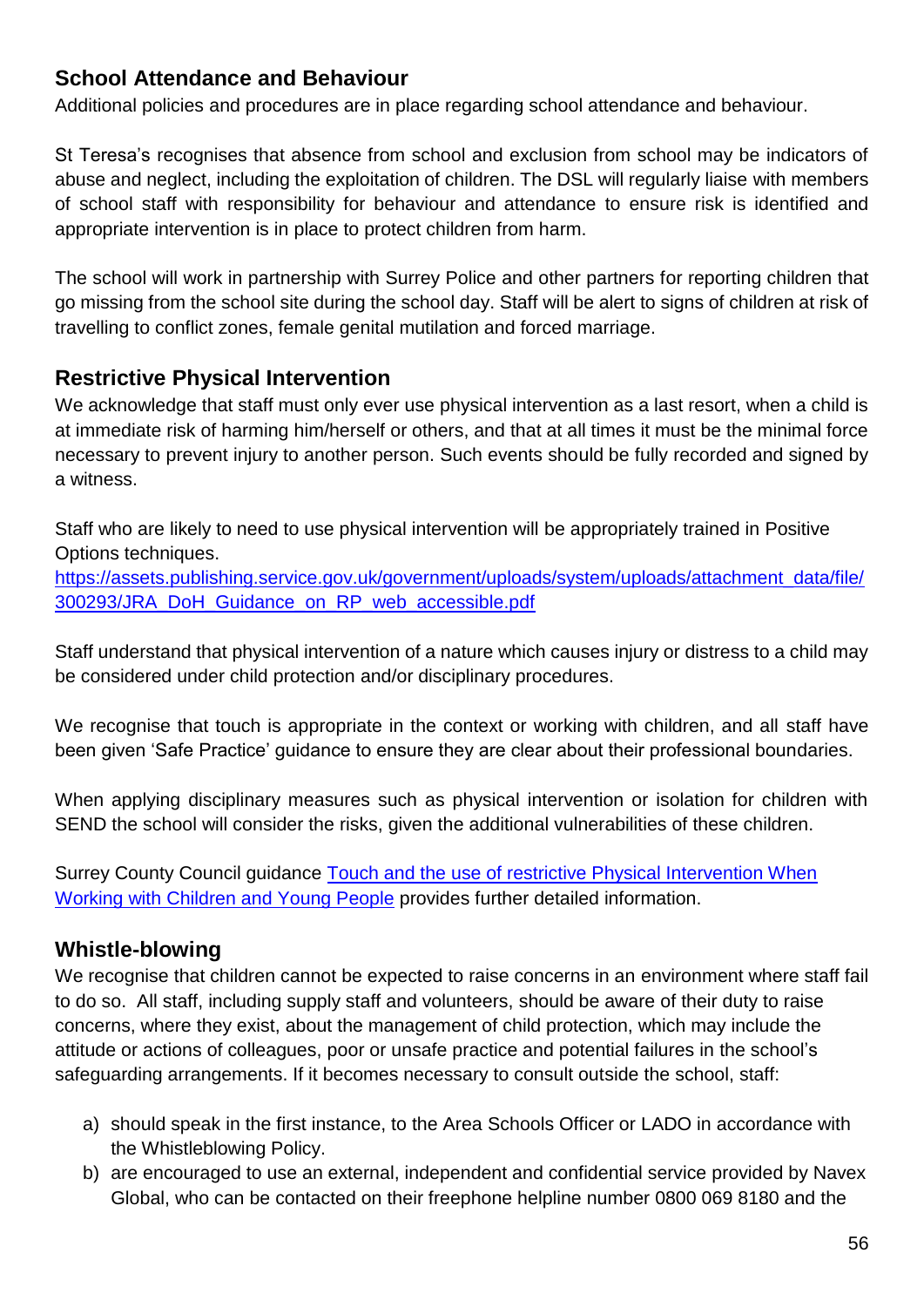## School Attendance and Behaviour

Additional policies and procedures are in place regarding school attendance and behaviour.

St Teresa's recognises that absence from school and exclusion from school may be indicators of abuse and neglect, including the exploitation of children. The DSL will regularly liaise with members of school staff with responsibility for behaviour and attendance to ensure risk is identified and appropriate intervention is in place to protect children from harm.

The school will work in partnership with Surrey Police and other partners for reporting children that go missing from the school site during the school day. Staff will be alert to signs of children at risk of travelling to conflict zones, female genital mutilation and forced marriage.

## Restrictive Physical Intervention

We acknowledge that staff must only ever use physical intervention as a last resort, when a child is at immediate risk of harming him/herself or others, and that at all times it must be the minimal force necessary to prevent injury to another person. Such events should be fully recorded and signed by a witness.

Staff who are likely to need to use physical intervention will be appropriately trained in Positive Options techniques.
[https://assets.publishing.service.gov.uk/government/uploads/system/uploads/attachment_data/file/300293/JRA_DoH_Guidance_on_RP_web_accessible.pdf](https://assets.publishing.service.gov.uk/government/uploads/system/uploads/attachment_data/file/300293/JRA_DoH_Guidance_on_RP_web_accessible.pdf)

Staff understand that physical intervention of a nature which causes injury or distress to a child may be considered under child protection and/or disciplinary procedures.

We recognise that touch is appropriate in the context or working with children, and all staff have been given 'Safe Practice' guidance to ensure they are clear about their professional boundaries.

When applying disciplinary measures such as physical intervention or isolation for children with SEND the school will consider the risks, given the additional vulnerabilities of these children.

Surrey County Council guidance Touch and the use of restrictive Physical Intervention When Working with Children and Young People provides further detailed information.

## Whistle-blowing

We recognise that children cannot be expected to raise concerns in an environment where staff fail to do so. All staff, including supply staff and volunteers, should be aware of their duty to raise concerns, where they exist, about the management of child protection, which may include the attitude or actions of colleagues, poor or unsafe practice and potential failures in the school's safeguarding arrangements. If it becomes necessary to consult outside the school, staff:

a) should speak in the first instance, to the Area Schools Officer or LADO in accordance with the Whistleblowing Policy.
b) are encouraged to use an external, independent and confidential service provided by Navex Global, who can be contacted on their freephone helpline number 0800 069 8180 and the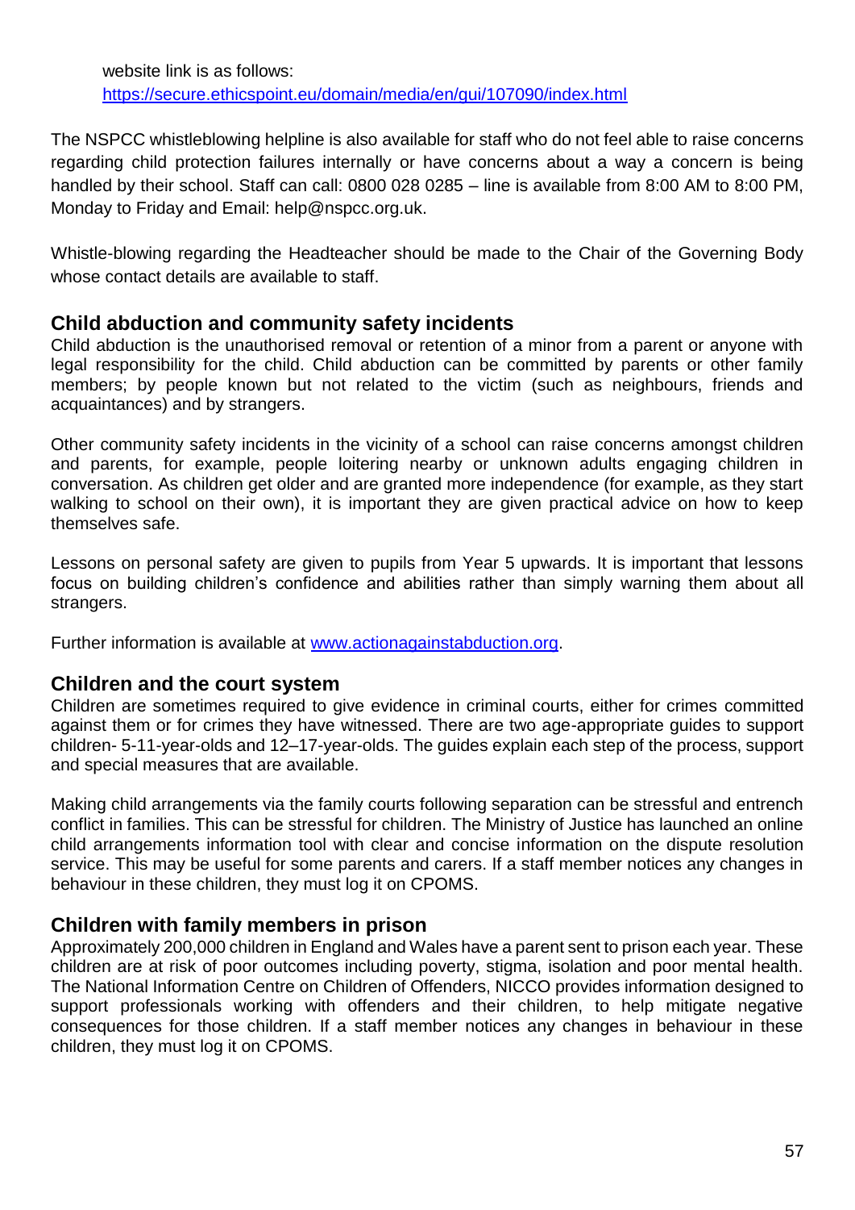website link is as follows: [https://secure.ethicspoint.eu/domain/media/en/gui/107090/index.html](https://secure.ethicspoint.eu/domain/media/en/gui/107090/index.html)

The NSPCC whistleblowing helpline is also available for staff who do not feel able to raise concerns regarding child protection failures internally or have concerns about a way a concern is being handled by their school. Staff can call: 0800 028 0285 – line is available from 8:00 AM to 8:00 PM, Monday to Friday and Email: help@nspcc.org.uk.

Whistle-blowing regarding the Headteacher should be made to the Chair of the Governing Body whose contact details are available to staff.

## Child abduction and community safety incidents

Child abduction is the unauthorised removal or retention of a minor from a parent or anyone with legal responsibility for the child. Child abduction can be committed by parents or other family members; by people known but not related to the victim (such as neighbours, friends and acquaintances) and by strangers.

Other community safety incidents in the vicinity of a school can raise concerns amongst children and parents, for example, people loitering nearby or unknown adults engaging children in conversation. As children get older and are granted more independence (for example, as they start walking to school on their own), it is important they are given practical advice on how to keep themselves safe.

Lessons on personal safety are given to pupils from Year 5 upwards. It is important that lessons focus on building children's confidence and abilities rather than simply warning them about all strangers.

Further information is available at [www.actionagainstabduction.org](www.actionagainstabduction.org).

## Children and the court system

Children are sometimes required to give evidence in criminal courts, either for crimes committed against them or for crimes they have witnessed. There are two age-appropriate guides to support children- 5-11-year-olds and 12–17-year-olds. The guides explain each step of the process, support and special measures that are available.

Making child arrangements via the family courts following separation can be stressful and entrench conflict in families. This can be stressful for children. The Ministry of Justice has launched an online child arrangements information tool with clear and concise information on the dispute resolution service. This may be useful for some parents and carers. If a staff member notices any changes in behaviour in these children, they must log it on CPOMS.

## Children with family members in prison

Approximately 200,000 children in England and Wales have a parent sent to prison each year. These children are at risk of poor outcomes including poverty, stigma, isolation and poor mental health. The National Information Centre on Children of Offenders, NICCO provides information designed to support professionals working with offenders and their children, to help mitigate negative consequences for those children. If a staff member notices any changes in behaviour in these children, they must log it on CPOMS.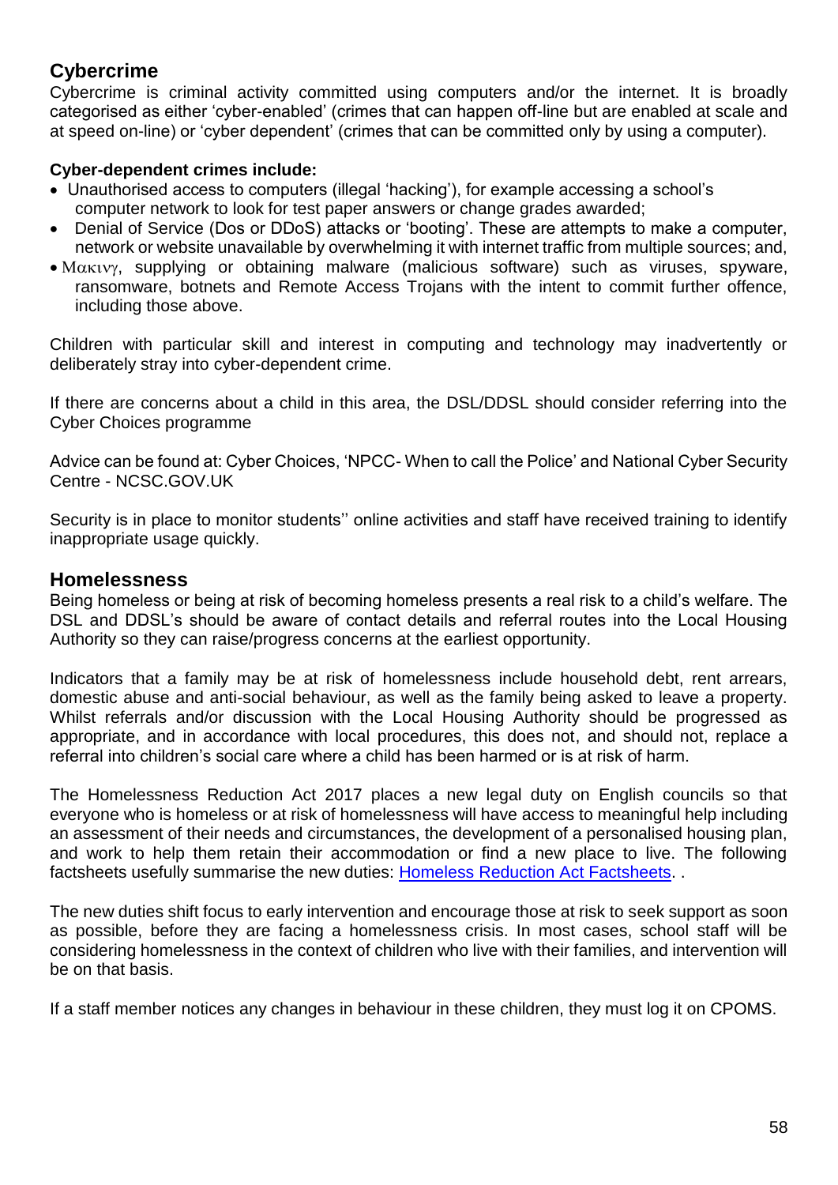## Cybercrime

Cybercrime is criminal activity committed using computers and/or the internet. It is broadly categorised as either 'cyber-enabled' (crimes that can happen off-line but are enabled at scale and at speed on-line) or 'cyber dependent' (crimes that can be committed only by using a computer).

**Cyber-dependent crimes include:**

- Unauthorised access to computers (illegal 'hacking'), for example accessing a school's computer network to look for test paper answers or change grades awarded;
- Denial of Service (Dos or DDoS) attacks or 'booting'. These are attempts to make a computer, network or website unavailable by overwhelming it with internet traffic from multiple sources; and,
- Μακινγ, supplying or obtaining malware (malicious software) such as viruses, spyware, ransomware, botnets and Remote Access Trojans with the intent to commit further offence, including those above.

Children with particular skill and interest in computing and technology may inadvertently or deliberately stray into cyber-dependent crime.

If there are concerns about a child in this area, the DSL/DDSL should consider referring into the Cyber Choices programme

Advice can be found at: Cyber Choices, 'NPCC- When to call the Police' and National Cyber Security Centre - NCSC.GOV.UK

Security is in place to monitor students'' online activities and staff have received training to identify inappropriate usage quickly.

## Homelessness

Being homeless or being at risk of becoming homeless presents a real risk to a child's welfare. The DSL and DDSL's should be aware of contact details and referral routes into the Local Housing Authority so they can raise/progress concerns at the earliest opportunity.

Indicators that a family may be at risk of homelessness include household debt, rent arrears, domestic abuse and anti-social behaviour, as well as the family being asked to leave a property. Whilst referrals and/or discussion with the Local Housing Authority should be progressed as appropriate, and in accordance with local procedures, this does not, and should not, replace a referral into children's social care where a child has been harmed or is at risk of harm.

The Homelessness Reduction Act 2017 places a new legal duty on English councils so that everyone who is homeless or at risk of homelessness will have access to meaningful help including an assessment of their needs and circumstances, the development of a personalised housing plan, and work to help them retain their accommodation or find a new place to live. The following factsheets usefully summarise the new duties: Homeless Reduction Act Factsheets. .

The new duties shift focus to early intervention and encourage those at risk to seek support as soon as possible, before they are facing a homelessness crisis. In most cases, school staff will be considering homelessness in the context of children who live with their families, and intervention will be on that basis.

If a staff member notices any changes in behaviour in these children, they must log it on CPOMS.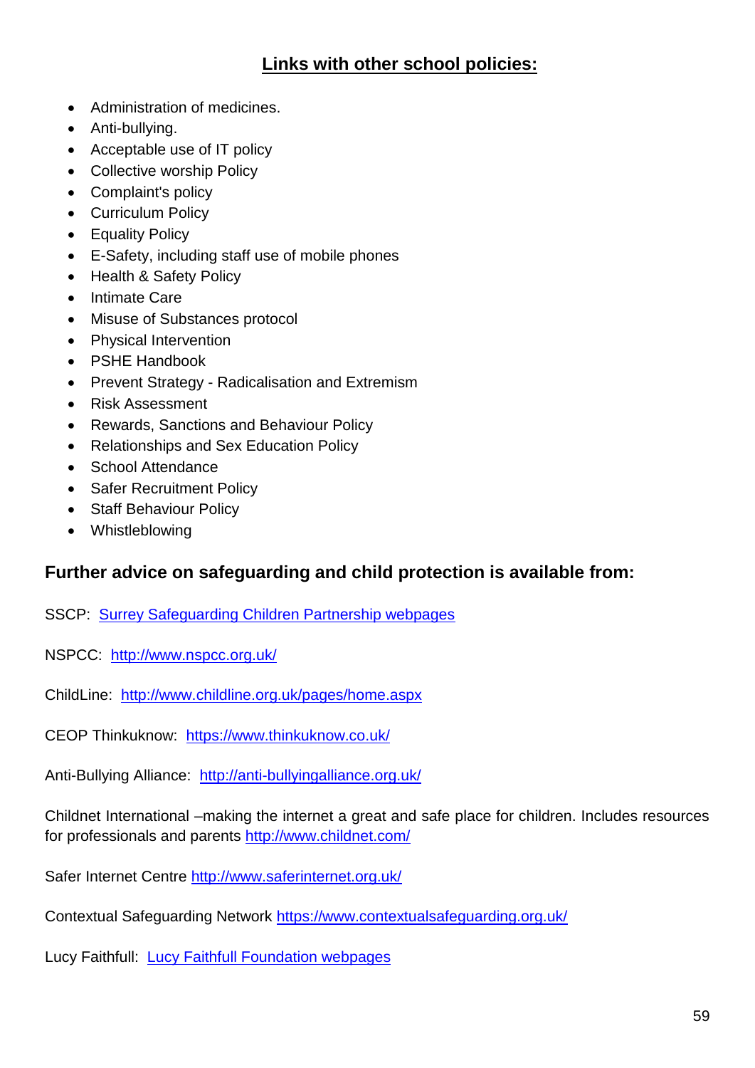## Links with other school policies:

- Administration of medicines.
- Anti-bullying.
- Acceptable use of IT policy
- Collective worship Policy
- Complaint's policy
- Curriculum Policy
- Equality Policy
- E-Safety, including staff use of mobile phones
- Health & Safety Policy
- Intimate Care
- Misuse of Substances protocol
- Physical Intervention
- PSHE Handbook
- Prevent Strategy - Radicalisation and Extremism
- Risk Assessment
- Rewards, Sanctions and Behaviour Policy
- Relationships and Sex Education Policy
- School Attendance
- Safer Recruitment Policy
- Staff Behaviour Policy
- Whistleblowing

### Further advice on safeguarding and child protection is available from:

SSCP: Surrey Safeguarding Children Partnership webpages

NSPCC: http://www.nspcc.org.uk/

ChildLine: http://www.childline.org.uk/pages/home.aspx

CEOP Thinkuknow: https://www.thinkuknow.co.uk/

Anti-Bullying Alliance: http://anti-bullyingalliance.org.uk/

Childnet International –making the internet a great and safe place for children. Includes resources for professionals and parents http://www.childnet.com/

Safer Internet Centre http://www.saferinternet.org.uk/

Contextual Safeguarding Network https://www.contextualsafeguarding.org.uk/

Lucy Faithfull: Lucy Faithfull Foundation webpages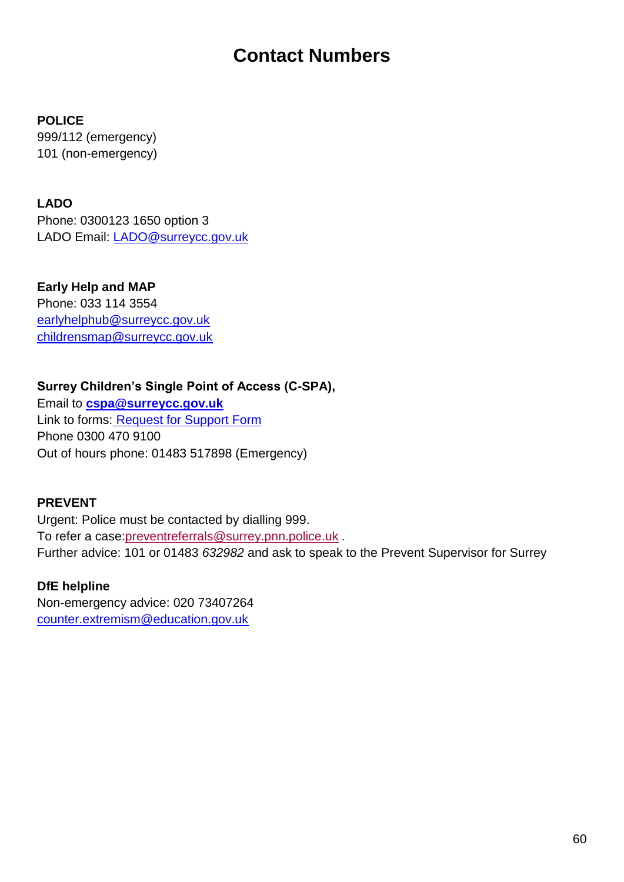# Contact Numbers

**POLICE**
999/112 (emergency)
101 (non-emergency)

**LADO**
Phone: 0300123 1650 option 3
LADO Email: LADO@surreycc.gov.uk

**Early Help and MAP**
Phone: 033 114 3554
earlyhelphub@surreycc.gov.uk
childrensmap@surreycc.gov.uk

**Surrey Children's Single Point of Access (C-SPA),**
Email to **cspa@surreycc.gov.uk**
Link to forms: Request for Support Form
Phone 0300 470 9100
Out of hours phone: 01483 517898 (Emergency)

**PREVENT**
Urgent: Police must be contacted by dialling 999.
To refer a case:preventreferrals@surrey.pnn.police.uk .
Further advice: 101 or 01483 *632982* and ask to speak to the Prevent Supervisor for Surrey

**DfE helpline**
Non-emergency advice: 020 73407264
counter.extremism@education.gov.uk